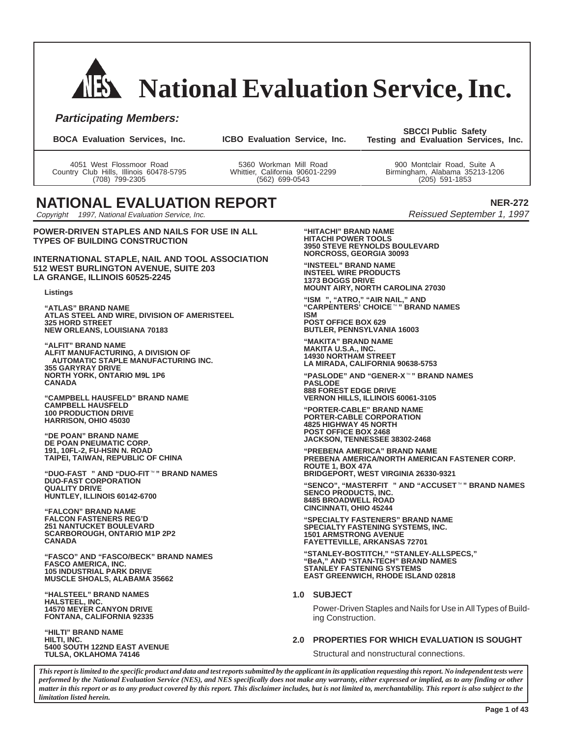# National Evaluation Service, Inc.

***Participating Members:***

| BOCA Evaluation Services, Inc. | ICBO Evaluation Service, Inc. | SBCCI Public Safety Testing and Evaluation Services, Inc. |
| --- | --- | --- |
| 4051 West Flossmoor Road<br>Country Club Hills, Illinois 60478-5795<br>(708) 799-2305 | 5360 Workman Mill Road<br>Whittier, California 90601-2299<br>(562) 699-0543 | 900 Montclair Road, Suite A<br>Birmingham, Alabama 35213-1206<br>(205) 591-1853 |

## NATIONAL EVALUATION REPORT

**NER-272**

*Copyright 1997, National Evaluation Service, Inc.*

*Reissued September 1, 1997*

**POWER-DRIVEN STAPLES AND NAILS FOR USE IN ALL TYPES OF BUILDING CONSTRUCTION**

**INTERNATIONAL STAPLE, NAIL AND TOOL ASSOCIATION**
**512 WEST BURLINGTON AVENUE, SUITE 203**
**LA GRANGE, ILLINOIS 60525-2245**

**Listings**

**"ATLAS" BRAND NAME**
**ATLAS STEEL AND WIRE, DIVISION OF AMERISTEEL**
**325 HORD STREET**
**NEW ORLEANS, LOUISIANA 70183**

**"ALFIT" BRAND NAME**
**ALFIT MANUFACTURING, A DIVISION OF AUTOMATIC STAPLE MANUFACTURING INC.**
**355 GARYRAY DRIVE**
**NORTH YORK, ONTARIO M9L 1P6**
**CANADA**

**"CAMPBELL HAUSFELD" BRAND NAME**
**CAMPBELL HAUSFELD**
**100 PRODUCTION DRIVE**
**HARRISON, OHIO 45030**

**"DE POAN" BRAND NAME**
**DE POAN PNEUMATIC CORP.**
**191, 10FL-2, FU-HSIN N. ROAD**
**TAIPEI, TAIWAN, REPUBLIC OF CHINA**

**"DUO-FAST " AND "DUO-FIT™" BRAND NAMES**
**DUO-FAST CORPORATION**
**QUALITY DRIVE**
**HUNTLEY, ILLINOIS 60142-6700**

**"FALCON" BRAND NAME**
**FALCON FASTENERS REG'D**
**251 NANTUCKET BOULEVARD**
**SCARBOROUGH, ONTARIO M1P 2P2**
**CANADA**

**"FASCO" AND "FASCO/BECK" BRAND NAMES**
**FASCO AMERICA, INC.**
**105 INDUSTRIAL PARK DRIVE**
**MUSCLE SHOALS, ALABAMA 35662**

**"HALSTEEL" BRAND NAMES**
**HALSTEEL, INC.**
**14570 MEYER CANYON DRIVE**
**FONTANA, CALIFORNIA 92335**

**"HILTI" BRAND NAME**
**HILTI, INC.**
**5400 SOUTH 122ND EAST AVENUE**
**TULSA, OKLAHOMA 74146**

**"HITACHI" BRAND NAME**
**HITACHI POWER TOOLS**
**3950 STEVE REYNOLDS BOULEVARD**
**NORCROSS, GEORGIA 30093**

**"INSTEEL" BRAND NAME**
**INSTEEL WIRE PRODUCTS**
**1373 BOGGS DRIVE**
**MOUNT AIRY, NORTH CAROLINA 27030**

**"ISM ", "ATRO," "AIR NAIL," AND "CARPENTERS' CHOICE™" BRAND NAMES**
**ISM**
**POST OFFICE BOX 629**
**BUTLER, PENNSYLVANIA 16003**

**"MAKITA" BRAND NAME**
**MAKITA U.S.A., INC.**
**14930 NORTHAM STREET**
**LA MIRADA, CALIFORNIA 90638-5753**

**"PASLODE" AND "GENER-X™" BRAND NAMES**
**PASLODE**
**888 FOREST EDGE DRIVE**
**VERNON HILLS, ILLINOIS 60061-3105**

**"PORTER-CABLE" BRAND NAME**
**PORTER-CABLE CORPORATION**
**4825 HIGHWAY 45 NORTH**
**POST OFFICE BOX 2468**
**JACKSON, TENNESSEE 38302-2468**

**"PREBENA AMERICA" BRAND NAME**
**PREBENA AMERICA/NORTH AMERICAN FASTENER CORP.**
**ROUTE 1, BOX 47A**
**BRIDGEPORT, WEST VIRGINIA 26330-9321**

**"SENCO", "MASTERFIT " AND "ACCUSET™" BRAND NAMES**
**SENCO PRODUCTS, INC.**
**8485 BROADWELL ROAD**
**CINCINNATI, OHIO 45244**

**"SPECIALTY FASTENERS" BRAND NAME**
**SPECIALTY FASTENING SYSTEMS, INC.**
**1501 ARMSTRONG AVENUE**
**FAYETTEVILLE, ARKANSAS 72701**

**"STANLEY-BOSTITCH," "STANLEY-ALLSPECS," "BeA," AND "STAN-TECH" BRAND NAMES**
**STANLEY FASTENING SYSTEMS**
**EAST GREENWICH, RHODE ISLAND 02818**

### 1.0 SUBJECT

Power-Driven Staples and Nails for Use in All Types of Building Construction.

### 2.0 PROPERTIES FOR WHICH EVALUATION IS SOUGHT

Structural and nonstructural connections.

***This report is limited to the specific product and data and test reports submitted by the applicant in its application requesting this report. No independent tests were performed by the National Evaluation Service (NES), and NES specifically does not make any warranty, either expressed or implied, as to any finding or other matter in this report or as to any product covered by this report. This disclaimer includes, but is not limited to, merchantability. This report is also subject to the limitation listed herein.***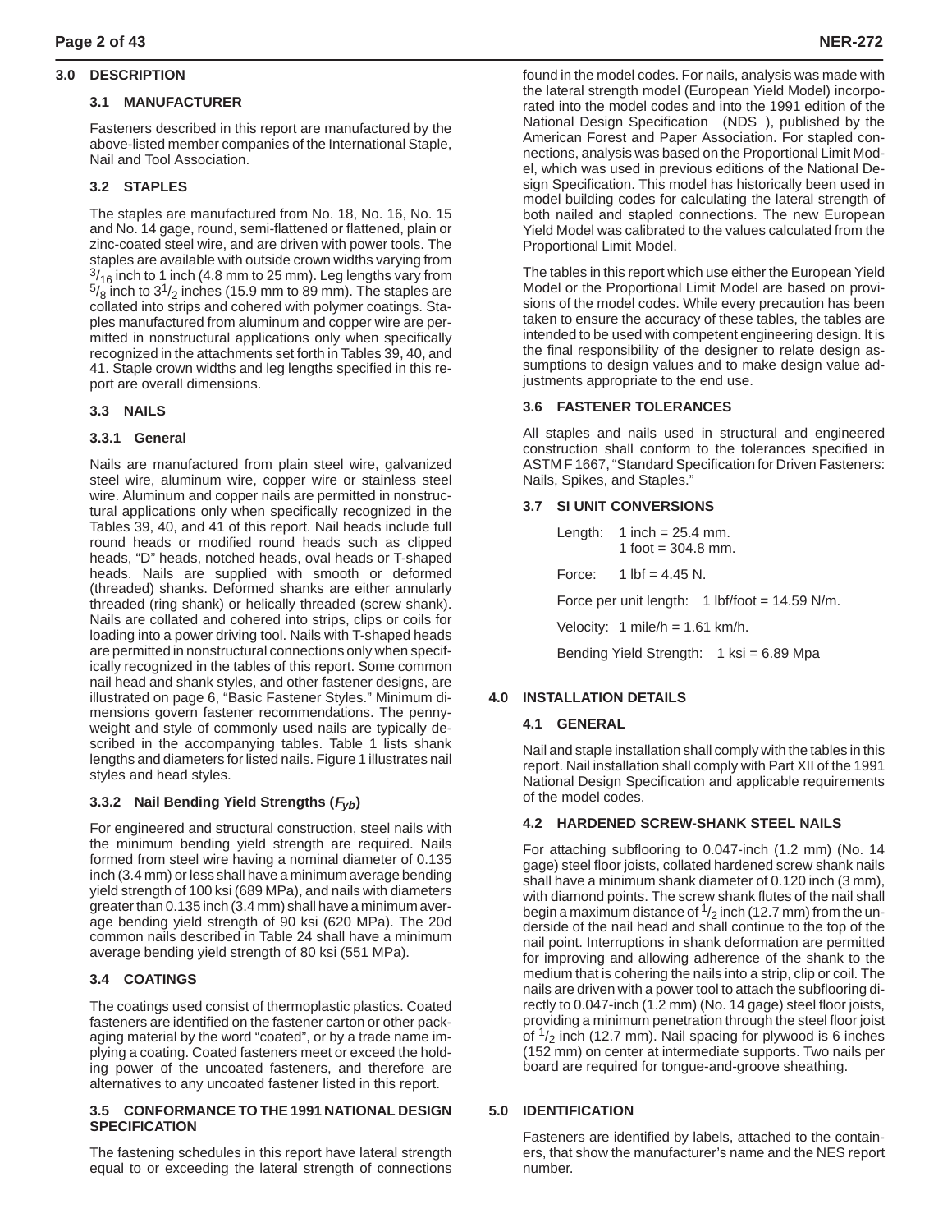## 3.0 DESCRIPTION

### 3.1 MANUFACTURER

Fasteners described in this report are manufactured by the above-listed member companies of the International Staple, Nail and Tool Association.

### 3.2 STAPLES

The staples are manufactured from No. 18, No. 16, No. 15 and No. 14 gage, round, semi-flattened or flattened, plain or zinc-coated steel wire, and are driven with power tools. The staples are available with outside crown widths varying from $^{3}/_{16}$ inch to 1 inch (4.8 mm to 25 mm). Leg lengths vary from $^{5}/_{8}$ inch to $3^{1}/_{2}$ inches (15.9 mm to 89 mm). The staples are collated into strips and cohered with polymer coatings. Staples manufactured from aluminum and copper wire are permitted in nonstructural applications only when specifically recognized in the attachments set forth in Tables 39, 40, and 41. Staple crown widths and leg lengths specified in this report are overall dimensions.

### 3.3 NAILS

#### 3.3.1 General

Nails are manufactured from plain steel wire, galvanized steel wire, aluminum wire, copper wire or stainless steel wire. Aluminum and copper nails are permitted in nonstructural applications only when specifically recognized in the Tables 39, 40, and 41 of this report. Nail heads include full round heads or modified round heads such as clipped heads, "D" heads, notched heads, oval heads or T-shaped heads. Nails are supplied with smooth or deformed (threaded) shanks. Deformed shanks are either annularly threaded (ring shank) or helically threaded (screw shank). Nails are collated and cohered into strips, clips or coils for loading into a power driving tool. Nails with T-shaped heads are permitted in nonstructural connections only when specifically recognized in the tables of this report. Some common nail head and shank styles, and other fastener designs, are illustrated on page 6, "Basic Fastener Styles." Minimum dimensions govern fastener recommendations. The pennyweight and style of commonly used nails are typically described in the accompanying tables. Table 1 lists shank lengths and diameters for listed nails. Figure 1 illustrates nail styles and head styles.

#### 3.3.2 Nail Bending Yield Strengths ($F_{yb}$)

For engineered and structural construction, steel nails with the minimum bending yield strength are required. Nails formed from steel wire having a nominal diameter of 0.135 inch (3.4 mm) or less shall have a minimum average bending yield strength of 100 ksi (689 MPa), and nails with diameters greater than 0.135 inch (3.4 mm) shall have a minimum average bending yield strength of 90 ksi (620 MPa). The 20d common nails described in Table 24 shall have a minimum average bending yield strength of 80 ksi (551 MPa).

### 3.4 COATINGS

The coatings used consist of thermoplastic plastics. Coated fasteners are identified on the fastener carton or other packaging material by the word "coated", or by a trade name implying a coating. Coated fasteners meet or exceed the holding power of the uncoated fasteners, and therefore are alternatives to any uncoated fastener listed in this report.

### 3.5 CONFORMANCE TO THE 1991 NATIONAL DESIGN SPECIFICATION

The fastening schedules in this report have lateral strength equal to or exceeding the lateral strength of connections found in the model codes. For nails, analysis was made with the lateral strength model (European Yield Model) incorporated into the model codes and into the 1991 edition of the National Design Specification (NDS), published by the American Forest and Paper Association. For stapled connections, analysis was based on the Proportional Limit Model, which was used in previous editions of the National Design Specification. This model has historically been used in model building codes for calculating the lateral strength of both nailed and stapled connections. The new European Yield Model was calibrated to the values calculated from the Proportional Limit Model.

The tables in this report which use either the European Yield Model or the Proportional Limit Model are based on provisions of the model codes. While every precaution has been taken to ensure the accuracy of these tables, the tables are intended to be used with competent engineering design. It is the final responsibility of the designer to relate design assumptions to design values and to make design value adjustments appropriate to the end use.

### 3.6 FASTENER TOLERANCES

All staples and nails used in structural and engineered construction shall conform to the tolerances specified in ASTM F 1667, "Standard Specification for Driven Fasteners: Nails, Spikes, and Staples."

### 3.7 SI UNIT CONVERSIONS

Length: 1 inch = 25.4 mm.
1 foot = 304.8 mm.

Force: 1 lbf = 4.45 N.

Force per unit length: 1 lbf/foot = 14.59 N/m.

Velocity: 1 mile/h = 1.61 km/h.

Bending Yield Strength: 1 ksi = 6.89 Mpa

## 4.0 INSTALLATION DETAILS

### 4.1 GENERAL

Nail and staple installation shall comply with the tables in this report. Nail installation shall comply with Part XII of the 1991 National Design Specification and applicable requirements of the model codes.

### 4.2 HARDENED SCREW-SHANK STEEL NAILS

For attaching subflooring to 0.047-inch (1.2 mm) (No. 14 gage) steel floor joists, collated hardened screw shank nails shall have a minimum shank diameter of 0.120 inch (3 mm), with diamond points. The screw shank flutes of the nail shall begin a maximum distance of $^{1}/_{2}$ inch (12.7 mm) from the underside of the nail head and shall continue to the top of the nail point. Interruptions in shank deformation are permitted for improving and allowing adherence of the shank to the medium that is cohering the nails into a strip, clip or coil. The nails are driven with a power tool to attach the subflooring directly to 0.047-inch (1.2 mm) (No. 14 gage) steel floor joists, providing a minimum penetration through the steel floor joist of $^{1}/_{2}$ inch (12.7 mm). Nail spacing for plywood is 6 inches (152 mm) on center at intermediate supports. Two nails per board are required for tongue-and-groove sheathing.

## 5.0 IDENTIFICATION

Fasteners are identified by labels, attached to the containers, that show the manufacturer's name and the NES report number.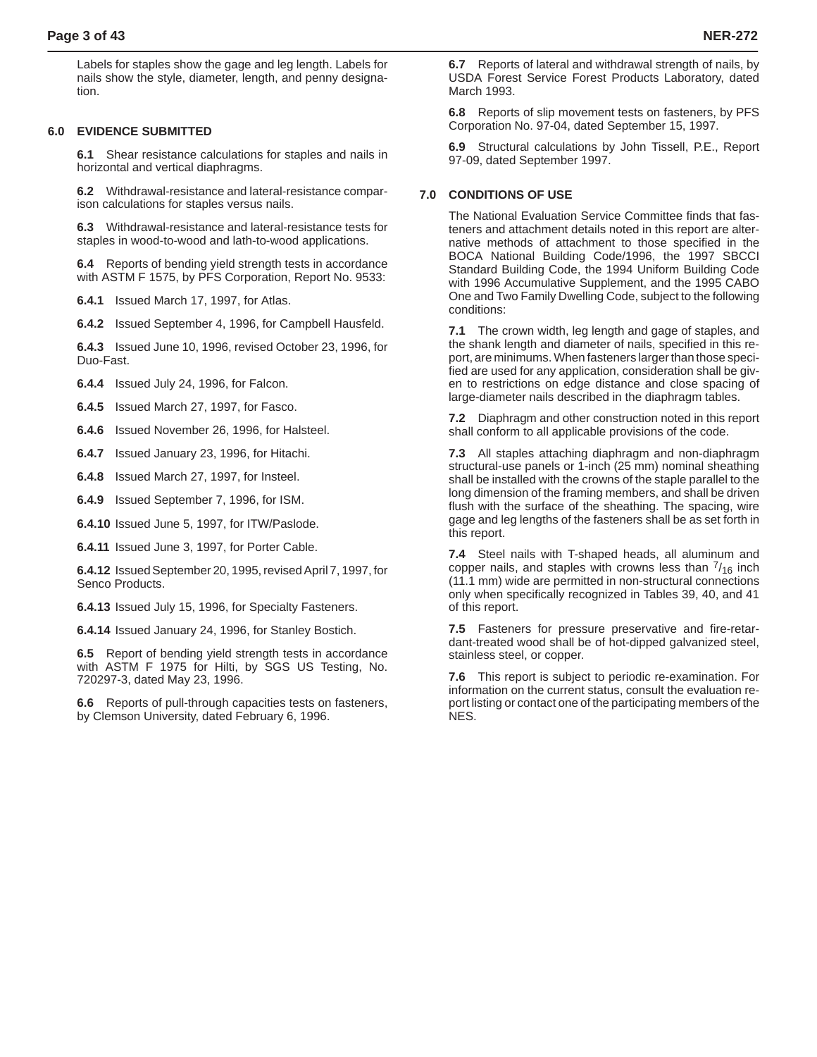Labels for staples show the gage and leg length. Labels for nails show the style, diameter, length, and penny designation.

## 6.0 EVIDENCE SUBMITTED

**6.1** Shear resistance calculations for staples and nails in horizontal and vertical diaphragms.

**6.2** Withdrawal-resistance and lateral-resistance comparison calculations for staples versus nails.

**6.3** Withdrawal-resistance and lateral-resistance tests for staples in wood-to-wood and lath-to-wood applications.

**6.4** Reports of bending yield strength tests in accordance with ASTM F 1575, by PFS Corporation, Report No. 9533:

**6.4.1** Issued March 17, 1997, for Atlas.

**6.4.2** Issued September 4, 1996, for Campbell Hausfeld.

**6.4.3** Issued June 10, 1996, revised October 23, 1996, for Duo-Fast.

**6.4.4** Issued July 24, 1996, for Falcon.

**6.4.5** Issued March 27, 1997, for Fasco.

**6.4.6** Issued November 26, 1996, for Halsteel.

**6.4.7** Issued January 23, 1996, for Hitachi.

**6.4.8** Issued March 27, 1997, for Insteel.

**6.4.9** Issued September 7, 1996, for ISM.

**6.4.10** Issued June 5, 1997, for ITW/Paslode.

**6.4.11** Issued June 3, 1997, for Porter Cable.

**6.4.12** Issued September 20, 1995, revised April 7, 1997, for Senco Products.

**6.4.13** Issued July 15, 1996, for Specialty Fasteners.

**6.4.14** Issued January 24, 1996, for Stanley Bostich.

**6.5** Report of bending yield strength tests in accordance with ASTM F 1975 for Hilti, by SGS US Testing, No. 720297-3, dated May 23, 1996.

**6.6** Reports of pull-through capacities tests on fasteners, by Clemson University, dated February 6, 1996.

**6.7** Reports of lateral and withdrawal strength of nails, by USDA Forest Service Forest Products Laboratory, dated March 1993.

**6.8** Reports of slip movement tests on fasteners, by PFS Corporation No. 97-04, dated September 15, 1997.

**6.9** Structural calculations by John Tissell, P.E., Report 97-09, dated September 1997.

## 7.0 CONDITIONS OF USE

The National Evaluation Service Committee finds that fasteners and attachment details noted in this report are alternative methods of attachment to those specified in the BOCA National Building Code/1996, the 1997 SBCCI Standard Building Code, the 1994 Uniform Building Code with 1996 Accumulative Supplement, and the 1995 CABO One and Two Family Dwelling Code, subject to the following conditions:

**7.1** The crown width, leg length and gage of staples, and the shank length and diameter of nails, specified in this report, are minimums. When fasteners larger than those specified are used for any application, consideration shall be given to restrictions on edge distance and close spacing of large-diameter nails described in the diaphragm tables.

**7.2** Diaphragm and other construction noted in this report shall conform to all applicable provisions of the code.

**7.3** All staples attaching diaphragm and non-diaphragm structural-use panels or 1-inch (25 mm) nominal sheathing shall be installed with the crowns of the staple parallel to the long dimension of the framing members, and shall be driven flush with the surface of the sheathing. The spacing, wire gage and leg lengths of the fasteners shall be as set forth in this report.

**7.4** Steel nails with T-shaped heads, all aluminum and copper nails, and staples with crowns less than $^{7}/_{16}$ inch (11.1 mm) wide are permitted in non-structural connections only when specifically recognized in Tables 39, 40, and 41 of this report.

**7.5** Fasteners for pressure preservative and fire-retardant-treated wood shall be of hot-dipped galvanized steel, stainless steel, or copper.

**7.6** This report is subject to periodic re-examination. For information on the current status, consult the evaluation report listing or contact one of the participating members of the NES.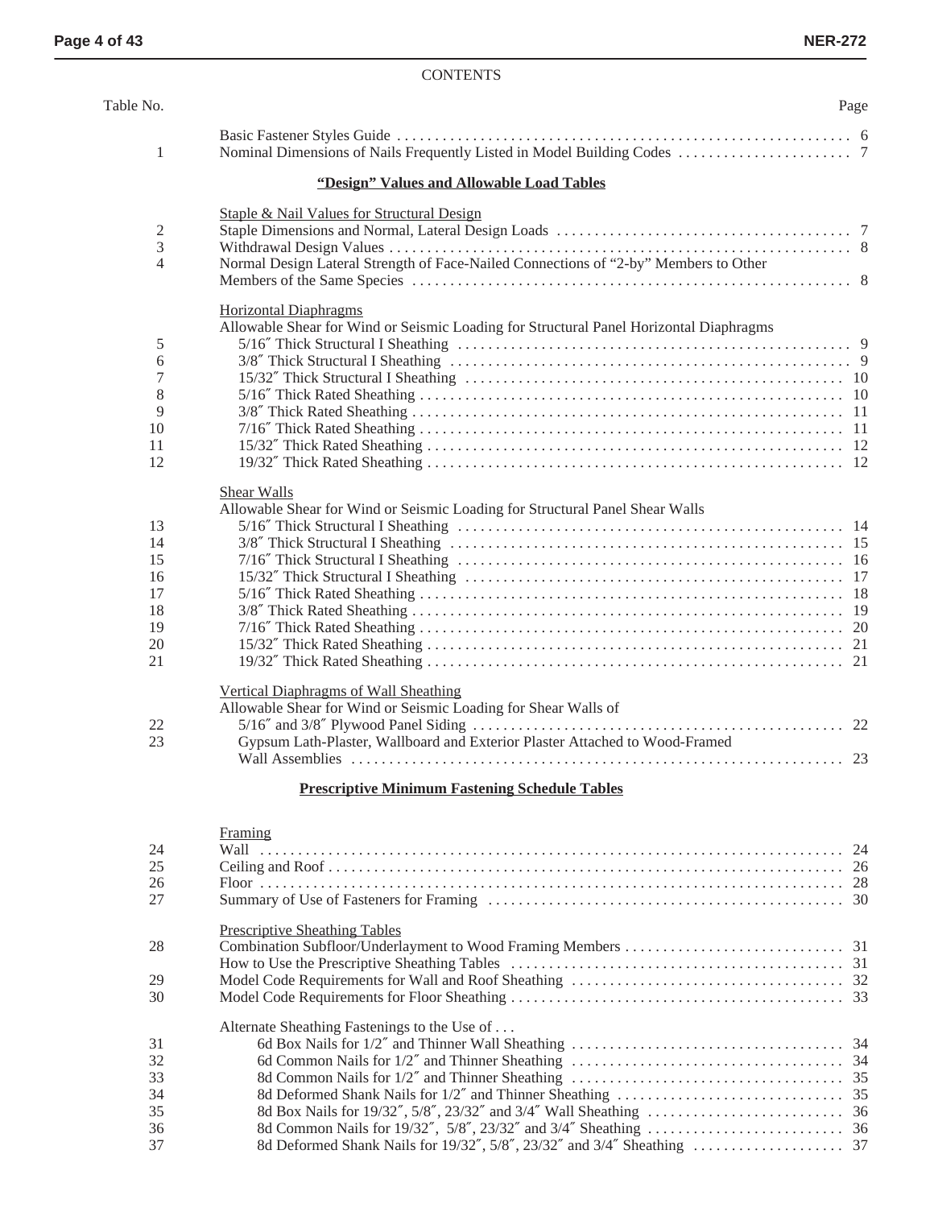CONTENTS

| Table No. | | Page |
|---|---|---|
| | Basic Fastener Styles Guide | 6 |
| 1 | Nominal Dimensions of Nails Frequently Listed in Model Building Codes | 7 |
| | **"Design" Values and Allowable Load Tables** | |
| | Staple & Nail Values for Structural Design | |
| 2 | Staple Dimensions and Normal, Lateral Design Loads | 7 |
| 3 | Withdrawal Design Values | 8 |
| 4 | Normal Design Lateral Strength of Face-Nailed Connections of "2-by" Members to Other Members of the Same Species | 8 |
| | Horizontal Diaphragms | |
| | Allowable Shear for Wind or Seismic Loading for Structural Panel Horizontal Diaphragms | |
| 5 | 5/16″ Thick Structural I Sheathing | 9 |
| 6 | 3/8″ Thick Structural I Sheathing | 9 |
| 7 | 15/32″ Thick Structural I Sheathing | 10 |
| 8 | 5/16″ Thick Rated Sheathing | 10 |
| 9 | 3/8″ Thick Rated Sheathing | 11 |
| 10 | 7/16″ Thick Rated Sheathing | 11 |
| 11 | 15/32″ Thick Rated Sheathing | 12 |
| 12 | 19/32″ Thick Rated Sheathing | 12 |
| | Shear Walls | |
| | Allowable Shear for Wind or Seismic Loading for Structural Panel Shear Walls | |
| 13 | 5/16″ Thick Structural I Sheathing | 14 |
| 14 | 3/8″ Thick Structural I Sheathing | 15 |
| 15 | 7/16″ Thick Structural I Sheathing | 16 |
| 16 | 15/32″ Thick Structural I Sheathing | 17 |
| 17 | 5/16″ Thick Rated Sheathing | 18 |
| 18 | 3/8″ Thick Rated Sheathing | 19 |
| 19 | 7/16″ Thick Rated Sheathing | 20 |
| 20 | 15/32″ Thick Rated Sheathing | 21 |
| 21 | 19/32″ Thick Rated Sheathing | 21 |
| | Vertical Diaphragms of Wall Sheathing | |
| | Allowable Shear for Wind or Seismic Loading for Shear Walls of | |
| 22 | 5/16″ and 3/8″ Plywood Panel Siding | 22 |
| 23 | Gypsum Lath-Plaster, Wallboard and Exterior Plaster Attached to Wood-Framed Wall Assemblies | 23 |
| | **Prescriptive Minimum Fastening Schedule Tables** | |
| | Framing | |
| 24 | Wall | 24 |
| 25 | Ceiling and Roof | 26 |
| 26 | Floor | 28 |
| 27 | Summary of Use of Fasteners for Framing | 30 |
| | Prescriptive Sheathing Tables | |
| 28 | Combination Subfloor/Underlayment to Wood Framing Members | 31 |
| | How to Use the Prescriptive Sheathing Tables | 31 |
| 29 | Model Code Requirements for Wall and Roof Sheathing | 32 |
| 30 | Model Code Requirements for Floor Sheathing | 33 |
| | Alternate Sheathing Fastenings to the Use of . . . | |
| 31 | 6d Box Nails for 1/2″ and Thinner Wall Sheathing | 34 |
| 32 | 6d Common Nails for 1/2″ and Thinner Sheathing | 34 |
| 33 | 8d Common Nails for 1/2″ and Thinner Sheathing | 35 |
| 34 | 8d Deformed Shank Nails for 1/2″ and Thinner Sheathing | 35 |
| 35 | 8d Box Nails for 19/32″, 5/8″, 23/32″ and 3/4″ Wall Sheathing | 36 |
| 36 | 8d Common Nails for 19/32″, 5/8″, 23/32″ and 3/4″ Sheathing | 36 |
| 37 | 8d Deformed Shank Nails for 19/32″, 5/8″, 23/32″ and 3/4″ Sheathing | 37 |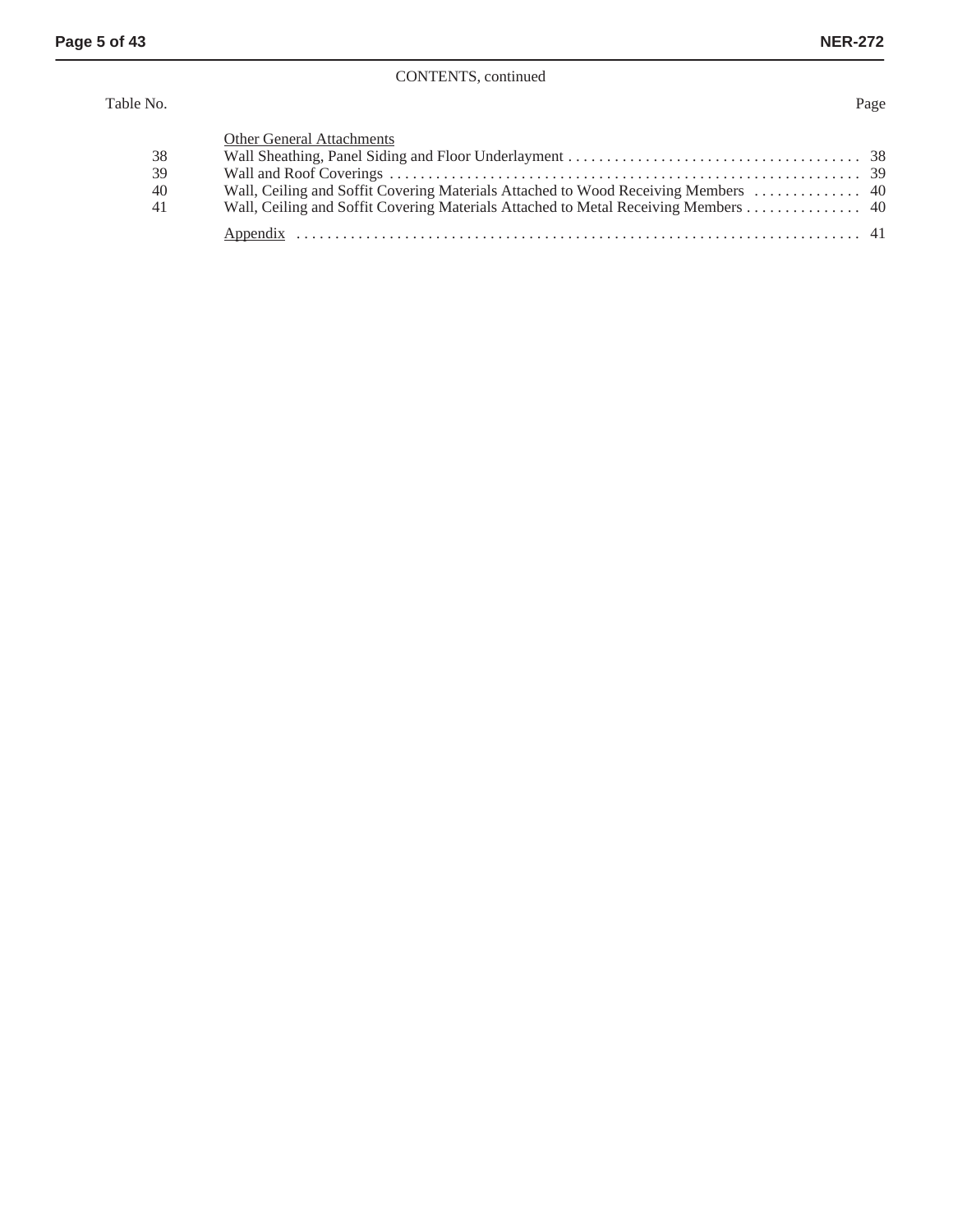CONTENTS, continued

| Table No. | | Page |
|---|---|---|
| | Other General Attachments | |
| 38 | Wall Sheathing, Panel Siding and Floor Underlayment | 38 |
| 39 | Wall and Roof Coverings | 39 |
| 40 | Wall, Ceiling and Soffit Covering Materials Attached to Wood Receiving Members | 40 |
| 41 | Wall, Ceiling and Soffit Covering Materials Attached to Metal Receiving Members | 40 |
| | Appendix | 41 |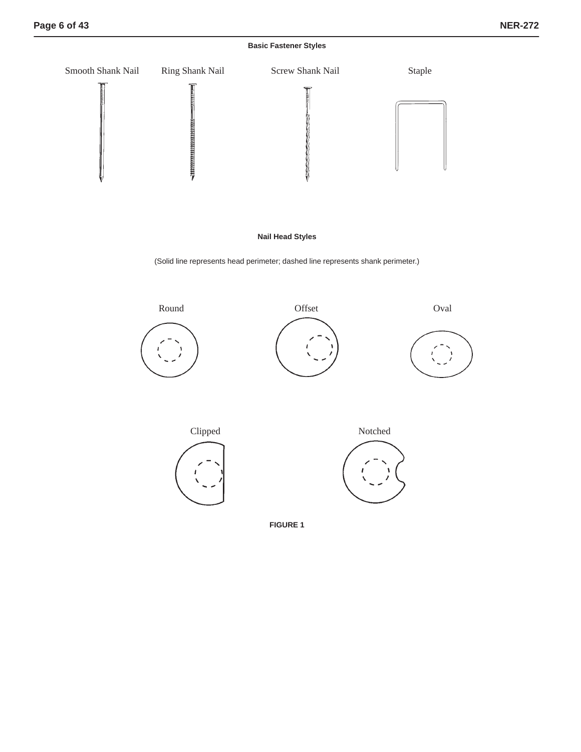**Basic Fastener Styles**

Smooth Shank Nail Ring Shank Nail Screw Shank Nail Staple

**Nail Head Styles**

(Solid line represents head perimeter; dashed line represents shank perimeter.)

Round Offset Oval

Clipped Notched

**FIGURE 1**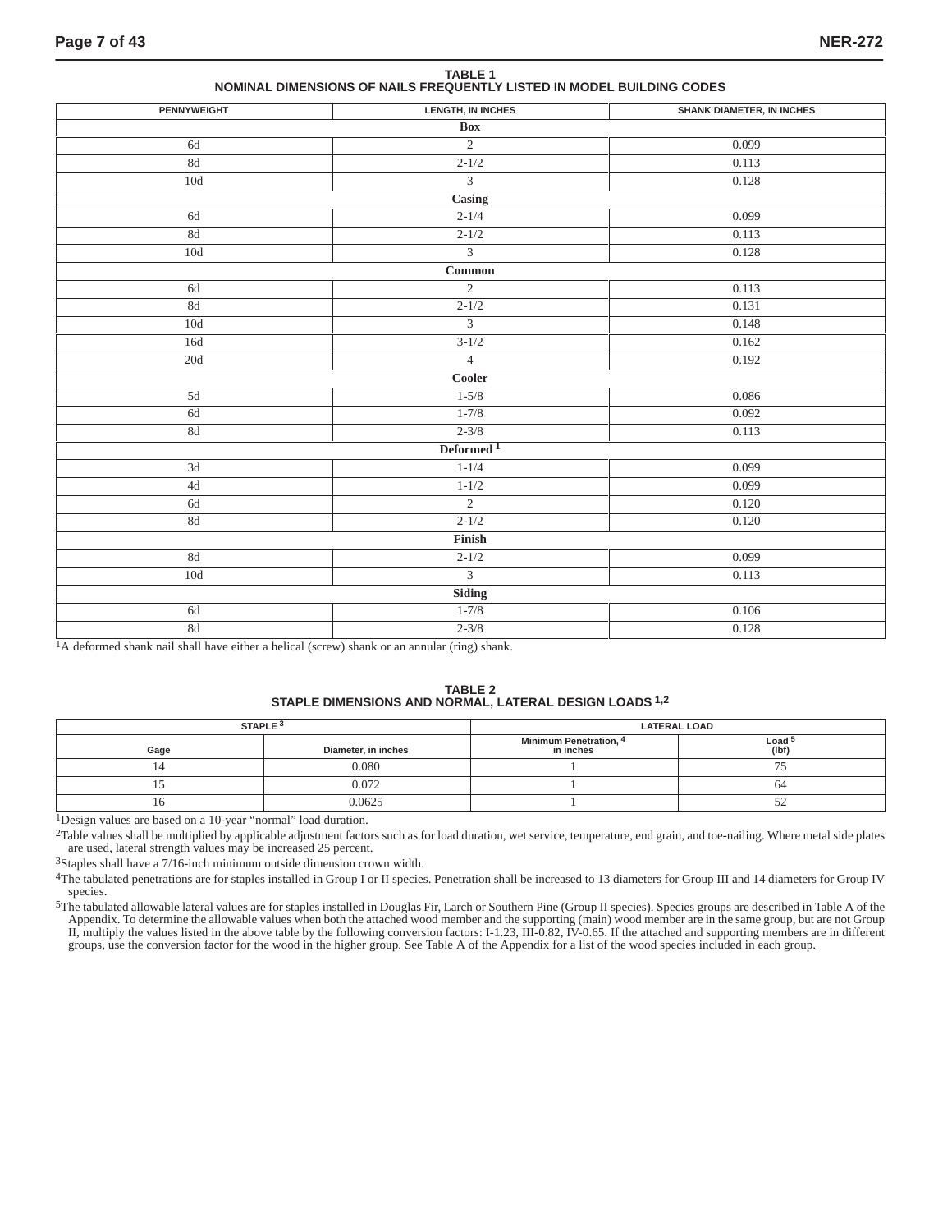**TABLE 1**
**NOMINAL DIMENSIONS OF NAILS FREQUENTLY LISTED IN MODEL BUILDING CODES**

| PENNYWEIGHT | LENGTH, IN INCHES | SHANK DIAMETER, IN INCHES |
|---|---|---|
| **Box** | | |
| 6d | 2 | 0.099 |
| 8d | 2-1/2 | 0.113 |
| 10d | 3 | 0.128 |
| **Casing** | | |
| 6d | 2-1/4 | 0.099 |
| 8d | 2-1/2 | 0.113 |
| 10d | 3 | 0.128 |
| **Common** | | |
| 6d | 2 | 0.113 |
| 8d | 2-1/2 | 0.131 |
| 10d | 3 | 0.148 |
| 16d | 3-1/2 | 0.162 |
| 20d | 4 | 0.192 |
| **Cooler** | | |
| 5d | 1-5/8 | 0.086 |
| 6d | 1-7/8 | 0.092 |
| 8d | 2-3/8 | 0.113 |
| **Deformed** [1] | | |
| 3d | 1-1/4 | 0.099 |
| 4d | 1-1/2 | 0.099 |
| 6d | 2 | 0.120 |
| 8d | 2-1/2 | 0.120 |
| **Finish** | | |
| 8d | 2-1/2 | 0.099 |
| 10d | 3 | 0.113 |
| **Siding** | | |
| 6d | 1-7/8 | 0.106 |
| 8d | 2-3/8 | 0.128 |

[1]A deformed shank nail shall have either a helical (screw) shank or an annular (ring) shank.

**TABLE 2**
**STAPLE DIMENSIONS AND NORMAL, LATERAL DESIGN LOADS** [1,2]

| STAPLE [3] | | LATERAL LOAD | |
|---|---|---|---|
| Gage | Diameter, in inches | Minimum Penetration, [4] in inches | Load [5] (lbf) |
| 14 | 0.080 | 1 | 75 |
| 15 | 0.072 | 1 | 64 |
| 16 | 0.0625 | 1 | 52 |

[1]Design values are based on a 10-year "normal" load duration.

[2]Table values shall be multiplied by applicable adjustment factors such as for load duration, wet service, temperature, end grain, and toe-nailing. Where metal side plates are used, lateral strength values may be increased 25 percent.

[3]Staples shall have a 7/16-inch minimum outside dimension crown width.

[4]The tabulated penetrations are for staples installed in Group I or II species. Penetration shall be increased to 13 diameters for Group III and 14 diameters for Group IV species.

[5]The tabulated allowable lateral values are for staples installed in Douglas Fir, Larch or Southern Pine (Group II species). Species groups are described in Table A of the Appendix. To determine the allowable values when both the attached wood member and the supporting (main) wood member are in the same group, but are not Group II, multiply the values listed in the above table by the following conversion factors: I-1.23, III-0.82, IV-0.65. If the attached and supporting members are in different groups, use the conversion factor for the wood in the higher group. See Table A of the Appendix for a list of the wood species included in each group.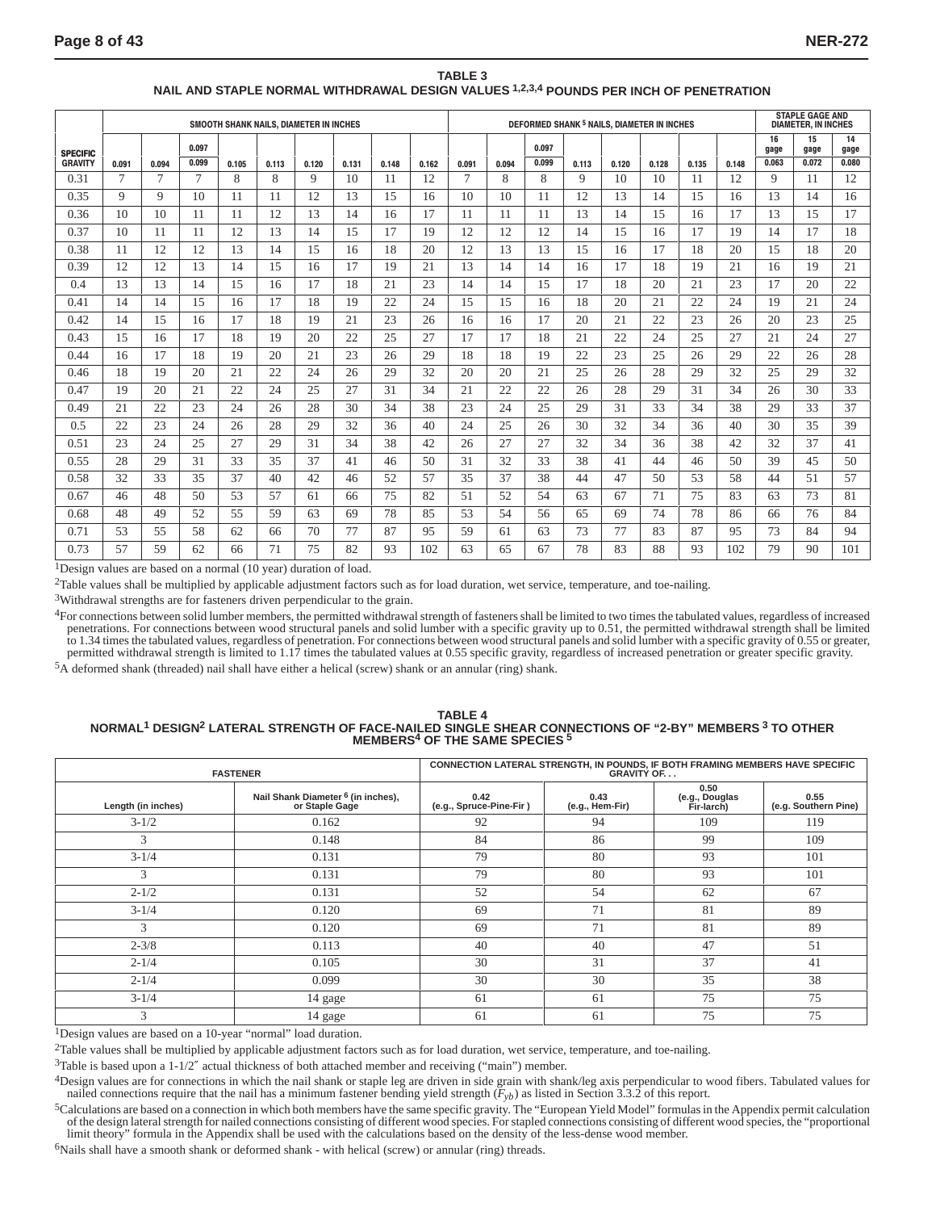**TABLE 3**
**NAIL AND STAPLE NORMAL WITHDRAWAL DESIGN VALUES [1,2,3,4] POUNDS PER INCH OF PENETRATION**

| SPECIFIC GRAVITY | SMOOTH SHANK NAILS, DIAMETER IN INCHES | | | | | | | | | DEFORMED SHANK [5] NAILS, DIAMETER IN INCHES | | | | | | | | | STAPLE GAGE AND DIAMETER, IN INCHES | | |
|---|---|---|---|---|---|---|---|---|---|---|---|---|---|---|---|---|---|---|---|---|---|
| | 0.091 | 0.094 | 0.097 0.099 | 0.105 | 0.113 | 0.120 | 0.131 | 0.148 | 0.162 | 0.091 | 0.094 | 0.097 0.099 | 0.113 | 0.120 | 0.128 | 0.135 | 0.148 | 16 gage 0.063 | 15 gage 0.072 | 14 gage 0.080 |
| 0.31 | 7 | 7 | 7 | 8 | 8 | 9 | 10 | 11 | 12 | 7 | 8 | 8 | 9 | 10 | 10 | 11 | 12 | 9 | 11 | 12 |
| 0.35 | 9 | 9 | 10 | 11 | 11 | 12 | 13 | 15 | 16 | 10 | 10 | 11 | 12 | 13 | 14 | 15 | 16 | 13 | 14 | 16 |
| 0.36 | 10 | 10 | 11 | 11 | 12 | 13 | 14 | 16 | 17 | 11 | 11 | 11 | 13 | 14 | 15 | 16 | 17 | 13 | 15 | 17 |
| 0.37 | 10 | 11 | 11 | 12 | 13 | 14 | 15 | 17 | 19 | 12 | 12 | 12 | 14 | 15 | 16 | 17 | 19 | 14 | 17 | 18 |
| 0.38 | 11 | 12 | 12 | 13 | 14 | 15 | 16 | 18 | 20 | 12 | 13 | 13 | 15 | 16 | 17 | 18 | 20 | 15 | 18 | 20 |
| 0.39 | 12 | 12 | 13 | 14 | 15 | 16 | 17 | 19 | 21 | 13 | 14 | 14 | 16 | 17 | 18 | 19 | 21 | 16 | 19 | 21 |
| 0.4 | 13 | 13 | 14 | 15 | 16 | 17 | 18 | 21 | 23 | 14 | 14 | 15 | 17 | 18 | 20 | 21 | 23 | 17 | 20 | 22 |
| 0.41 | 14 | 14 | 15 | 16 | 17 | 18 | 19 | 22 | 24 | 15 | 15 | 16 | 18 | 20 | 21 | 22 | 24 | 19 | 21 | 24 |
| 0.42 | 14 | 15 | 16 | 17 | 18 | 19 | 21 | 23 | 26 | 16 | 16 | 17 | 20 | 21 | 22 | 23 | 26 | 20 | 23 | 25 |
| 0.43 | 15 | 16 | 17 | 18 | 19 | 20 | 22 | 25 | 27 | 17 | 17 | 18 | 21 | 22 | 24 | 25 | 27 | 21 | 24 | 27 |
| 0.44 | 16 | 17 | 18 | 19 | 20 | 21 | 23 | 26 | 29 | 18 | 18 | 19 | 22 | 23 | 25 | 26 | 29 | 22 | 26 | 28 |
| 0.46 | 18 | 19 | 20 | 21 | 22 | 24 | 26 | 29 | 32 | 20 | 20 | 21 | 25 | 26 | 28 | 29 | 32 | 25 | 29 | 32 |
| 0.47 | 19 | 20 | 21 | 22 | 24 | 25 | 27 | 31 | 34 | 21 | 22 | 22 | 26 | 28 | 29 | 31 | 34 | 26 | 30 | 33 |
| 0.49 | 21 | 22 | 23 | 24 | 26 | 28 | 30 | 34 | 38 | 23 | 24 | 25 | 29 | 31 | 33 | 34 | 38 | 29 | 33 | 37 |
| 0.5 | 22 | 23 | 24 | 26 | 28 | 29 | 32 | 36 | 40 | 24 | 25 | 26 | 30 | 32 | 34 | 36 | 40 | 30 | 35 | 39 |
| 0.51 | 23 | 24 | 25 | 27 | 29 | 31 | 34 | 38 | 42 | 26 | 27 | 27 | 32 | 34 | 36 | 38 | 42 | 32 | 37 | 41 |
| 0.55 | 28 | 29 | 31 | 33 | 35 | 37 | 41 | 46 | 50 | 31 | 32 | 33 | 38 | 41 | 44 | 46 | 50 | 39 | 45 | 50 |
| 0.58 | 32 | 33 | 35 | 37 | 40 | 42 | 46 | 52 | 57 | 35 | 37 | 38 | 44 | 47 | 50 | 53 | 58 | 44 | 51 | 57 |
| 0.67 | 46 | 48 | 50 | 53 | 57 | 61 | 66 | 75 | 82 | 51 | 52 | 54 | 63 | 67 | 71 | 75 | 83 | 63 | 73 | 81 |
| 0.68 | 48 | 49 | 52 | 55 | 59 | 63 | 69 | 78 | 85 | 53 | 54 | 56 | 65 | 69 | 74 | 78 | 86 | 66 | 76 | 84 |
| 0.71 | 53 | 55 | 58 | 62 | 66 | 70 | 77 | 87 | 95 | 59 | 61 | 63 | 73 | 77 | 83 | 87 | 95 | 73 | 84 | 94 |
| 0.73 | 57 | 59 | 62 | 66 | 71 | 75 | 82 | 93 | 102 | 63 | 65 | 67 | 78 | 83 | 88 | 93 | 102 | 79 | 90 | 101 |

[1]Design values are based on a normal (10 year) duration of load.

[2]Table values shall be multiplied by applicable adjustment factors such as for load duration, wet service, temperature, and toe-nailing.

[3]Withdrawal strengths are for fasteners driven perpendicular to the grain.

[4]For connections between solid lumber members, the permitted withdrawal strength of fasteners shall be limited to two times the tabulated values, regardless of increased penetrations. For connections between wood structural panels and solid lumber with a specific gravity up to 0.51, the permitted withdrawal strength shall be limited to 1.34 times the tabulated values, regardless of penetration. For connections between wood structural panels and solid lumber with a specific gravity of 0.55 or greater, permitted withdrawal strength is limited to 1.17 times the tabulated values at 0.55 specific gravity, regardless of increased penetration or greater specific gravity.

[5]A deformed shank (threaded) nail shall have either a helical (screw) shank or an annular (ring) shank.

**TABLE 4**
**NORMAL[1] DESIGN[2] LATERAL STRENGTH OF FACE-NAILED SINGLE SHEAR CONNECTIONS OF "2-BY" MEMBERS [3] TO OTHER MEMBERS[4] OF THE SAME SPECIES [5]**

| FASTENER | | CONNECTION LATERAL STRENGTH, IN POUNDS, IF BOTH FRAMING MEMBERS HAVE SPECIFIC GRAVITY OF. . . | | | |
|---|---|---|---|---|---|
| Length (in inches) | Nail Shank Diameter [6] (in inches), or Staple Gage | 0.42 (e.g., Spruce-Pine-Fir ) | 0.43 (e.g., Hem-Fir) | 0.50 (e.g., Douglas Fir-larch) | 0.55 (e.g. Southern Pine) |
| 3-1/2 | 0.162 | 92 | 94 | 109 | 119 |
| 3 | 0.148 | 84 | 86 | 99 | 109 |
| 3-1/4 | 0.131 | 79 | 80 | 93 | 101 |
| 3 | 0.131 | 79 | 80 | 93 | 101 |
| 2-1/2 | 0.131 | 52 | 54 | 62 | 67 |
| 3-1/4 | 0.120 | 69 | 71 | 81 | 89 |
| 3 | 0.120 | 69 | 71 | 81 | 89 |
| 2-3/8 | 0.113 | 40 | 40 | 47 | 51 |
| 2-1/4 | 0.105 | 30 | 31 | 37 | 41 |
| 2-1/4 | 0.099 | 30 | 30 | 35 | 38 |
| 3-1/4 | 14 gage | 61 | 61 | 75 | 75 |
| 3 | 14 gage | 61 | 61 | 75 | 75 |

[1]Design values are based on a 10-year "normal" load duration.

[2]Table values shall be multiplied by applicable adjustment factors such as for load duration, wet service, temperature, and toe-nailing.

[3]Table is based upon a 1-1/2″ actual thickness of both attached member and receiving ("main") member.

[4]Design values are for connections in which the nail shank or staple leg are driven in side grain with shank/leg axis perpendicular to wood fibers. Tabulated values for nailed connections require that the nail has a minimum fastener bending yield strength ($F_{yb}$) as listed in Section 3.3.2 of this report.

[5]Calculations are based on a connection in which both members have the same specific gravity. The "European Yield Model" formulas in the Appendix permit calculation of the design lateral strength for nailed connections consisting of different wood species. For stapled connections consisting of different wood species, the "proportional limit theory" formula in the Appendix shall be used with the calculations based on the density of the less-dense wood member.

[6]Nails shall have a smooth shank or deformed shank - with helical (screw) or annular (ring) threads.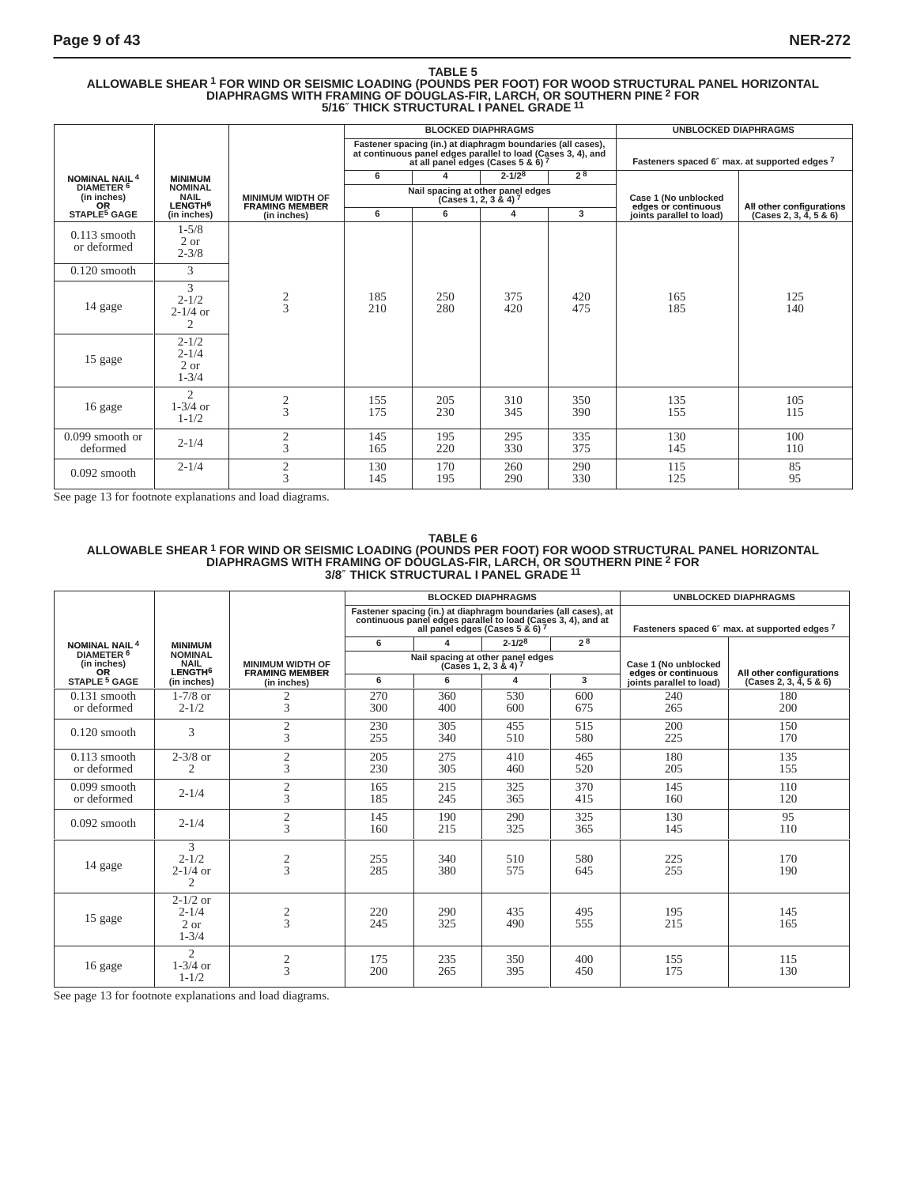**TABLE 5**
**ALLOWABLE SHEAR [1] FOR WIND OR SEISMIC LOADING (POUNDS PER FOOT) FOR WOOD STRUCTURAL PANEL HORIZONTAL DIAPHRAGMS WITH FRAMING OF DOUGLAS-FIR, LARCH, OR SOUTHERN PINE [2] FOR 5/16″ THICK STRUCTURAL I PANEL GRADE [11]**

| NOMINAL NAIL [4] DIAMETER [6] (in inches) OR STAPLE[5] GAGE | MINIMUM NOMINAL NAIL LENGTH[6] (in inches) | MINIMUM WIDTH OF FRAMING MEMBER (in inches) | BLOCKED DIAPHRAGMS | | | | UNBLOCKED DIAPHRAGMS | |
|---|---|---|---|---|---|---|---|---|
| | | | Fastener spacing (in.) at diaphragm boundaries (all cases), at continuous panel edges parallel to load (Cases 3, 4), and at all panel edges (Cases 5 & 6) [7] | | | | Fasteners spaced 6″ max. at supported edges [7] | |
| | | | 6 | 4 | 2-1/2[8] | 2 [8] | Case 1 (No unblocked edges or continuous joints parallel to load) | All other configurations (Cases 2, 3, 4, 5 & 6) |
| | | | Nail spacing at other panel edges (Cases 1, 2, 3 & 4) [7] | | | | | |
| | | | 6 | 6 | 4 | 3 | | |
| 0.113 smooth or deformed | 1-5/8 2 or 2-3/8 | 2<br>3 | 185<br>210 | 250<br>280 | 375<br>420 | 420<br>475 | 165<br>185 | 125<br>140 |
| 0.120 smooth | 3 | | | | | | | |
| 14 gage | 3 2-1/2 2-1/4 or 2 | | | | | | | |
| 15 gage | 2-1/2 2-1/4 2 or 1-3/4 | | | | | | | |
| 16 gage | 2 1-3/4 or 1-1/2 | 2<br>3 | 155<br>175 | 205<br>230 | 310<br>345 | 350<br>390 | 135<br>155 | 105<br>115 |
| 0.099 smooth or deformed | 2-1/4 | 2<br>3 | 145<br>165 | 195<br>220 | 295<br>330 | 335<br>375 | 130<br>145 | 100<br>110 |
| 0.092 smooth | 2-1/4 | 2<br>3 | 130<br>145 | 170<br>195 | 260<br>290 | 290<br>330 | 115<br>125 | 85<br>95 |

See page 13 for footnote explanations and load diagrams.

**TABLE 6**
**ALLOWABLE SHEAR [1] FOR WIND OR SEISMIC LOADING (POUNDS PER FOOT) FOR WOOD STRUCTURAL PANEL HORIZONTAL DIAPHRAGMS WITH FRAMING OF DOUGLAS-FIR, LARCH, OR SOUTHERN PINE [2] FOR 3/8″ THICK STRUCTURAL I PANEL GRADE [11]**

| NOMINAL NAIL [4] DIAMETER [6] (in inches) OR STAPLE [5] GAGE | MINIMUM NOMINAL NAIL LENGTH[6] (in inches) | MINIMUM WIDTH OF FRAMING MEMBER (in inches) | BLOCKED DIAPHRAGMS | | | | UNBLOCKED DIAPHRAGMS | |
|---|---|---|---|---|---|---|---|---|
| | | | Fastener spacing (in.) at diaphragm boundaries (all cases), at continuous panel edges parallel to load (Cases 3, 4), and at all panel edges (Cases 5 & 6) [7] | | | | Fasteners spaced 6″ max. at supported edges [7] | |
| | | | 6 | 4 | 2-1/2[8] | 2 [8] | Case 1 (No unblocked edges or continuous joints parallel to load) | All other configurations (Cases 2, 3, 4, 5 & 6) |
| | | | Nail spacing at other panel edges (Cases 1, 2, 3 & 4) [7] | | | | | |
| | | | 6 | 6 | 4 | 3 | | |
| 0.131 smooth or deformed | 1-7/8 or 2-1/2 | 2<br>3 | 270<br>300 | 360<br>400 | 530<br>600 | 600<br>675 | 240<br>265 | 180<br>200 |
| 0.120 smooth | 3 | 2<br>3 | 230<br>255 | 305<br>340 | 455<br>510 | 515<br>580 | 200<br>225 | 150<br>170 |
| 0.113 smooth or deformed | 2-3/8 or 2 | 2<br>3 | 205<br>230 | 275<br>305 | 410<br>460 | 465<br>520 | 180<br>205 | 135<br>155 |
| 0.099 smooth or deformed | 2-1/4 | 2<br>3 | 165<br>185 | 215<br>245 | 325<br>365 | 370<br>415 | 145<br>160 | 110<br>120 |
| 0.092 smooth | 2-1/4 | 2<br>3 | 145<br>160 | 190<br>215 | 290<br>325 | 325<br>365 | 130<br>145 | 95<br>110 |
| 14 gage | 3 2-1/2 2-1/4 or 2 | 2<br>3 | 255<br>285 | 340<br>380 | 510<br>575 | 580<br>645 | 225<br>255 | 170<br>190 |
| 15 gage | 2-1/2 or 2-1/4 2 or 1-3/4 | 2<br>3 | 220<br>245 | 290<br>325 | 435<br>490 | 495<br>555 | 195<br>215 | 145<br>165 |
| 16 gage | 2 1-3/4 or 1-1/2 | 2<br>3 | 175<br>200 | 235<br>265 | 350<br>395 | 400<br>450 | 155<br>175 | 115<br>130 |

See page 13 for footnote explanations and load diagrams.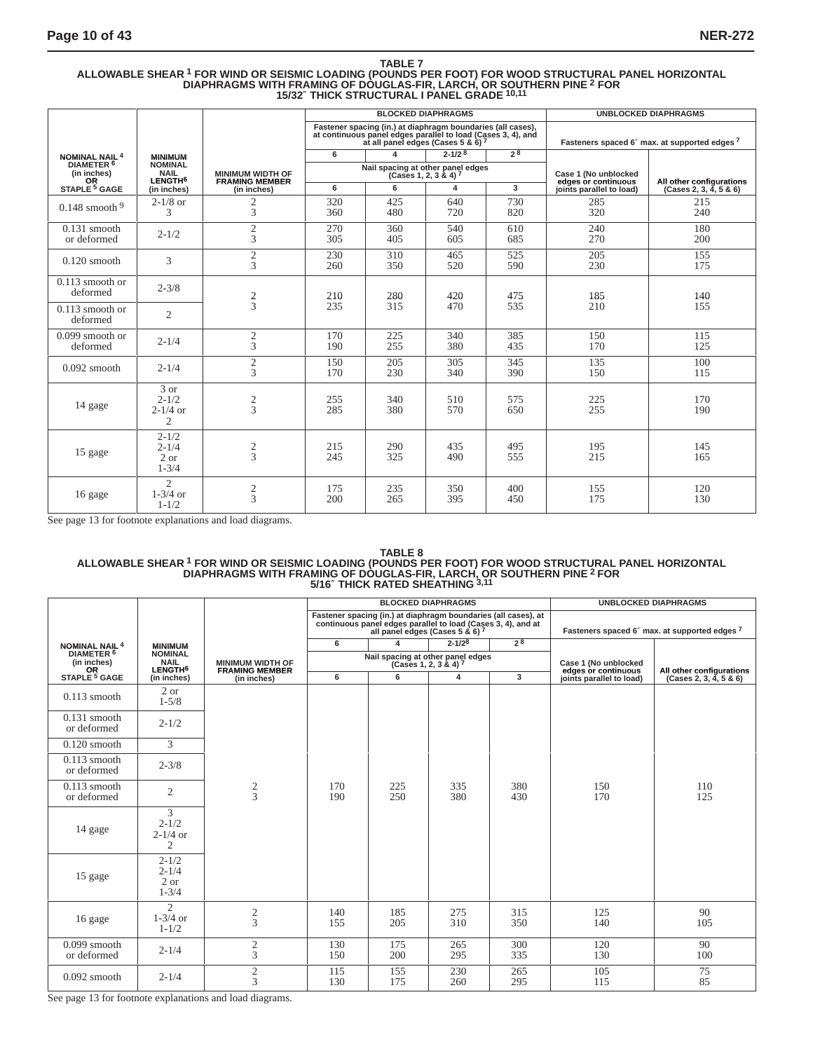### TABLE 7

**ALLOWABLE SHEAR [1] FOR WIND OR SEISMIC LOADING (POUNDS PER FOOT) FOR WOOD STRUCTURAL PANEL HORIZONTAL DIAPHRAGMS WITH FRAMING OF DOUGLAS-FIR, LARCH, OR SOUTHERN PINE [2] FOR 15/32″ THICK STRUCTURAL I PANEL GRADE [10,11]**

| NOMINAL NAIL [4] DIAMETER [6] (in inches) OR STAPLE [5] GAGE | MINIMUM NOMINAL NAIL LENGTH[6] (in inches) | MINIMUM WIDTH OF FRAMING MEMBER (in inches) | BLOCKED DIAPHRAGMS | | | | UNBLOCKED DIAPHRAGMS | |
|---|---|---|---|---|---|---|---|---|
| | | | Fastener spacing (in.) at diaphragm boundaries (all cases), at continuous panel edges parallel to load (Cases 3, 4), and at all panel edges (Cases 5 & 6) [7] | | | | Fasteners spaced 6″ max. at supported edges [7] | |
| | | | 6 | 4 | 2-1/2 [8] | 2 [8] | | |
| | | | Nail spacing at other panel edges (Cases 1, 2, 3 & 4) [7] | | | | Case 1 (No unblocked edges or continuous joints parallel to load) | All other configurations (Cases 2, 3, 4, 5 & 6) |
| | | | 6 | 6 | 4 | 3 | | |
| 0.148 smooth [9] | 2-1/8 or 3 | 2<br>3 | 320<br>360 | 425<br>480 | 640<br>720 | 730<br>820 | 285<br>320 | 215<br>240 |
| 0.131 smooth or deformed | 2-1/2 | 2<br>3 | 270<br>305 | 360<br>405 | 540<br>605 | 610<br>685 | 240<br>270 | 180<br>200 |
| 0.120 smooth | 3 | 2<br>3 | 230<br>260 | 310<br>350 | 465<br>520 | 525<br>590 | 205<br>230 | 155<br>175 |
| 0.113 smooth or deformed | 2-3/8 | 2<br>3 | 210<br>235 | 280<br>315 | 420<br>470 | 475<br>535 | 185<br>210 | 140<br>155 |
| 0.113 smooth or deformed | 2 | | | | | | | |
| 0.099 smooth or deformed | 2-1/4 | 2<br>3 | 170<br>190 | 225<br>255 | 340<br>380 | 385<br>435 | 150<br>170 | 115<br>125 |
| 0.092 smooth | 2-1/4 | 2<br>3 | 150<br>170 | 205<br>230 | 305<br>340 | 345<br>390 | 135<br>150 | 100<br>115 |
| 14 gage | 3 or<br>2-1/2<br>2-1/4 or<br>2 | 2<br>3 | 255<br>285 | 340<br>380 | 510<br>570 | 575<br>650 | 225<br>255 | 170<br>190 |
| 15 gage | 2-1/2<br>2-1/4<br>2 or<br>1-3/4 | 2<br>3 | 215<br>245 | 290<br>325 | 435<br>490 | 495<br>555 | 195<br>215 | 145<br>165 |
| 16 gage | 2<br>1-3/4 or<br>1-1/2 | 2<br>3 | 175<br>200 | 235<br>265 | 350<br>395 | 400<br>450 | 155<br>175 | 120<br>130 |

See page 13 for footnote explanations and load diagrams.

### TABLE 8

**ALLOWABLE SHEAR [1] FOR WIND OR SEISMIC LOADING (POUNDS PER FOOT) FOR WOOD STRUCTURAL PANEL HORIZONTAL DIAPHRAGMS WITH FRAMING OF DOUGLAS-FIR, LARCH, OR SOUTHERN PINE [2] FOR 5/16″ THICK RATED SHEATHING [3,11]**

| NOMINAL NAIL [4] DIAMETER [6] (in inches) OR STAPLE [5] GAGE | MINIMUM NOMINAL NAIL LENGTH[6] (in inches) | MINIMUM WIDTH OF FRAMING MEMBER (in inches) | BLOCKED DIAPHRAGMS | | | | UNBLOCKED DIAPHRAGMS | |
|---|---|---|---|---|---|---|---|---|
| | | | Fastener spacing (in.) at diaphragm boundaries (all cases), at continuous panel edges parallel to load (Cases 3, 4), and at all panel edges (Cases 5 & 6) [7] | | | | Fasteners spaced 6″ max. at supported edges [7] | |
| | | | 6 | 4 | 2-1/2[8] | 2 [8] | | |
| | | | Nail spacing at other panel edges (Cases 1, 2, 3 & 4) [7] | | | | Case 1 (No unblocked edges or continuous joints parallel to load) | All other configurations (Cases 2, 3, 4, 5 & 6) |
| | | | 6 | 6 | 4 | 3 | | |
| 0.113 smooth | 2 or<br>1-5/8 | 2<br>3 | 170<br>190 | 225<br>250 | 335<br>380 | 380<br>430 | 150<br>170 | 110<br>125 |
| 0.131 smooth or deformed | 2-1/2 | | | | | | | |
| 0.120 smooth | 3 | | | | | | | |
| 0.113 smooth or deformed | 2-3/8 | | | | | | | |
| 0.113 smooth or deformed | 2 | | | | | | | |
| 14 gage | 3<br>2-1/2<br>2-1/4 or<br>2 | | | | | | | |
| 15 gage | 2-1/2<br>2-1/4<br>2 or<br>1-3/4 | | | | | | | |
| 16 gage | 2<br>1-3/4 or<br>1-1/2 | 2<br>3 | 140<br>155 | 185<br>205 | 275<br>310 | 315<br>350 | 125<br>140 | 90<br>105 |
| 0.099 smooth or deformed | 2-1/4 | 2<br>3 | 130<br>150 | 175<br>200 | 265<br>295 | 300<br>335 | 120<br>130 | 90<br>100 |
| 0.092 smooth | 2-1/4 | 2<br>3 | 115<br>130 | 155<br>175 | 230<br>260 | 265<br>295 | 105<br>115 | 75<br>85 |

See page 13 for footnote explanations and load diagrams.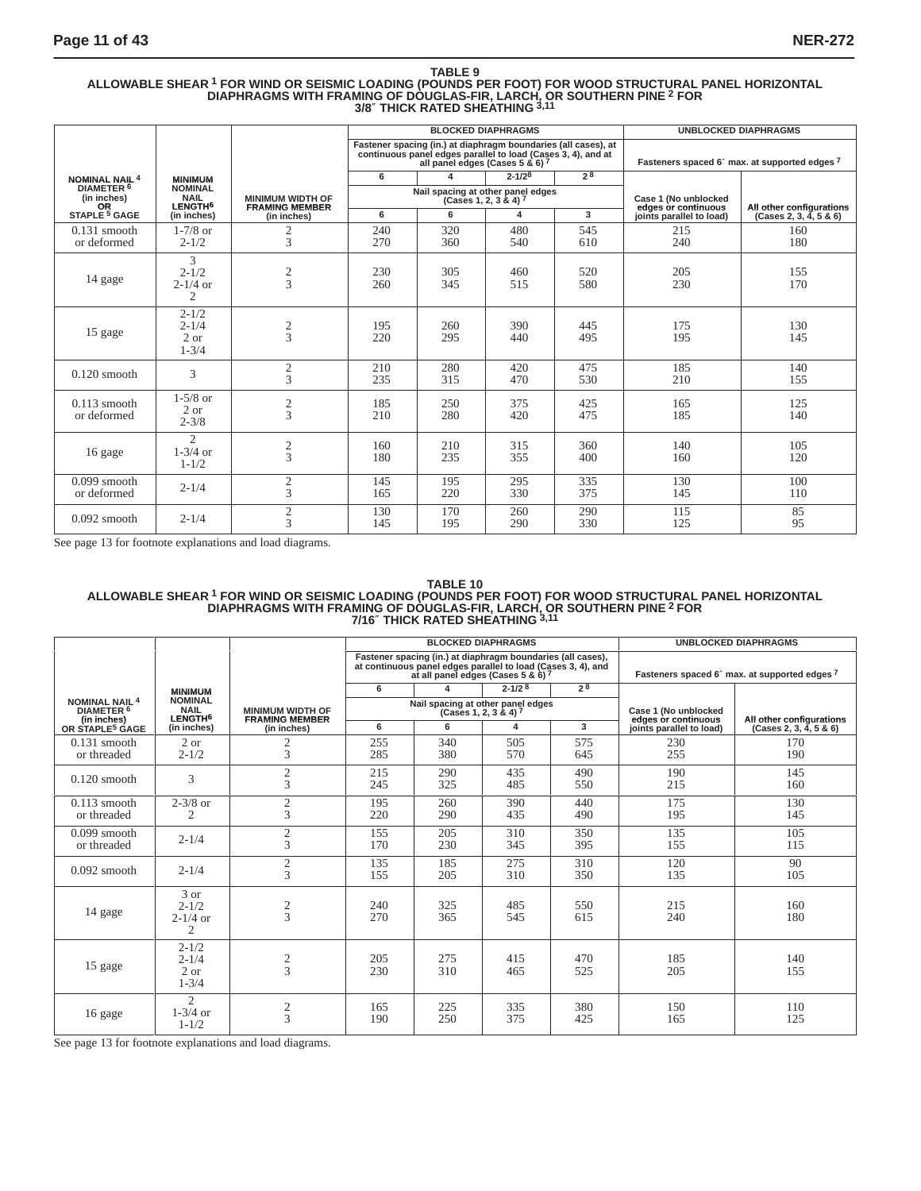**TABLE 9**

**ALLOWABLE SHEAR [1] FOR WIND OR SEISMIC LOADING (POUNDS PER FOOT) FOR WOOD STRUCTURAL PANEL HORIZONTAL DIAPHRAGMS WITH FRAMING OF DOUGLAS-FIR, LARCH, OR SOUTHERN PINE [2] FOR 3/8″ THICK RATED SHEATHING [3,11]**

| NOMINAL NAIL [4] DIAMETER [6] (in inches) OR STAPLE [5] GAGE | MINIMUM NOMINAL NAIL LENGTH[6] (in inches) | MINIMUM WIDTH OF FRAMING MEMBER (in inches) | BLOCKED DIAPHRAGMS | | | | UNBLOCKED DIAPHRAGMS | |
|---|---|---|---|---|---|---|---|---|
| | | | Fastener spacing (in.) at diaphragm boundaries (all cases), at continuous panel edges parallel to load (Cases 3, 4), and at all panel edges (Cases 5 & 6) [7] | | | | Fasteners spaced 6″ max. at supported edges [7] | |
| | | | 6 | 4 | 2-1/2[8] | 2[8] | | |
| | | | Nail spacing at other panel edges (Cases 1, 2, 3 & 4) [7] | | | | Case 1 (No unblocked edges or continuous joints parallel to load) | All other configurations (Cases 2, 3, 4, 5 & 6) |
| | | | 6 | 6 | 4 | 3 | | |
| 0.131 smooth or deformed | 1-7/8 or 2-1/2 | 2<br>3 | 240<br>270 | 320<br>360 | 480<br>540 | 545<br>610 | 215<br>240 | 160<br>180 |
| 14 gage | 3<br>2-1/2<br>2-1/4 or<br>2 | 2<br>3 | 230<br>260 | 305<br>345 | 460<br>515 | 520<br>580 | 205<br>230 | 155<br>170 |
| 15 gage | 2-1/2<br>2-1/4<br>2 or<br>1-3/4 | 2<br>3 | 195<br>220 | 260<br>295 | 390<br>440 | 445<br>495 | 175<br>195 | 130<br>145 |
| 0.120 smooth | 3 | 2<br>3 | 210<br>235 | 280<br>315 | 420<br>470 | 475<br>530 | 185<br>210 | 140<br>155 |
| 0.113 smooth or deformed | 1-5/8 or<br>2 or<br>2-3/8 | 2<br>3 | 185<br>210 | 250<br>280 | 375<br>420 | 425<br>475 | 165<br>185 | 125<br>140 |
| 16 gage | 2<br>1-3/4 or<br>1-1/2 | 2<br>3 | 160<br>180 | 210<br>235 | 315<br>355 | 360<br>400 | 140<br>160 | 105<br>120 |
| 0.099 smooth or deformed | 2-1/4 | 2<br>3 | 145<br>165 | 195<br>220 | 295<br>330 | 335<br>375 | 130<br>145 | 100<br>110 |
| 0.092 smooth | 2-1/4 | 2<br>3 | 130<br>145 | 170<br>195 | 260<br>290 | 290<br>330 | 115<br>125 | 85<br>95 |

See page 13 for footnote explanations and load diagrams.

**TABLE 10**

**ALLOWABLE SHEAR [1] FOR WIND OR SEISMIC LOADING (POUNDS PER FOOT) FOR WOOD STRUCTURAL PANEL HORIZONTAL DIAPHRAGMS WITH FRAMING OF DOUGLAS-FIR, LARCH, OR SOUTHERN PINE [2] FOR 7/16″ THICK RATED SHEATHING [3,11]**

| NOMINAL NAIL [4] DIAMETER [6] (in inches) OR STAPLE[5] GAGE | MINIMUM NOMINAL NAIL LENGTH[6] (in inches) | MINIMUM WIDTH OF FRAMING MEMBER (in inches) | BLOCKED DIAPHRAGMS | | | | UNBLOCKED DIAPHRAGMS | |
|---|---|---|---|---|---|---|---|---|
| | | | Fastener spacing (in.) at diaphragm boundaries (all cases), at continuous panel edges parallel to load (Cases 3, 4), and at all panel edges (Cases 5 & 6) [7] | | | | Fasteners spaced 6″ max. at supported edges [7] | |
| | | | 6 | 4 | 2-1/2 [8] | 2 [8] | | |
| | | | Nail spacing at other panel edges (Cases 1, 2, 3 & 4) [7] | | | | Case 1 (No unblocked edges or continuous joints parallel to load) | All other configurations (Cases 2, 3, 4, 5 & 6) |
| | | | 6 | 6 | 4 | 3 | | |
| 0.131 smooth or threaded | 2 or 2-1/2 | 2<br>3 | 255<br>285 | 340<br>380 | 505<br>570 | 575<br>645 | 230<br>255 | 170<br>190 |
| 0.120 smooth | 3 | 2<br>3 | 215<br>245 | 290<br>325 | 435<br>485 | 490<br>550 | 190<br>215 | 145<br>160 |
| 0.113 smooth or threaded | 2-3/8 or 2 | 2<br>3 | 195<br>220 | 260<br>290 | 390<br>435 | 440<br>490 | 175<br>195 | 130<br>145 |
| 0.099 smooth or threaded | 2-1/4 | 2<br>3 | 155<br>170 | 205<br>230 | 310<br>345 | 350<br>395 | 135<br>155 | 105<br>115 |
| 0.092 smooth | 2-1/4 | 2<br>3 | 135<br>155 | 185<br>205 | 275<br>310 | 310<br>350 | 120<br>135 | 90<br>105 |
| 14 gage | 3 or<br>2-1/2<br>2-1/4 or<br>2 | 2<br>3 | 240<br>270 | 325<br>365 | 485<br>545 | 550<br>615 | 215<br>240 | 160<br>180 |
| 15 gage | 2-1/2<br>2-1/4<br>2 or<br>1-3/4 | 2<br>3 | 205<br>230 | 275<br>310 | 415<br>465 | 470<br>525 | 185<br>205 | 140<br>155 |
| 16 gage | 2<br>1-3/4 or<br>1-1/2 | 2<br>3 | 165<br>190 | 225<br>250 | 335<br>375 | 380<br>425 | 150<br>165 | 110<br>125 |

See page 13 for footnote explanations and load diagrams.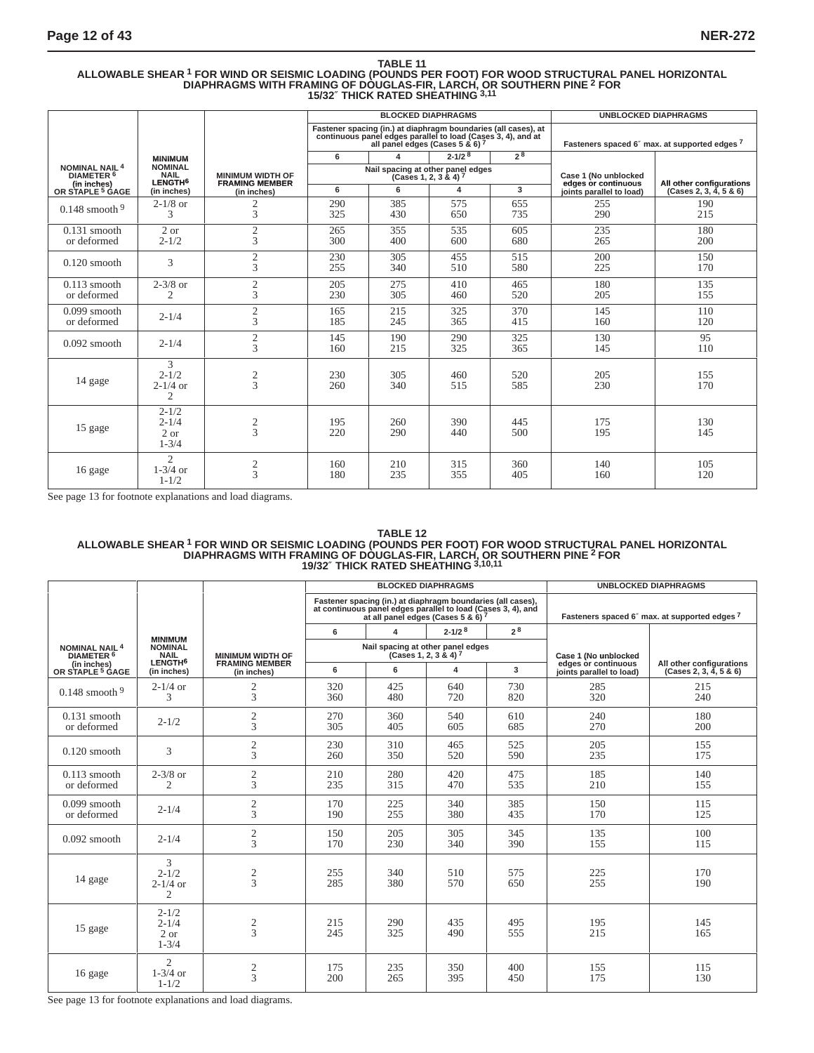## TABLE 11

**ALLOWABLE SHEAR [1] FOR WIND OR SEISMIC LOADING (POUNDS PER FOOT) FOR WOOD STRUCTURAL PANEL HORIZONTAL DIAPHRAGMS WITH FRAMING OF DOUGLAS-FIR, LARCH, OR SOUTHERN PINE [2] FOR 15/32″ THICK RATED SHEATHING [3,11]**

| NOMINAL NAIL [4] DIAMETER [6] (in inches) OR STAPLE [5] GAGE | MINIMUM NOMINAL NAIL LENGTH[6] (in inches) | MINIMUM WIDTH OF FRAMING MEMBER (in inches) | BLOCKED DIAPHRAGMS | | | | UNBLOCKED DIAPHRAGMS | |
|---|---|---|---|---|---|---|---|---|
| | | | Fastener spacing (in.) at diaphragm boundaries (all cases), at continuous panel edges parallel to load (Cases 3, 4), and at all panel edges (Cases 5 & 6) [7] | | | | Fasteners spaced 6″ max. at supported edges [7] | |
| | | | 6 | 4 | 2-1/2 [8] | 2 [8] | Case 1 (No unblocked edges or continuous joints parallel to load) | All other configurations (Cases 2, 3, 4, 5 & 6) |
| | | | Nail spacing at other panel edges (Cases 1, 2, 3 & 4) [7] | | | | | |
| | | | 6 | 6 | 4 | 3 | | |
| 0.148 smooth [9] | 2-1/8 or 3 | 2<br>3 | 290<br>325 | 385<br>430 | 575<br>650 | 655<br>735 | 255<br>290 | 190<br>215 |
| 0.131 smooth or deformed | 2 or 2-1/2 | 2<br>3 | 265<br>300 | 355<br>400 | 535<br>600 | 605<br>680 | 235<br>265 | 180<br>200 |
| 0.120 smooth | 3 | 2<br>3 | 230<br>255 | 305<br>340 | 455<br>510 | 515<br>580 | 200<br>225 | 150<br>170 |
| 0.113 smooth or deformed | 2-3/8 or 2 | 2<br>3 | 205<br>230 | 275<br>305 | 410<br>460 | 465<br>520 | 180<br>205 | 135<br>155 |
| 0.099 smooth or deformed | 2-1/4 | 2<br>3 | 165<br>185 | 215<br>245 | 325<br>365 | 370<br>415 | 145<br>160 | 110<br>120 |
| 0.092 smooth | 2-1/4 | 2<br>3 | 145<br>160 | 190<br>215 | 290<br>325 | 325<br>365 | 130<br>145 | 95<br>110 |
| 14 gage | 3<br>2-1/2<br>2-1/4 or<br>2 | 2<br>3 | 230<br>260 | 305<br>340 | 460<br>515 | 520<br>585 | 205<br>230 | 155<br>170 |
| 15 gage | 2-1/2<br>2-1/4<br>2 or<br>1-3/4 | 2<br>3 | 195<br>220 | 260<br>290 | 390<br>440 | 445<br>500 | 175<br>195 | 130<br>145 |
| 16 gage | 2<br>1-3/4 or<br>1-1/2 | 2<br>3 | 160<br>180 | 210<br>235 | 315<br>355 | 360<br>405 | 140<br>160 | 105<br>120 |

See page 13 for footnote explanations and load diagrams.

## TABLE 12

**ALLOWABLE SHEAR [1] FOR WIND OR SEISMIC LOADING (POUNDS PER FOOT) FOR WOOD STRUCTURAL PANEL HORIZONTAL DIAPHRAGMS WITH FRAMING OF DOUGLAS-FIR, LARCH, OR SOUTHERN PINE [2] FOR 19/32″ THICK RATED SHEATHING [3,10,11]**

| NOMINAL NAIL [4] DIAMETER [6] (in inches) OR STAPLE [5] GAGE | MINIMUM NOMINAL NAIL LENGTH[6] (in inches) | MINIMUM WIDTH OF FRAMING MEMBER (in inches) | BLOCKED DIAPHRAGMS | | | | UNBLOCKED DIAPHRAGMS | |
|---|---|---|---|---|---|---|---|---|
| | | | Fastener spacing (in.) at diaphragm boundaries (all cases), at continuous panel edges parallel to load (Cases 3, 4), and at all panel edges (Cases 5 & 6) [7] | | | | Fasteners spaced 6″ max. at supported edges [7] | |
| | | | 6 | 4 | 2-1/2 [8] | 2 [8] | Case 1 (No unblocked edges or continuous joints parallel to load) | All other configurations (Cases 2, 3, 4, 5 & 6) |
| | | | Nail spacing at other panel edges (Cases 1, 2, 3 & 4) [7] | | | | | |
| | | | 6 | 6 | 4 | 3 | | |
| 0.148 smooth [9] | 2-1/4 or 3 | 2<br>3 | 320<br>360 | 425<br>480 | 640<br>720 | 730<br>820 | 285<br>320 | 215<br>240 |
| 0.131 smooth or deformed | 2-1/2 | 2<br>3 | 270<br>305 | 360<br>405 | 540<br>605 | 610<br>685 | 240<br>270 | 180<br>200 |
| 0.120 smooth | 3 | 2<br>3 | 230<br>260 | 310<br>350 | 465<br>520 | 525<br>590 | 205<br>235 | 155<br>175 |
| 0.113 smooth or deformed | 2-3/8 or 2 | 2<br>3 | 210<br>235 | 280<br>315 | 420<br>470 | 475<br>535 | 185<br>210 | 140<br>155 |
| 0.099 smooth or deformed | 2-1/4 | 2<br>3 | 170<br>190 | 225<br>255 | 340<br>380 | 385<br>435 | 150<br>170 | 115<br>125 |
| 0.092 smooth | 2-1/4 | 2<br>3 | 150<br>170 | 205<br>230 | 305<br>340 | 345<br>390 | 135<br>155 | 100<br>115 |
| 14 gage | 3<br>2-1/2<br>2-1/4 or<br>2 | 2<br>3 | 255<br>285 | 340<br>380 | 510<br>570 | 575<br>650 | 225<br>255 | 170<br>190 |
| 15 gage | 2-1/2<br>2-1/4<br>2 or<br>1-3/4 | 2<br>3 | 215<br>245 | 290<br>325 | 435<br>490 | 495<br>555 | 195<br>215 | 145<br>165 |
| 16 gage | 2<br>1-3/4 or<br>1-1/2 | 2<br>3 | 175<br>200 | 235<br>265 | 350<br>395 | 400<br>450 | 155<br>175 | 115<br>130 |

See page 13 for footnote explanations and load diagrams.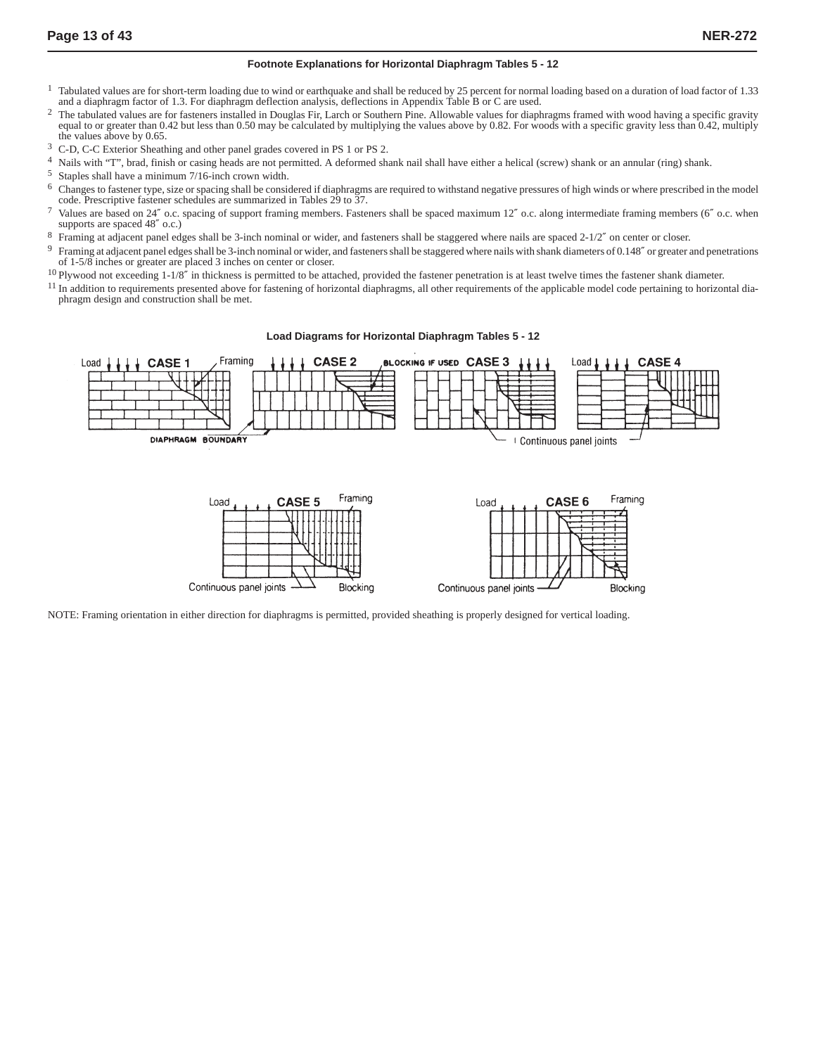### Footnote Explanations for Horizontal Diaphragm Tables 5 - 12

[1] Tabulated values are for short-term loading due to wind or earthquake and shall be reduced by 25 percent for normal loading based on a duration of load factor of 1.33 and a diaphragm factor of 1.3. For diaphragm deflection analysis, deflections in Appendix Table B or C are used.

[2] The tabulated values are for fasteners installed in Douglas Fir, Larch or Southern Pine. Allowable values for diaphragms framed with wood having a specific gravity equal to or greater than 0.42 but less than 0.50 may be calculated by multiplying the values above by 0.82. For woods with a specific gravity less than 0.42, multiply the values above by 0.65.

[3] C-D, C-C Exterior Sheathing and other panel grades covered in PS 1 or PS 2.

[4] Nails with “T”, brad, finish or casing heads are not permitted. A deformed shank nail shall have either a helical (screw) shank or an annular (ring) shank.

[5] Staples shall have a minimum 7/16-inch crown width.

[6] Changes to fastener type, size or spacing shall be considered if diaphragms are required to withstand negative pressures of high winds or where prescribed in the model code. Prescriptive fastener schedules are summarized in Tables 29 to 37.

[7] Values are based on 24″ o.c. spacing of support framing members. Fasteners shall be spaced maximum 12″ o.c. along intermediate framing members (6″ o.c. when supports are spaced 48″ o.c.)

[8] Framing at adjacent panel edges shall be 3-inch nominal or wider, and fasteners shall be staggered where nails are spaced 2-1/2″ on center or closer.

[9] Framing at adjacent panel edges shall be 3-inch nominal or wider, and fasteners shall be staggered where nails with shank diameters of 0.148″ or greater and penetrations of 1-5/8 inches or greater are placed 3 inches on center or closer.

[10] Plywood not exceeding 1-1/8″ in thickness is permitted to be attached, provided the fastener penetration is at least twelve times the fastener shank diameter.

[11] In addition to requirements presented above for fastening of horizontal diaphragms, all other requirements of the applicable model code pertaining to horizontal diaphragm design and construction shall be met.

### Load Diagrams for Horizontal Diaphragm Tables 5 - 12

Load CASE 1 Framing — CASE 2 — BLOCKING IF USED CASE 3 — Load CASE 4

DIAPHRAGM BOUNDARY — Continuous panel joints

Load CASE 5 Framing — Continuous panel joints — Blocking

Load CASE 6 Framing — Continuous panel joints — Blocking

NOTE: Framing orientation in either direction for diaphragms is permitted, provided sheathing is properly designed for vertical loading.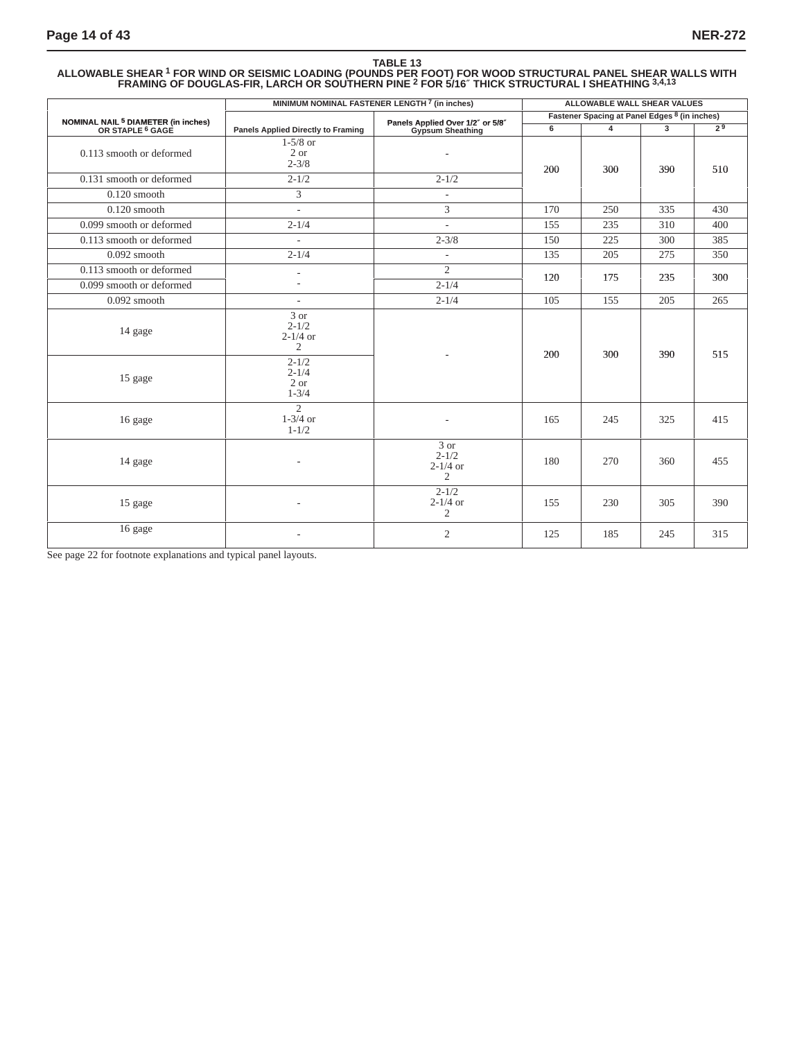**TABLE 13**

**ALLOWABLE SHEAR [1] FOR WIND OR SEISMIC LOADING (POUNDS PER FOOT) FOR WOOD STRUCTURAL PANEL SHEAR WALLS WITH FRAMING OF DOUGLAS-FIR, LARCH OR SOUTHERN PINE [2] FOR 5/16″ THICK STRUCTURAL I SHEATHING [3,4,13]**

| NOMINAL NAIL [5] DIAMETER (in inches) OR STAPLE [6] GAGE | MINIMUM NOMINAL FASTENER LENGTH [7] (in inches) | | ALLOWABLE WALL SHEAR VALUES | | | |
|---|---|---|---|---|---|---|
| | | | Fastener Spacing at Panel Edges [8] (in inches) | | | |
| | Panels Applied Directly to Framing | Panels Applied Over 1/2″ or 5/8″ Gypsum Sheathing | 6 | 4 | 3 | 2 [9] |
| 0.113 smooth or deformed | 1-5/8 or 2 or 2-3/8 | - | 200 | 300 | 390 | 510 |
| 0.131 smooth or deformed | 2-1/2 | 2-1/2 | | | | |
| 0.120 smooth | 3 | - | | | | |
| 0.120 smooth | - | 3 | 170 | 250 | 335 | 430 |
| 0.099 smooth or deformed | 2-1/4 | - | 155 | 235 | 310 | 400 |
| 0.113 smooth or deformed | - | 2-3/8 | 150 | 225 | 300 | 385 |
| 0.092 smooth | 2-1/4 | - | 135 | 205 | 275 | 350 |
| 0.113 smooth or deformed | - | 2 | 120 | 175 | 235 | 300 |
| 0.099 smooth or deformed | - | 2-1/4 | | | | |
| 0.092 smooth | - | 2-1/4 | 105 | 155 | 205 | 265 |
| 14 gage | 3 or 2-1/2 2-1/4 or 2 | - | 200 | 300 | 390 | 515 |
| 15 gage | 2-1/2 2-1/4 2 or 1-3/4 | | | | | |
| 16 gage | 2 1-3/4 or 1-1/2 | - | 165 | 245 | 325 | 415 |
| 14 gage | - | 3 or 2-1/2 2-1/4 or 2 | 180 | 270 | 360 | 455 |
| 15 gage | - | 2-1/2 2-1/4 or 2 | 155 | 230 | 305 | 390 |
| 16 gage | - | 2 | 125 | 185 | 245 | 315 |

See page 22 for footnote explanations and typical panel layouts.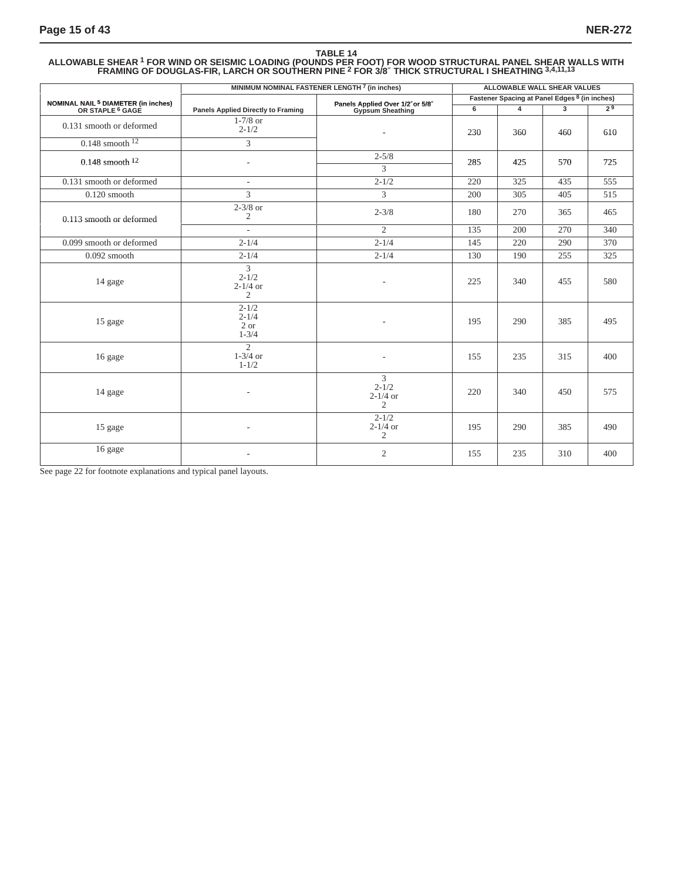**TABLE 14**
**ALLOWABLE SHEAR [1] FOR WIND OR SEISMIC LOADING (POUNDS PER FOOT) FOR WOOD STRUCTURAL PANEL SHEAR WALLS WITH FRAMING OF DOUGLAS-FIR, LARCH OR SOUTHERN PINE [2] FOR 3/8″ THICK STRUCTURAL I SHEATHING [3,4,11,13]**

| NOMINAL NAIL [5] DIAMETER (in inches) OR STAPLE [6] GAGE | MINIMUM NOMINAL FASTENER LENGTH [7] (in inches) | | ALLOWABLE WALL SHEAR VALUES | | | |
|---|---|---|---|---|---|---|
| | | | Fastener Spacing at Panel Edges [8] (in inches) | | | |
| | Panels Applied Directly to Framing | Panels Applied Over 1/2″ or 5/8″ Gypsum Sheathing | 6 | 4 | 3 | 2 [9] |
| 0.131 smooth or deformed | 1-7/8 or 2-1/2 | - | 230 | 360 | 460 | 610 |
| 0.148 smooth [12] | 3 | | | | | |
| 0.148 smooth [12] | - | 2-5/8 | 285 | 425 | 570 | 725 |
| | | 3 | | | | |
| 0.131 smooth or deformed | - | 2-1/2 | 220 | 325 | 435 | 555 |
| 0.120 smooth | 3 | 3 | 200 | 305 | 405 | 515 |
| 0.113 smooth or deformed | 2-3/8 or 2 | 2-3/8 | 180 | 270 | 365 | 465 |
| | - | 2 | 135 | 200 | 270 | 340 |
| 0.099 smooth or deformed | 2-1/4 | 2-1/4 | 145 | 220 | 290 | 370 |
| 0.092 smooth | 2-1/4 | 2-1/4 | 130 | 190 | 255 | 325 |
| 14 gage | 3, 2-1/2, 2-1/4 or 2 | - | 225 | 340 | 455 | 580 |
| 15 gage | 2-1/2, 2-1/4, 2 or 1-3/4 | - | 195 | 290 | 385 | 495 |
| 16 gage | 2, 1-3/4 or 1-1/2 | - | 155 | 235 | 315 | 400 |
| 14 gage | - | 3, 2-1/2, 2-1/4 or 2 | 220 | 340 | 450 | 575 |
| 15 gage | - | 2-1/2, 2-1/4 or 2 | 195 | 290 | 385 | 490 |
| 16 gage | - | 2 | 155 | 235 | 310 | 400 |

See page 22 for footnote explanations and typical panel layouts.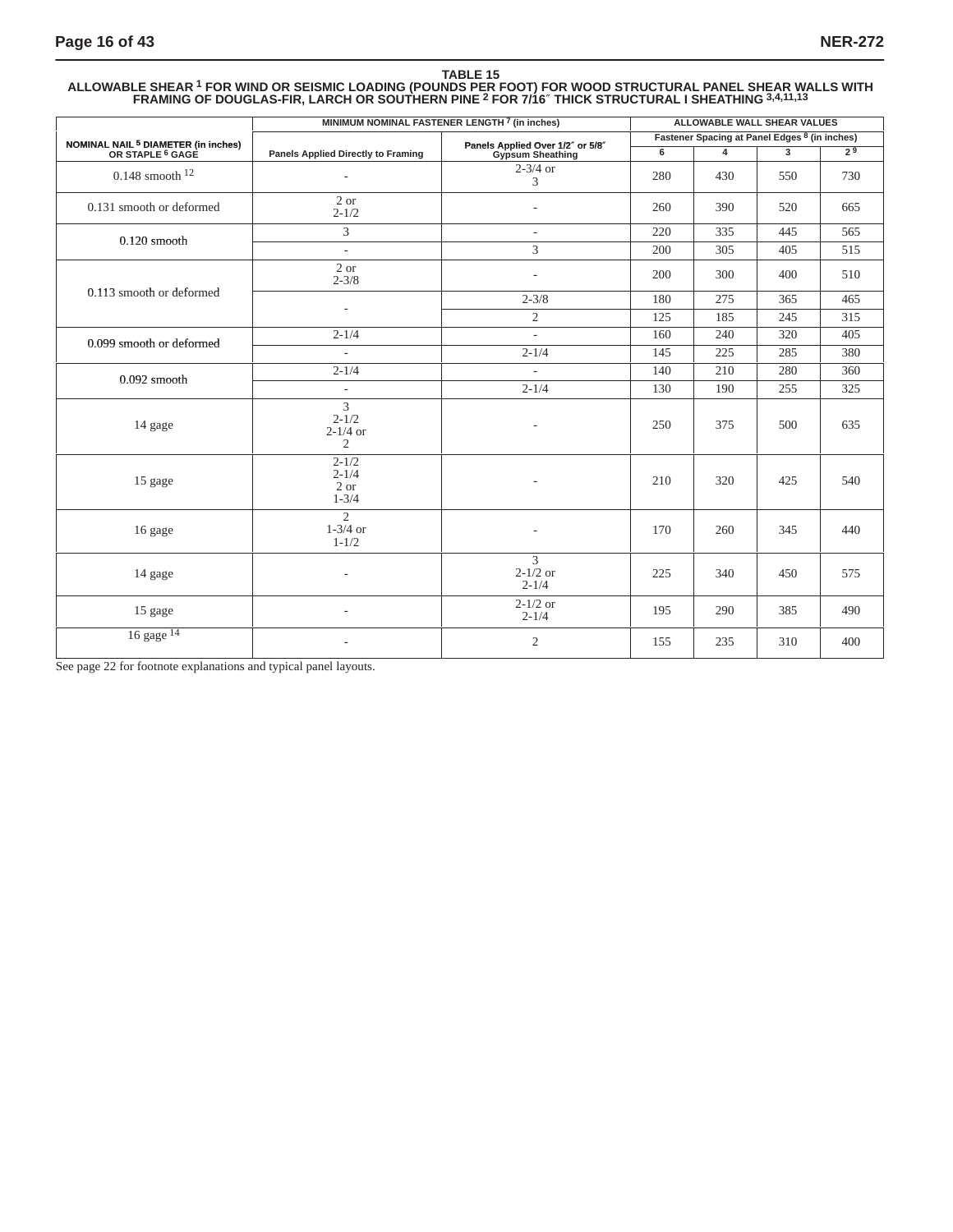**TABLE 15**

**ALLOWABLE SHEAR [1] FOR WIND OR SEISMIC LOADING (POUNDS PER FOOT) FOR WOOD STRUCTURAL PANEL SHEAR WALLS WITH FRAMING OF DOUGLAS-FIR, LARCH OR SOUTHERN PINE [2] FOR 7/16″ THICK STRUCTURAL I SHEATHING [3,4,11,13]**

| NOMINAL NAIL [5] DIAMETER (in inches) OR STAPLE [6] GAGE | MINIMUM NOMINAL FASTENER LENGTH [7] (in inches) | | ALLOWABLE WALL SHEAR VALUES | | | |
|---|---|---|---|---|---|---|
| | | | Fastener Spacing at Panel Edges [8] (in inches) | | | |
| | Panels Applied Directly to Framing | Panels Applied Over 1/2″ or 5/8″ Gypsum Sheathing | 6 | 4 | 3 | 2 [9] |
| 0.148 smooth [12] | - | 2-3/4 or 3 | 280 | 430 | 550 | 730 |
| 0.131 smooth or deformed | 2 or 2-1/2 | - | 260 | 390 | 520 | 665 |
| 0.120 smooth | 3 | - | 220 | 335 | 445 | 565 |
| | - | 3 | 200 | 305 | 405 | 515 |
| 0.113 smooth or deformed | 2 or 2-3/8 | - | 200 | 300 | 400 | 510 |
| | - | 2-3/8 | 180 | 275 | 365 | 465 |
| | | 2 | 125 | 185 | 245 | 315 |
| 0.099 smooth or deformed | 2-1/4 | - | 160 | 240 | 320 | 405 |
| | - | 2-1/4 | 145 | 225 | 285 | 380 |
| 0.092 smooth | 2-1/4 | - | 140 | 210 | 280 | 360 |
| | - | 2-1/4 | 130 | 190 | 255 | 325 |
| 14 gage | 3 2-1/2 2-1/4 or 2 | - | 250 | 375 | 500 | 635 |
| 15 gage | 2-1/2 2-1/4 2 or 1-3/4 | - | 210 | 320 | 425 | 540 |
| 16 gage | 2 1-3/4 or 1-1/2 | - | 170 | 260 | 345 | 440 |
| 14 gage | - | 3 2-1/2 or 2-1/4 | 225 | 340 | 450 | 575 |
| 15 gage | - | 2-1/2 or 2-1/4 | 195 | 290 | 385 | 490 |
| 16 gage [14] | - | 2 | 155 | 235 | 310 | 400 |

See page 22 for footnote explanations and typical panel layouts.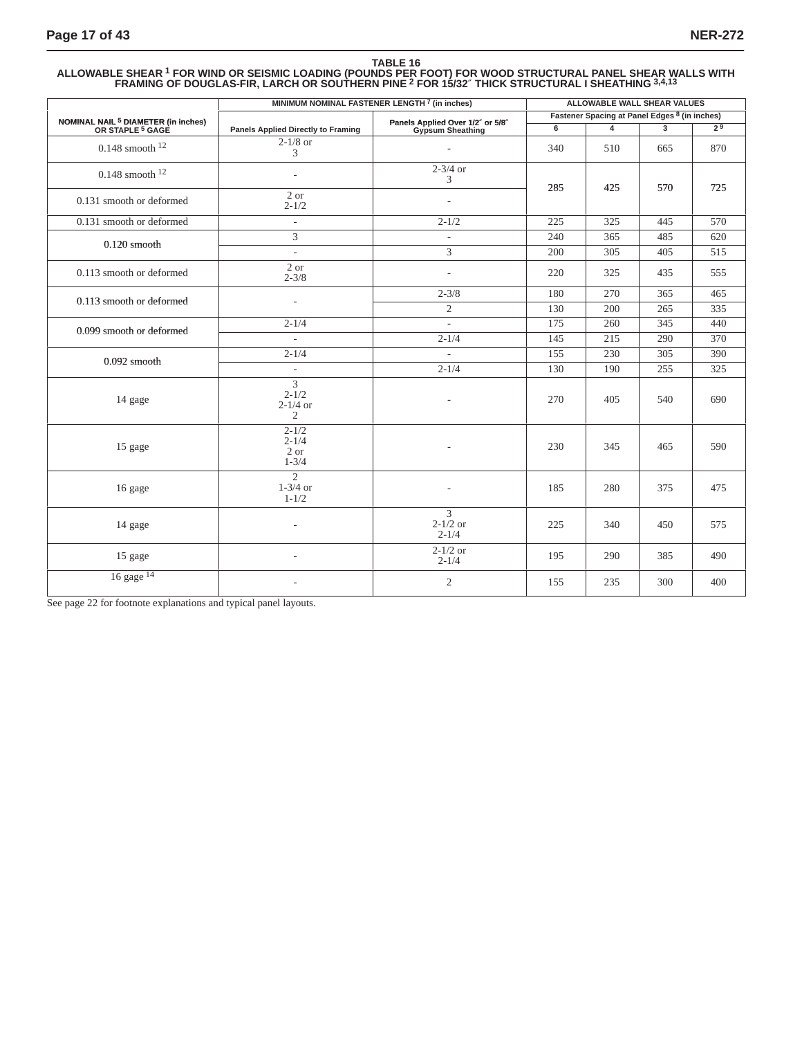**TABLE 16**

**ALLOWABLE SHEAR [1] FOR WIND OR SEISMIC LOADING (POUNDS PER FOOT) FOR WOOD STRUCTURAL PANEL SHEAR WALLS WITH FRAMING OF DOUGLAS-FIR, LARCH OR SOUTHERN PINE [2] FOR 15/32″ THICK STRUCTURAL I SHEATHING [3,4,13]**

| NOMINAL NAIL [5] DIAMETER (in inches) OR STAPLE [5] GAGE | MINIMUM NOMINAL FASTENER LENGTH [7] (in inches) | | ALLOWABLE WALL SHEAR VALUES | | | |
|---|---|---|---|---|---|---|
| | | | Fastener Spacing at Panel Edges [8] (in inches) | | | |
| | Panels Applied Directly to Framing | Panels Applied Over 1/2″ or 5/8″ Gypsum Sheathing | 6 | 4 | 3 | 2 [9] |
| 0.148 smooth [12] | 2-1/8 or 3 | - | 340 | 510 | 665 | 870 |
| 0.148 smooth [12] | - | 2-3/4 or 3 | 285 | 425 | 570 | 725 |
| 0.131 smooth or deformed | 2 or 2-1/2 | - | 285 | 425 | 570 | 725 |
| 0.131 smooth or deformed | - | 2-1/2 | 225 | 325 | 445 | 570 |
| 0.120 smooth | 3 | - | 240 | 365 | 485 | 620 |
| 0.120 smooth | - | 3 | 200 | 305 | 405 | 515 |
| 0.113 smooth or deformed | 2 or 2-3/8 | - | 220 | 325 | 435 | 555 |
| 0.113 smooth or deformed | - | 2-3/8 | 180 | 270 | 365 | 465 |
| 0.113 smooth or deformed | - | 2 | 130 | 200 | 265 | 335 |
| 0.099 smooth or deformed | 2-1/4 | - | 175 | 260 | 345 | 440 |
| 0.099 smooth or deformed | - | 2-1/4 | 145 | 215 | 290 | 370 |
| 0.092 smooth | 2-1/4 | - | 155 | 230 | 305 | 390 |
| 0.092 smooth | - | 2-1/4 | 130 | 190 | 255 | 325 |
| 14 gage | 3 2-1/2 2-1/4 or 2 | - | 270 | 405 | 540 | 690 |
| 15 gage | 2-1/2 2-1/4 2 or 1-3/4 | - | 230 | 345 | 465 | 590 |
| 16 gage | 2 1-3/4 or 1-1/2 | - | 185 | 280 | 375 | 475 |
| 14 gage | - | 3 2-1/2 or 2-1/4 | 225 | 340 | 450 | 575 |
| 15 gage | - | 2-1/2 or 2-1/4 | 195 | 290 | 385 | 490 |
| 16 gage [14] | - | 2 | 155 | 235 | 300 | 400 |

See page 22 for footnote explanations and typical panel layouts.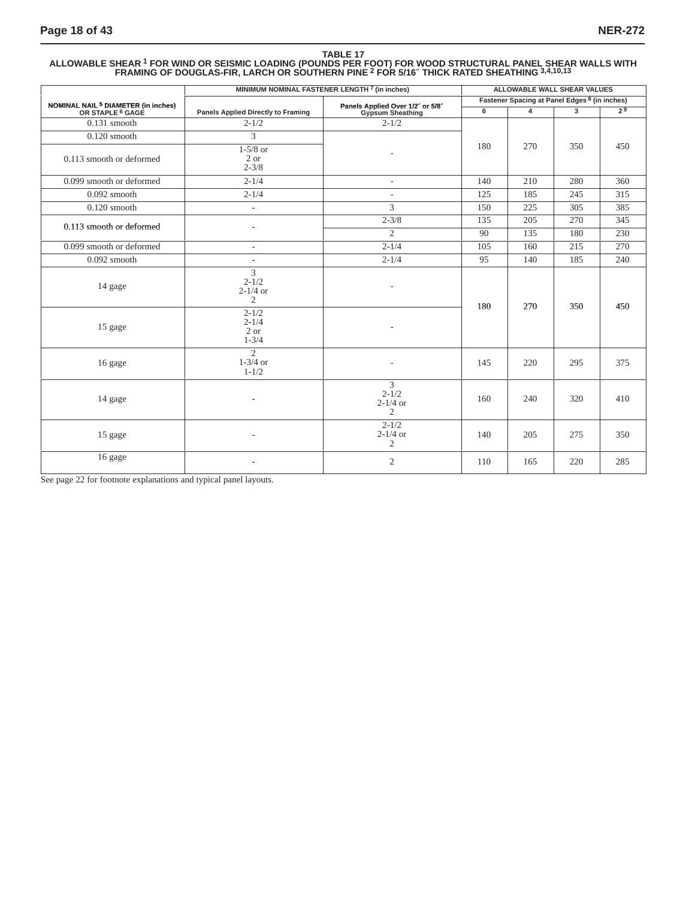**TABLE 17**
**ALLOWABLE SHEAR [1] FOR WIND OR SEISMIC LOADING (POUNDS PER FOOT) FOR WOOD STRUCTURAL PANEL SHEAR WALLS WITH FRAMING OF DOUGLAS-FIR, LARCH OR SOUTHERN PINE [2] FOR 5/16″ THICK RATED SHEATHING [3,4,10,13]**

| NOMINAL NAIL [5] DIAMETER (in inches) OR STAPLE [6] GAGE | MINIMUM NOMINAL FASTENER LENGTH [7] (in inches) | | ALLOWABLE WALL SHEAR VALUES | | | |
|---|---|---|---|---|---|---|
| | | | Fastener Spacing at Panel Edges [8] (in inches) | | | |
| | Panels Applied Directly to Framing | Panels Applied Over 1/2″ or 5/8″ Gypsum Sheathing | 6 | 4 | 3 | 2 [9] |
| 0.131 smooth | 2-1/2 | 2-1/2 | 180 | 270 | 350 | 450 |
| 0.120 smooth | 3 | - | 180 | 270 | 350 | 450 |
| 0.113 smooth or deformed | 1-5/8 or 2 or 2-3/8 | - | 180 | 270 | 350 | 450 |
| 0.099 smooth or deformed | 2-1/4 | - | 140 | 210 | 280 | 360 |
| 0.092 smooth | 2-1/4 | - | 125 | 185 | 245 | 315 |
| 0.120 smooth | - | 3 | 150 | 225 | 305 | 385 |
| 0.113 smooth or deformed | - | 2-3/8 | 135 | 205 | 270 | 345 |
| 0.113 smooth or deformed | - | 2 | 90 | 135 | 180 | 230 |
| 0.099 smooth or deformed | - | 2-1/4 | 105 | 160 | 215 | 270 |
| 0.092 smooth | - | 2-1/4 | 95 | 140 | 185 | 240 |
| 14 gage | 3<br>2-1/2<br>2-1/4 or<br>2 | - | 180 | 270 | 350 | 450 |
| 15 gage | 2-1/2<br>2-1/4<br>2 or<br>1-3/4 | - | 180 | 270 | 350 | 450 |
| 16 gage | 2<br>1-3/4 or<br>1-1/2 | - | 145 | 220 | 295 | 375 |
| 14 gage | - | 3<br>2-1/2<br>2-1/4 or<br>2 | 160 | 240 | 320 | 410 |
| 15 gage | - | 2-1/2<br>2-1/4 or<br>2 | 140 | 205 | 275 | 350 |
| 16 gage | - | 2 | 110 | 165 | 220 | 285 |

See page 22 for footnote explanations and typical panel layouts.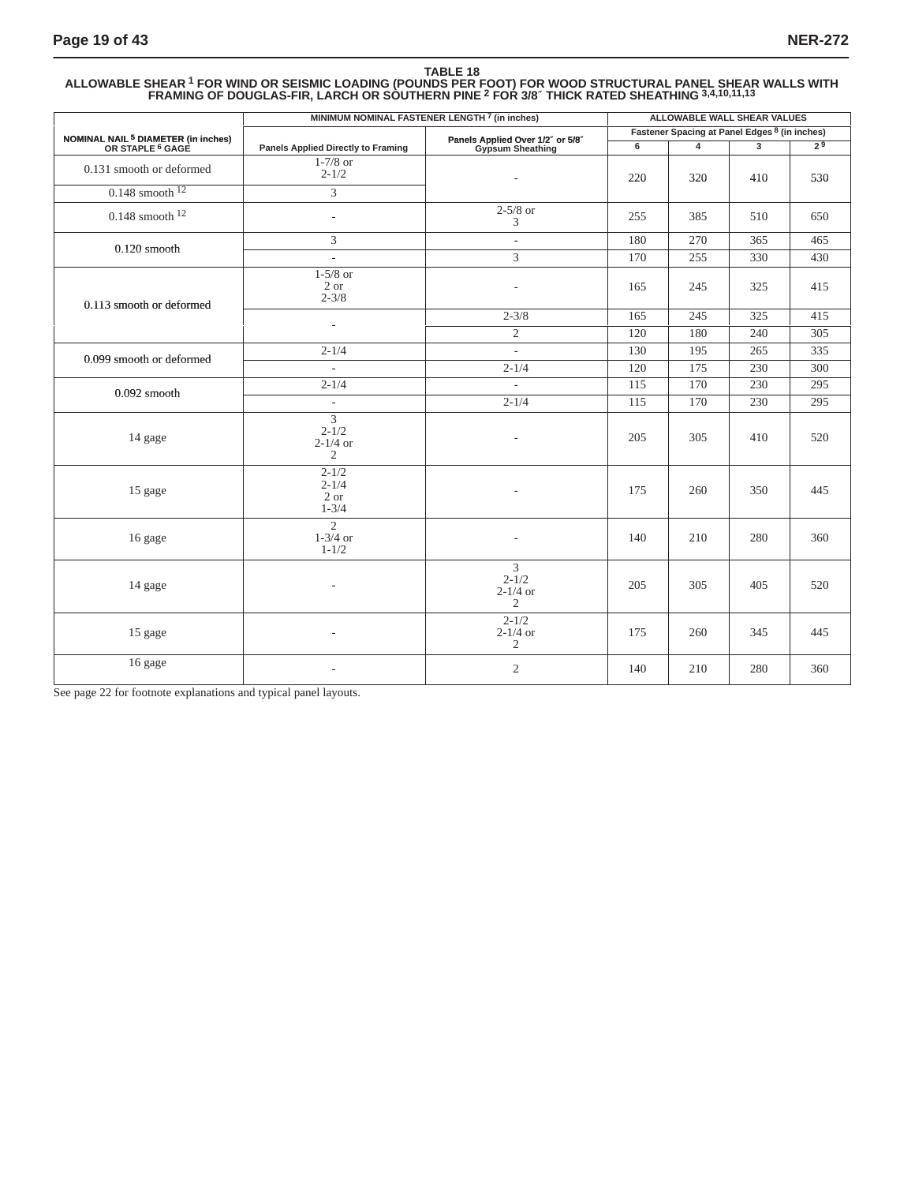**TABLE 18**

**ALLOWABLE SHEAR [1] FOR WIND OR SEISMIC LOADING (POUNDS PER FOOT) FOR WOOD STRUCTURAL PANEL SHEAR WALLS WITH FRAMING OF DOUGLAS-FIR, LARCH OR SOUTHERN PINE [2] FOR 3/8″ THICK RATED SHEATHING [3,4,10,11,13]**

| NOMINAL NAIL [5] DIAMETER (in inches) OR STAPLE [6] GAGE | MINIMUM NOMINAL FASTENER LENGTH [7] (in inches) | | ALLOWABLE WALL SHEAR VALUES | | | |
|---|---|---|---|---|---|---|
| | | | Fastener Spacing at Panel Edges [8] (in inches) | | | |
| | Panels Applied Directly to Framing | Panels Applied Over 1/2″ or 5/8″ Gypsum Sheathing | 6 | 4 | 3 | 2 [9] |
| 0.131 smooth or deformed | 1-7/8 or 2-1/2 | - | 220 | 320 | 410 | 530 |
| 0.148 smooth [12] | 3 | | | | | |
| 0.148 smooth [12] | - | 2-5/8 or 3 | 255 | 385 | 510 | 650 |
| 0.120 smooth | 3 | - | 180 | 270 | 365 | 465 |
| | - | 3 | 170 | 255 | 330 | 430 |
| 0.113 smooth or deformed | 1-5/8 or 2 or 2-3/8 | - | 165 | 245 | 325 | 415 |
| | - | 2-3/8 | 165 | 245 | 325 | 415 |
| | | 2 | 120 | 180 | 240 | 305 |
| 0.099 smooth or deformed | 2-1/4 | - | 130 | 195 | 265 | 335 |
| | - | 2-1/4 | 120 | 175 | 230 | 300 |
| 0.092 smooth | 2-1/4 | - | 115 | 170 | 230 | 295 |
| | - | 2-1/4 | 115 | 170 | 230 | 295 |
| 14 gage | 3 2-1/2 2-1/4 or 2 | - | 205 | 305 | 410 | 520 |
| 15 gage | 2-1/2 2-1/4 2 or 1-3/4 | - | 175 | 260 | 350 | 445 |
| 16 gage | 2 1-3/4 or 1-1/2 | - | 140 | 210 | 280 | 360 |
| 14 gage | - | 3 2-1/2 2-1/4 or 2 | 205 | 305 | 405 | 520 |
| 15 gage | - | 2-1/2 2-1/4 or 2 | 175 | 260 | 345 | 445 |
| 16 gage | - | 2 | 140 | 210 | 280 | 360 |

See page 22 for footnote explanations and typical panel layouts.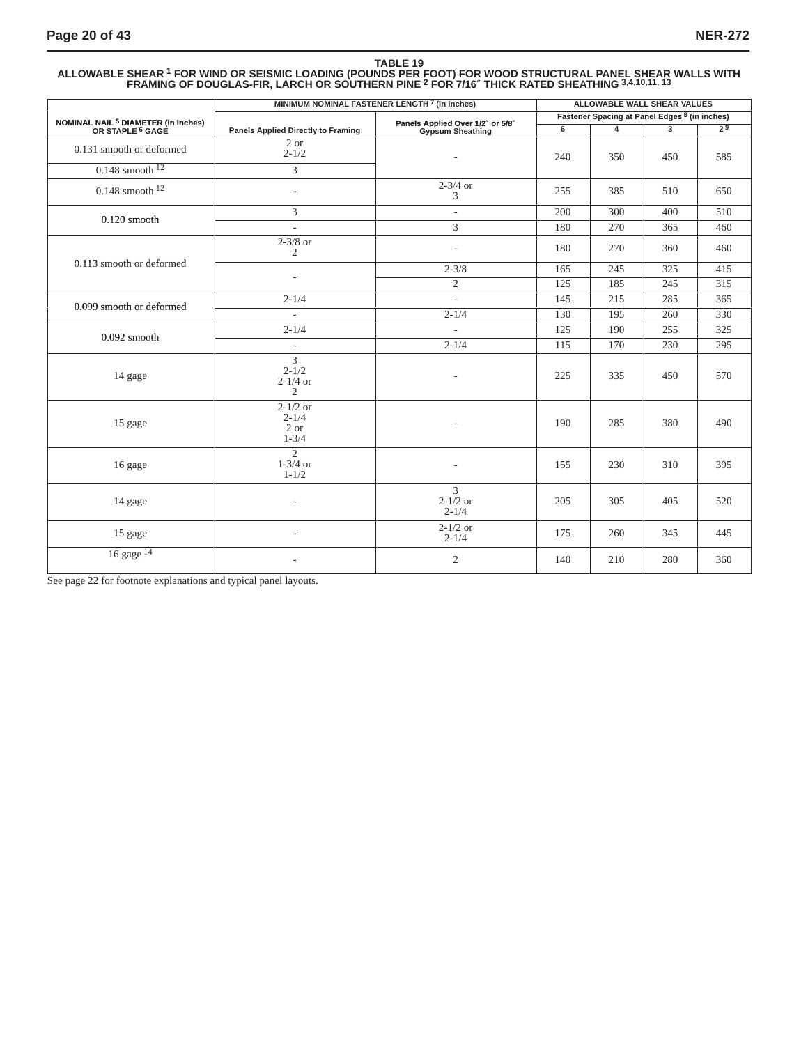### TABLE 19
### ALLOWABLE SHEAR [1] FOR WIND OR SEISMIC LOADING (POUNDS PER FOOT) FOR WOOD STRUCTURAL PANEL SHEAR WALLS WITH FRAMING OF DOUGLAS-FIR, LARCH OR SOUTHERN PINE [2] FOR 7/16″ THICK RATED SHEATHING [3,4,10,11,13]

| NOMINAL NAIL [5] DIAMETER (in inches) OR STAPLE [6] GAGE | MINIMUM NOMINAL FASTENER LENGTH [7] (in inches) | | ALLOWABLE WALL SHEAR VALUES | | | |
|---|---|---|---|---|---|---|
| | | | Fastener Spacing at Panel Edges [8] (in inches) | | | |
| | Panels Applied Directly to Framing | Panels Applied Over 1/2″ or 5/8″ Gypsum Sheathing | 6 | 4 | 3 | 2 [9] |
| 0.131 smooth or deformed | 2 or 2-1/2 | - | 240 | 350 | 450 | 585 |
| 0.148 smooth [12] | 3 | | | | | |
| 0.148 smooth [12] | - | 2-3/4 or 3 | 255 | 385 | 510 | 650 |
| 0.120 smooth | 3 | - | 200 | 300 | 400 | 510 |
| | - | 3 | 180 | 270 | 365 | 460 |
| 0.113 smooth or deformed | 2-3/8 or 2 | - | 180 | 270 | 360 | 460 |
| | - | 2-3/8 | 165 | 245 | 325 | 415 |
| | | 2 | 125 | 185 | 245 | 315 |
| 0.099 smooth or deformed | 2-1/4 | - | 145 | 215 | 285 | 365 |
| | - | 2-1/4 | 130 | 195 | 260 | 330 |
| 0.092 smooth | 2-1/4 | - | 125 | 190 | 255 | 325 |
| | - | 2-1/4 | 115 | 170 | 230 | 295 |
| 14 gage | 3 2-1/2 2-1/4 or 2 | - | 225 | 335 | 450 | 570 |
| 15 gage | 2-1/2 or 2-1/4 2 or 1-3/4 | - | 190 | 285 | 380 | 490 |
| 16 gage | 2 1-3/4 or 1-1/2 | - | 155 | 230 | 310 | 395 |
| 14 gage | - | 3 2-1/2 or 2-1/4 | 205 | 305 | 405 | 520 |
| 15 gage | - | 2-1/2 or 2-1/4 | 175 | 260 | 345 | 445 |
| 16 gage [14] | - | 2 | 140 | 210 | 280 | 360 |

See page 22 for footnote explanations and typical panel layouts.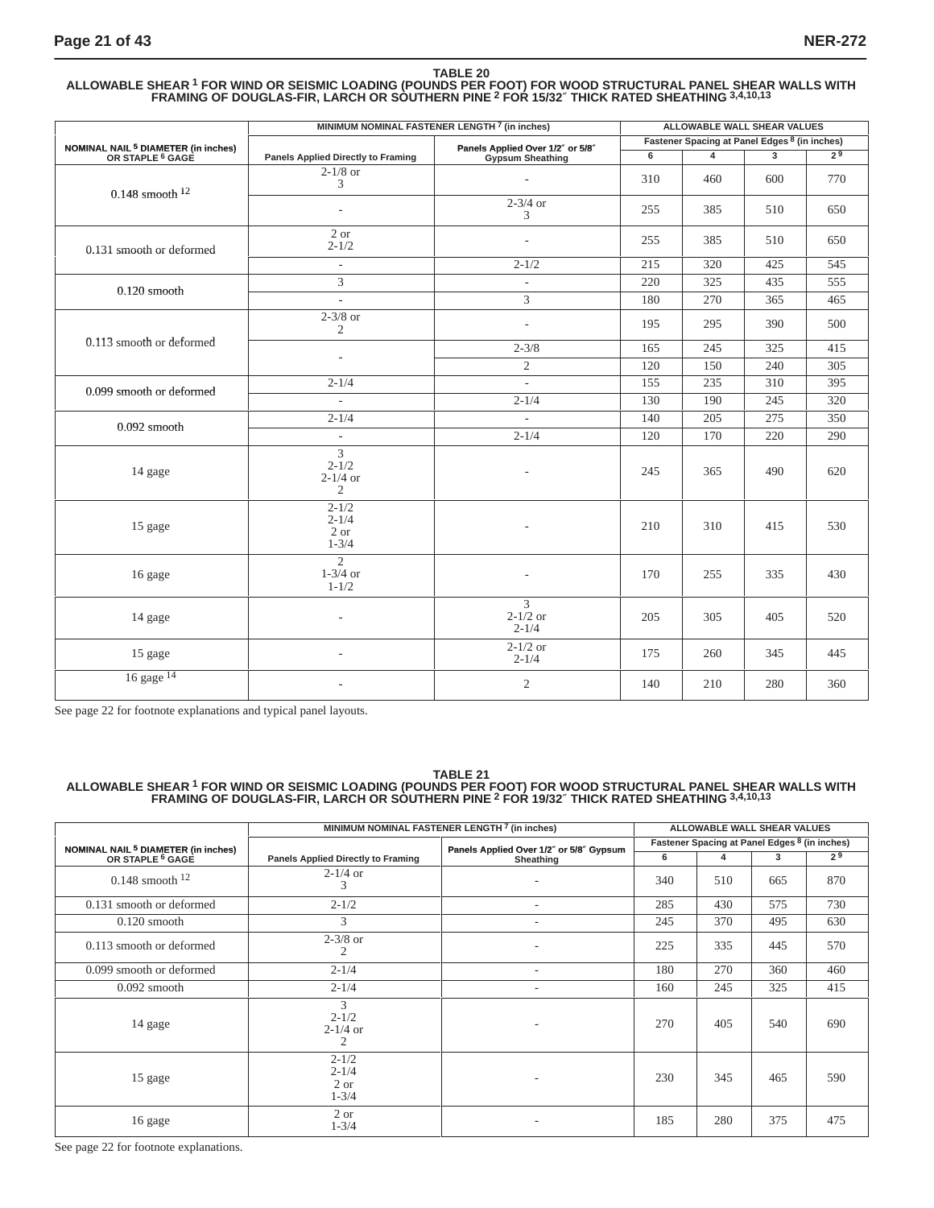**TABLE 20**
**ALLOWABLE SHEAR [1] FOR WIND OR SEISMIC LOADING (POUNDS PER FOOT) FOR WOOD STRUCTURAL PANEL SHEAR WALLS WITH FRAMING OF DOUGLAS-FIR, LARCH OR SOUTHERN PINE [2] FOR 15/32″ THICK RATED SHEATHING [3,4,10,13]**

| NOMINAL NAIL [5] DIAMETER (in inches) OR STAPLE [6] GAGE | MINIMUM NOMINAL FASTENER LENGTH [7] (in inches) | | ALLOWABLE WALL SHEAR VALUES | | | |
|---|---|---|---|---|---|---|
| | Panels Applied Directly to Framing | Panels Applied Over 1/2″ or 5/8″ Gypsum Sheathing | Fastener Spacing at Panel Edges [8] (in inches) | | | |
| | | | 6 | 4 | 3 | 2 [9] |
| 0.148 smooth [12] | 2-1/8 or 3 | - | 310 | 460 | 600 | 770 |
| | - | 2-3/4 or 3 | 255 | 385 | 510 | 650 |
| 0.131 smooth or deformed | 2 or 2-1/2 | - | 255 | 385 | 510 | 650 |
| | - | 2-1/2 | 215 | 320 | 425 | 545 |
| 0.120 smooth | 3 | - | 220 | 325 | 435 | 555 |
| | - | 3 | 180 | 270 | 365 | 465 |
| 0.113 smooth or deformed | 2-3/8 or 2 | - | 195 | 295 | 390 | 500 |
| | - | 2-3/8 | 165 | 245 | 325 | 415 |
| | | 2 | 120 | 150 | 240 | 305 |
| 0.099 smooth or deformed | 2-1/4 | - | 155 | 235 | 310 | 395 |
| | - | 2-1/4 | 130 | 190 | 245 | 320 |
| 0.092 smooth | 2-1/4 | - | 140 | 205 | 275 | 350 |
| | - | 2-1/4 | 120 | 170 | 220 | 290 |
| 14 gage | 3, 2-1/2, 2-1/4 or 2 | - | 245 | 365 | 490 | 620 |
| 15 gage | 2-1/2, 2-1/4, 2 or 1-3/4 | - | 210 | 310 | 415 | 530 |
| 16 gage | 2, 1-3/4 or 1-1/2 | - | 170 | 255 | 335 | 430 |
| 14 gage | - | 3, 2-1/2 or 2-1/4 | 205 | 305 | 405 | 520 |
| 15 gage | - | 2-1/2 or 2-1/4 | 175 | 260 | 345 | 445 |
| 16 gage [14] | - | 2 | 140 | 210 | 280 | 360 |

See page 22 for footnote explanations and typical panel layouts.

**TABLE 21**
**ALLOWABLE SHEAR [1] FOR WIND OR SEISMIC LOADING (POUNDS PER FOOT) FOR WOOD STRUCTURAL PANEL SHEAR WALLS WITH FRAMING OF DOUGLAS-FIR, LARCH OR SOUTHERN PINE [2] FOR 19/32″ THICK RATED SHEATHING [3,4,10,13]**

| NOMINAL NAIL [5] DIAMETER (in inches) OR STAPLE [6] GAGE | MINIMUM NOMINAL FASTENER LENGTH [7] (in inches) | | ALLOWABLE WALL SHEAR VALUES | | | |
|---|---|---|---|---|---|---|
| | Panels Applied Directly to Framing | Panels Applied Over 1/2″ or 5/8″ Gypsum Sheathing | Fastener Spacing at Panel Edges [8] (in inches) | | | |
| | | | 6 | 4 | 3 | 2 [9] |
| 0.148 smooth [12] | 2-1/4 or 3 | - | 340 | 510 | 665 | 870 |
| 0.131 smooth or deformed | 2-1/2 | - | 285 | 430 | 575 | 730 |
| 0.120 smooth | 3 | - | 245 | 370 | 495 | 630 |
| 0.113 smooth or deformed | 2-3/8 or 2 | - | 225 | 335 | 445 | 570 |
| 0.099 smooth or deformed | 2-1/4 | - | 180 | 270 | 360 | 460 |
| 0.092 smooth | 2-1/4 | - | 160 | 245 | 325 | 415 |
| 14 gage | 3, 2-1/2, 2-1/4 or 2 | - | 270 | 405 | 540 | 690 |
| 15 gage | 2-1/2, 2-1/4, 2 or 1-3/4 | - | 230 | 345 | 465 | 590 |
| 16 gage | 2 or 1-3/4 | - | 185 | 280 | 375 | 475 |

See page 22 for footnote explanations.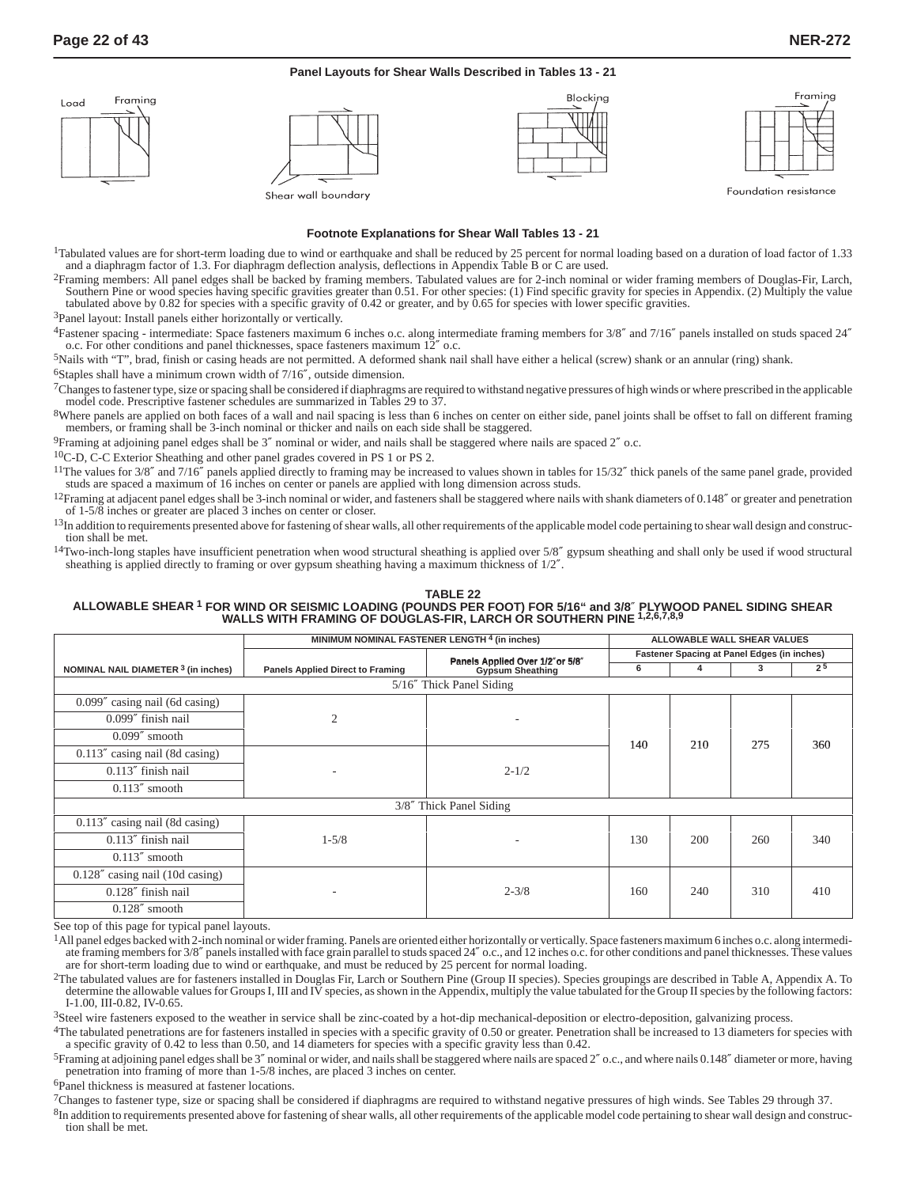**Panel Layouts for Shear Walls Described in Tables 13 - 21**

Load Framing

Shear wall boundary

Blocking

Framing

Foundation resistance

**Footnote Explanations for Shear Wall Tables 13 - 21**

[1]Tabulated values are for short-term loading due to wind or earthquake and shall be reduced by 25 percent for normal loading based on a duration of load factor of 1.33 and a diaphragm factor of 1.3. For diaphragm deflection analysis, deflections in Appendix Table B or C are used.

[2]Framing members: All panel edges shall be backed by framing members. Tabulated values are for 2-inch nominal or wider framing members of Douglas-Fir, Larch, Southern Pine or wood species having specific gravities greater than 0.51. For other species: (1) Find specific gravity for species in Appendix. (2) Multiply the value tabulated above by 0.82 for species with a specific gravity of 0.42 or greater, and by 0.65 for species with lower specific gravities.

[3]Panel layout: Install panels either horizontally or vertically.

[4]Fastener spacing - intermediate: Space fasteners maximum 6 inches o.c. along intermediate framing members for 3/8″ and 7/16″ panels installed on studs spaced 24″ o.c. For other conditions and panel thicknesses, space fasteners maximum 12″ o.c.

[5]Nails with "T", brad, finish or casing heads are not permitted. A deformed shank nail shall have either a helical (screw) shank or an annular (ring) shank.

[6]Staples shall have a minimum crown width of 7/16″, outside dimension.

[7]Changes to fastener type, size or spacing shall be considered if diaphragms are required to withstand negative pressures of high winds or where prescribed in the applicable model code. Prescriptive fastener schedules are summarized in Tables 29 to 37.

[8]Where panels are applied on both faces of a wall and nail spacing is less than 6 inches on center on either side, panel joints shall be offset to fall on different framing members, or framing shall be 3-inch nominal or thicker and nails on each side shall be staggered.

[9]Framing at adjoining panel edges shall be 3″ nominal or wider, and nails shall be staggered where nails are spaced 2″ o.c.

[10]C-D, C-C Exterior Sheathing and other panel grades covered in PS 1 or PS 2.

[11]The values for 3/8″ and 7/16″ panels applied directly to framing may be increased to values shown in tables for 15/32″ thick panels of the same panel grade, provided studs are spaced a maximum of 16 inches on center or panels are applied with long dimension across studs.

[12]Framing at adjacent panel edges shall be 3-inch nominal or wider, and fasteners shall be staggered where nails with shank diameters of 0.148″ or greater and penetration of 1-5/8 inches or greater are placed 3 inches on center or closer.

[13]In addition to requirements presented above for fastening of shear walls, all other requirements of the applicable model code pertaining to shear wall design and construction shall be met.

[14]Two-inch-long staples have insufficient penetration when wood structural sheathing is applied over 5/8″ gypsum sheathing and shall only be used if wood structural sheathing is applied directly to framing or over gypsum sheathing having a maximum thickness of 1/2″.

**TABLE 22**
**ALLOWABLE SHEAR [1] FOR WIND OR SEISMIC LOADING (POUNDS PER FOOT) FOR 5/16" and 3/8″ PLYWOOD PANEL SIDING SHEAR WALLS WITH FRAMING OF DOUGLAS-FIR, LARCH OR SOUTHERN PINE [1,2,6,7,8,9]**

| NOMINAL NAIL DIAMETER [3] (in inches) | MINIMUM NOMINAL FASTENER LENGTH [4] (in inches) | | ALLOWABLE WALL SHEAR VALUES | | | |
|---|---|---|---|---|---|---|
| | | | Fastener Spacing at Panel Edges (in inches) | | | |
| | Panels Applied Direct to Framing | Panels Applied Over 1/2″ or 5/8″ Gypsum Sheathing | 6 | 4 | 3 | 2 [5] |
| 5/16″ Thick Panel Siding | | | | | | |
| 0.099″ casing nail (6d casing) | 2 | - | 140 | 210 | 275 | 360 |
| 0.099″ finish nail | | | | | | |
| 0.099″ smooth | | | | | | |
| 0.113″ casing nail (8d casing) | - | 2-1/2 | | | | |
| 0.113″ finish nail | | | | | | |
| 0.113″ smooth | | | | | | |
| 3/8″ Thick Panel Siding | | | | | | |
| 0.113″ casing nail (8d casing) | 1-5/8 | - | 130 | 200 | 260 | 340 |
| 0.113″ finish nail | | | | | | |
| 0.113″ smooth | | | | | | |
| 0.128″ casing nail (10d casing) | - | 2-3/8 | 160 | 240 | 310 | 410 |
| 0.128″ finish nail | | | | | | |
| 0.128″ smooth | | | | | | |

See top of this page for typical panel layouts.

[1]All panel edges backed with 2-inch nominal or wider framing. Panels are oriented either horizontally or vertically. Space fasteners maximum 6 inches o.c. along intermediate framing members for 3/8″ panels installed with face grain parallel to studs spaced 24″ o.c., and 12 inches o.c. for other conditions and panel thicknesses. These values are for short-term loading due to wind or earthquake, and must be reduced by 25 percent for normal loading.

[2]The tabulated values are for fasteners installed in Douglas Fir, Larch or Southern Pine (Group II species). Species groupings are described in Table A, Appendix A. To determine the allowable values for Groups I, III and IV species, as shown in the Appendix, multiply the value tabulated for the Group II species by the following factors: I-1.00, III-0.82, IV-0.65.

[3]Steel wire fasteners exposed to the weather in service shall be zinc-coated by a hot-dip mechanical-deposition or electro-deposition, galvanizing process.

[4]The tabulated penetrations are for fasteners installed in species with a specific gravity of 0.50 or greater. Penetration shall be increased to 13 diameters for species with a specific gravity of 0.42 to less than 0.50, and 14 diameters for species with a specific gravity less than 0.42.

[5]Framing at adjoining panel edges shall be 3″ nominal or wider, and nails shall be staggered where nails are spaced 2″ o.c., and where nails 0.148″ diameter or more, having penetration into framing of more than 1-5/8 inches, are placed 3 inches on center.

[6]Panel thickness is measured at fastener locations.

[7]Changes to fastener type, size or spacing shall be considered if diaphragms are required to withstand negative pressures of high winds. See Tables 29 through 37.

[8]In addition to requirements presented above for fastening of shear walls, all other requirements of the applicable model code pertaining to shear wall design and construction shall be met.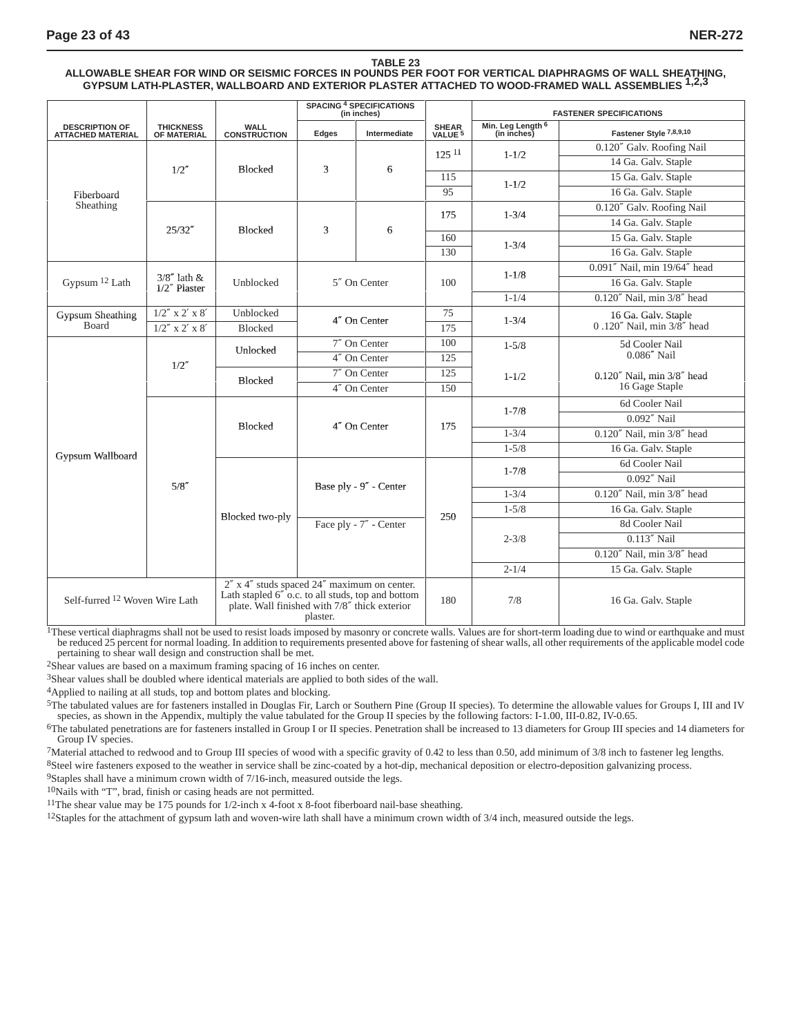**TABLE 23**

**ALLOWABLE SHEAR FOR WIND OR SEISMIC FORCES IN POUNDS PER FOOT FOR VERTICAL DIAPHRAGMS OF WALL SHEATHING, GYPSUM LATH-PLASTER, WALLBOARD AND EXTERIOR PLASTER ATTACHED TO WOOD-FRAMED WALL ASSEMBLIES [1,2,3]**

| DESCRIPTION OF ATTACHED MATERIAL | THICKNESS OF MATERIAL | WALL CONSTRUCTION | SPACING [4] SPECIFICATIONS (in inches) | | SHEAR VALUE [5] | FASTENER SPECIFICATIONS | |
|---|---|---|---|---|---|---|---|
| | | | Edges | Intermediate | | Min. Leg Length [6] (in inches) | Fastener Style [7,8,9,10] |
| Fiberboard Sheathing | 1/2″ | Blocked | 3 | 6 | 125 [11] | 1-1/2 | 0.120″ Galv. Roofing Nail |
| | | | | | | | 14 Ga. Galv. Staple |
| | | | | | 115 | 1-1/2 | 15 Ga. Galv. Staple |
| | | | | | 95 | | 16 Ga. Galv. Staple |
| | 25/32″ | Blocked | 3 | 6 | 175 | 1-3/4 | 0.120″ Galv. Roofing Nail |
| | | | | | | | 14 Ga. Galv. Staple |
| | | | | | 160 | 1-3/4 | 15 Ga. Galv. Staple |
| | | | | | 130 | | 16 Ga. Galv. Staple |
| Gypsum [12] Lath | 3/8″ lath & 1/2″ Plaster | Unblocked | 5″ On Center | | 100 | 1-1/8 | 0.091″ Nail, min 19/64″ head |
| | | | | | | | 16 Ga. Galv. Staple |
| | | | | | | 1-1/4 | 0.120″ Nail, min 3/8″ head |
| Gypsum Sheathing Board | 1/2″ x 2′ x 8′ | Unblocked | 4″ On Center | | 75 | 1-3/4 | 16 Ga. Galv. Staple<br>0 .120″ Nail, min 3/8″ head |
| | 1/2″ x 2′ x 8′ | Blocked | | | 175 | | |
| Gypsum Wallboard | 1/2″ | Unlocked | 7″ On Center | | 100 | 1-5/8 | 5d Cooler Nail<br>0.086″ Nail |
| | | | 4″ On Center | | 125 | | |
| | | Blocked | 7″ On Center | | 125 | 1-1/2 | 0.120″ Nail, min 3/8″ head<br>16 Gage Staple |
| | | | 4″ On Center | | 150 | | |
| | 5/8″ | Blocked | 4″ On Center | | 175 | 1-7/8 | 6d Cooler Nail |
| | | | | | | | 0.092″ Nail |
| | | | | | | 1-3/4 | 0.120″ Nail, min 3/8″ head |
| | | | | | | 1-5/8 | 16 Ga. Galv. Staple |
| | | Blocked two-ply | Base ply - 9″ - Center | | 250 | 1-7/8 | 6d Cooler Nail |
| | | | | | | | 0.092″ Nail |
| | | | | | | 1-3/4 | 0.120″ Nail, min 3/8″ head |
| | | | | | | 1-5/8 | 16 Ga. Galv. Staple |
| | | | Face ply - 7″ - Center | | | 2-3/8 | 8d Cooler Nail |
| | | | | | | | 0.113″ Nail |
| | | | | | | | 0.120″ Nail, min 3/8″ head |
| | | | | | | 2-1/4 | 15 Ga. Galv. Staple |
| Self-furred [12] Woven Wire Lath | | 2″ x 4″ studs spaced 24″ maximum on center. Lath stapled 6″ o.c. to all studs, top and bottom plate. Wall finished with 7/8″ thick exterior plaster. | | | 180 | 7/8 | 16 Ga. Galv. Staple |

[1]These vertical diaphragms shall not be used to resist loads imposed by masonry or concrete walls. Values are for short-term loading due to wind or earthquake and must be reduced 25 percent for normal loading. In addition to requirements presented above for fastening of shear walls, all other requirements of the applicable model code pertaining to shear wall design and construction shall be met.

[2]Shear values are based on a maximum framing spacing of 16 inches on center.

[3]Shear values shall be doubled where identical materials are applied to both sides of the wall.

[4]Applied to nailing at all studs, top and bottom plates and blocking.

[5]The tabulated values are for fasteners installed in Douglas Fir, Larch or Southern Pine (Group II species). To determine the allowable values for Groups I, III and IV species, as shown in the Appendix, multiply the value tabulated for the Group II species by the following factors: I-1.00, III-0.82, IV-0.65.

[6]The tabulated penetrations are for fasteners installed in Group I or II species. Penetration shall be increased to 13 diameters for Group III species and 14 diameters for Group IV species.

[7]Material attached to redwood and to Group III species of wood with a specific gravity of 0.42 to less than 0.50, add minimum of 3/8 inch to fastener leg lengths.

[8]Steel wire fasteners exposed to the weather in service shall be zinc-coated by a hot-dip, mechanical deposition or electro-deposition galvanizing process.

[9]Staples shall have a minimum crown width of 7/16-inch, measured outside the legs.

[10]Nails with "T", brad, finish or casing heads are not permitted.

[11]The shear value may be 175 pounds for 1/2-inch x 4-foot x 8-foot fiberboard nail-base sheathing.

[12]Staples for the attachment of gypsum lath and woven-wire lath shall have a minimum crown width of 3/4 inch, measured outside the legs.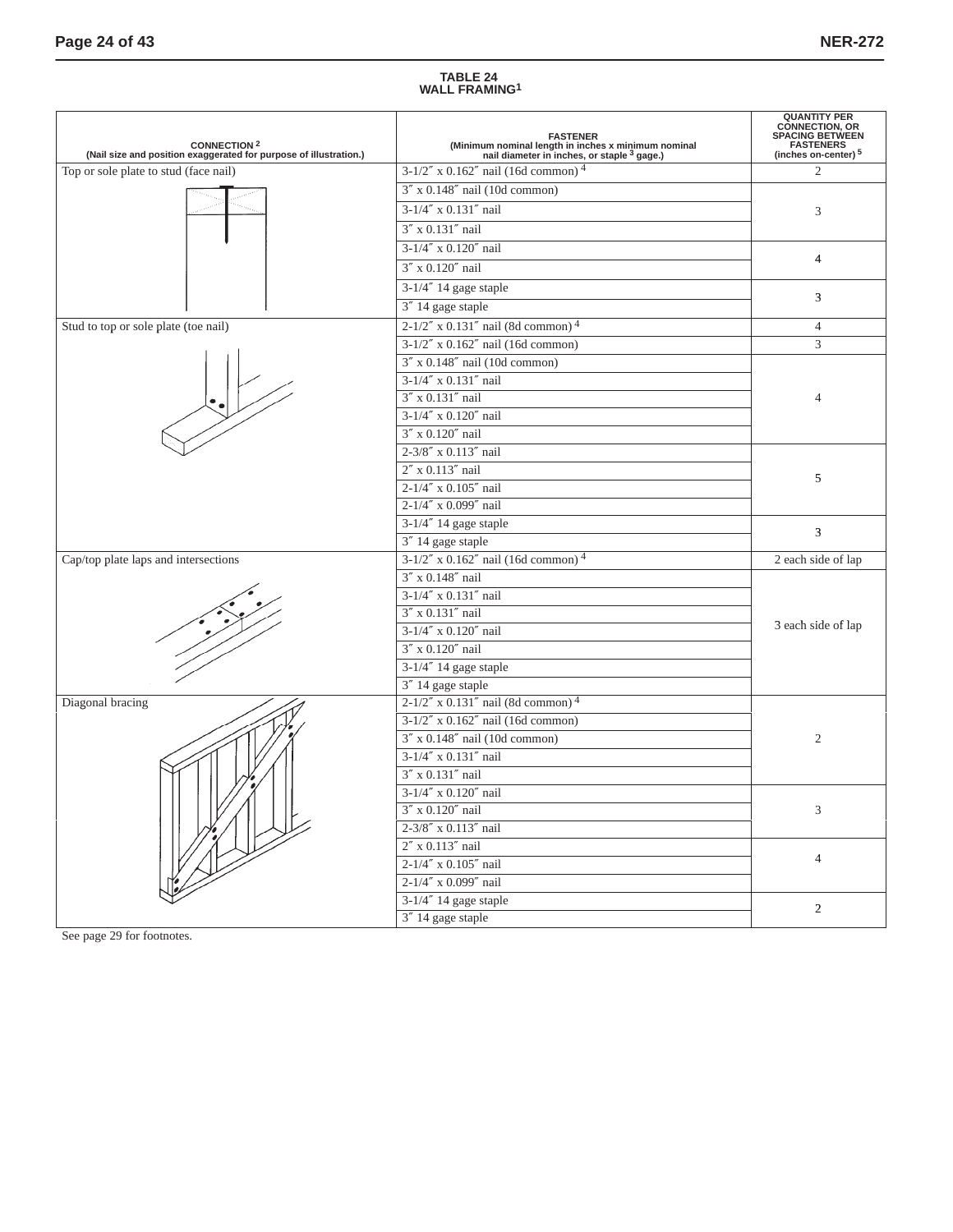**TABLE 24**
**WALL FRAMING[1]**

| CONNECTION [2] (Nail size and position exaggerated for purpose of illustration.) | FASTENER (Minimum nominal length in inches x minimum nominal nail diameter in inches, or staple [3] gage.) | QUANTITY PER CONNECTION, OR SPACING BETWEEN FASTENERS (inches on-center) [5] |
|---|---|---|
| Top or sole plate to stud (face nail) | 3-1/2″ x 0.162″ nail (16d common) [4] | 2 |
| | 3″ x 0.148″ nail (10d common) | 3 |
| | 3-1/4″ x 0.131″ nail | |
| | 3″ x 0.131″ nail | |
| | 3-1/4″ x 0.120″ nail | 4 |
| | 3″ x 0.120″ nail | |
| | 3-1/4″ 14 gage staple | 3 |
| | 3″ 14 gage staple | |
| Stud to top or sole plate (toe nail) | 2-1/2″ x 0.131″ nail (8d common) [4] | 4 |
| | 3-1/2″ x 0.162″ nail (16d common) | 3 |
| | 3″ x 0.148″ nail (10d common) | 4 |
| | 3-1/4″ x 0.131″ nail | |
| | 3″ x 0.131″ nail | |
| | 3-1/4″ x 0.120″ nail | |
| | 3″ x 0.120″ nail | |
| | 2-3/8″ x 0.113″ nail | 5 |
| | 2″ x 0.113″ nail | |
| | 2-1/4″ x 0.105″ nail | |
| | 2-1/4″ x 0.099″ nail | |
| | 3-1/4″ 14 gage staple | 3 |
| | 3″ 14 gage staple | |
| Cap/top plate laps and intersections | 3-1/2″ x 0.162″ nail (16d common) [4] | 2 each side of lap |
| | 3″ x 0.148″ nail | 3 each side of lap |
| | 3-1/4″ x 0.131″ nail | |
| | 3″ x 0.131″ nail | |
| | 3-1/4″ x 0.120″ nail | |
| | 3″ x 0.120″ nail | |
| | 3-1/4″ 14 gage staple | |
| | 3″ 14 gage staple | |
| Diagonal bracing | 2-1/2″ x 0.131″ nail (8d common) [4] | 2 |
| | 3-1/2″ x 0.162″ nail (16d common) | |
| | 3″ x 0.148″ nail (10d common) | |
| | 3-1/4″ x 0.131″ nail | |
| | 3″ x 0.131″ nail | |
| | 3-1/4″ x 0.120″ nail | 3 |
| | 3″ x 0.120″ nail | |
| | 2-3/8″ x 0.113″ nail | |
| | 2″ x 0.113″ nail | 4 |
| | 2-1/4″ x 0.105″ nail | |
| | 2-1/4″ x 0.099″ nail | |
| | 3-1/4″ 14 gage staple | 2 |
| | 3″ 14 gage staple | |

See page 29 for footnotes.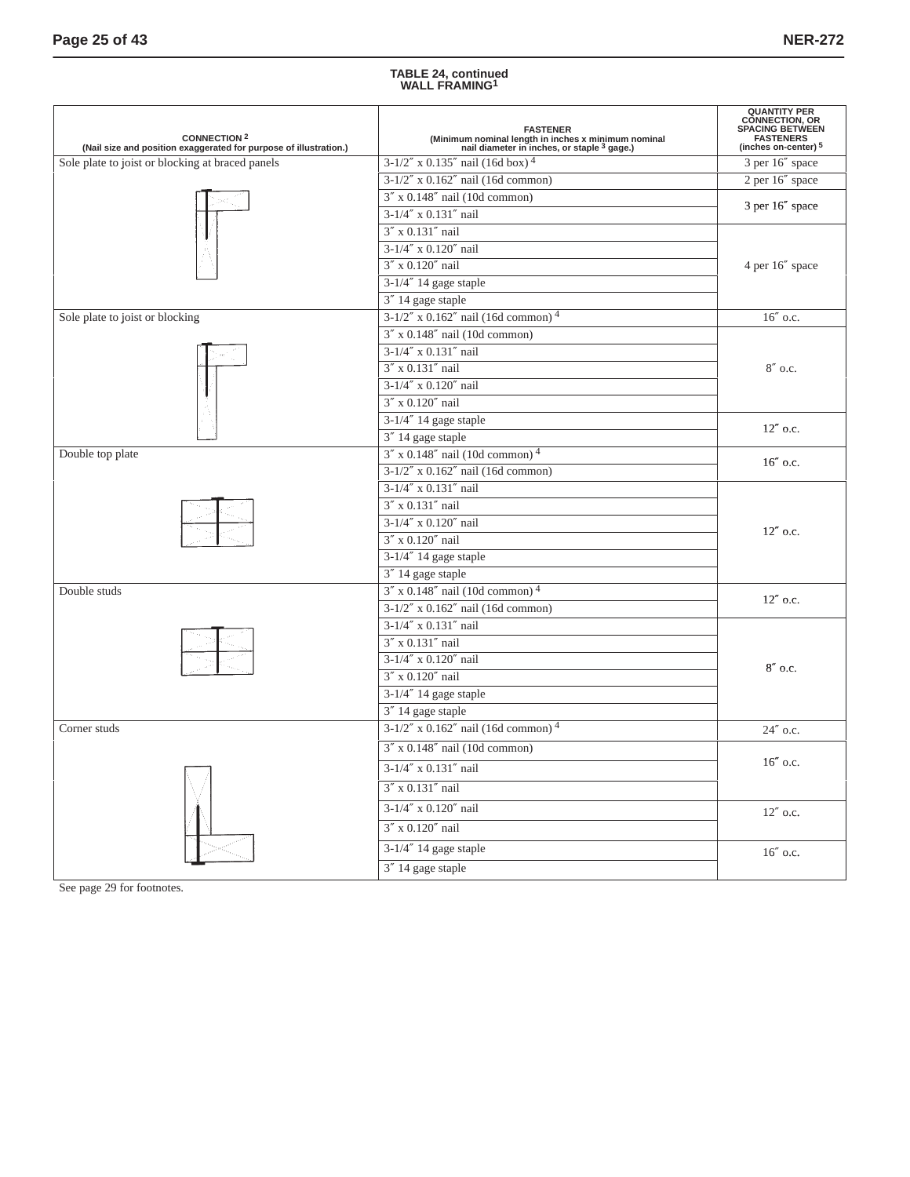**TABLE 24, continued**
**WALL FRAMING[1]**

| CONNECTION[2] (Nail size and position exaggerated for purpose of illustration.) | FASTENER (Minimum nominal length in inches x minimum nominal nail diameter in inches, or staple[3] gage.) | QUANTITY PER CONNECTION, OR SPACING BETWEEN FASTENERS (inches on-center)[5] |
|---|---|---|
| Sole plate to joist or blocking at braced panels | 3-1/2″ x 0.135″ nail (16d box)[4] | 3 per 16″ space |
| | 3-1/2″ x 0.162″ nail (16d common) | 2 per 16″ space |
| | 3″ x 0.148″ nail (10d common) | 3 per 16″ space |
| | 3-1/4″ x 0.131″ nail | |
| | 3″ x 0.131″ nail | 4 per 16″ space |
| | 3-1/4″ x 0.120″ nail | |
| | 3″ x 0.120″ nail | |
| | 3-1/4″ 14 gage staple | |
| | 3″ 14 gage staple | |
| Sole plate to joist or blocking | 3-1/2″ x 0.162″ nail (16d common)[4] | 16″ o.c. |
| | 3″ x 0.148″ nail (10d common) | 8″ o.c. |
| | 3-1/4″ x 0.131″ nail | |
| | 3″ x 0.131″ nail | |
| | 3-1/4″ x 0.120″ nail | |
| | 3″ x 0.120″ nail | |
| | 3-1/4″ 14 gage staple | 12″ o.c. |
| | 3″ 14 gage staple | |
| Double top plate | 3″ x 0.148″ nail (10d common)[4] | 16″ o.c. |
| | 3-1/2″ x 0.162″ nail (16d common) | |
| | 3-1/4″ x 0.131″ nail | 12″ o.c. |
| | 3″ x 0.131″ nail | |
| | 3-1/4″ x 0.120″ nail | |
| | 3″ x 0.120″ nail | |
| | 3-1/4″ 14 gage staple | |
| | 3″ 14 gage staple | |
| Double studs | 3″ x 0.148″ nail (10d common)[4] | 12″ o.c. |
| | 3-1/2″ x 0.162″ nail (16d common) | |
| | 3-1/4″ x 0.131″ nail | 8″ o.c. |
| | 3″ x 0.131″ nail | |
| | 3-1/4″ x 0.120″ nail | |
| | 3″ x 0.120″ nail | |
| | 3-1/4″ 14 gage staple | |
| | 3″ 14 gage staple | |
| Corner studs | 3-1/2″ x 0.162″ nail (16d common)[4] | 24″ o.c. |
| | 3″ x 0.148″ nail (10d common) | 16″ o.c. |
| | 3-1/4″ x 0.131″ nail | |
| | 3″ x 0.131″ nail | |
| | 3-1/4″ x 0.120″ nail | 12″ o.c. |
| | 3″ x 0.120″ nail | |
| | 3-1/4″ 14 gage staple | 16″ o.c. |
| | 3″ 14 gage staple | |

See page 29 for footnotes.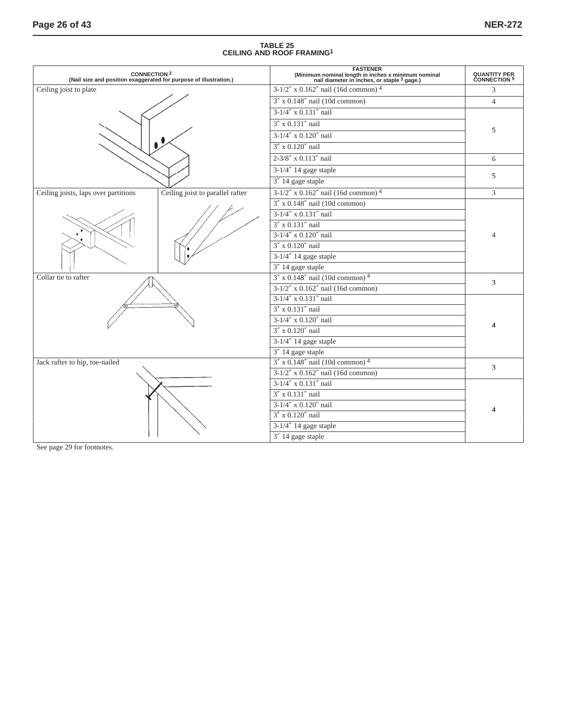**TABLE 25**
**CEILING AND ROOF FRAMING[1]**

| CONNECTION [2] (Nail size and position exaggerated for purpose of illustration.) | FASTENER (Minimum nominal length in inches x minimum nominal nail diameter in inches, or staple [3] gage.) | QUANTITY PER CONNECTION [5] |
|---|---|---|
| Ceiling joist to plate | 3-1/2″ x 0.162″ nail (16d common) [4] | 3 |
| | 3″ x 0.148″ nail (10d common) | 4 |
| | 3-1/4″ x 0.131″ nail | 5 |
| | 3″ x 0.131″ nail | |
| | 3-1/4″ x 0.120″ nail | |
| | 3″ x 0.120″ nail | |
| | 2-3/8″ x 0.113″ nail | 6 |
| | 3-1/4″ 14 gage staple | 5 |
| | 3″ 14 gage staple | |
| Ceiling joists, laps over partitions / Ceiling joist to parallel rafter | 3-1/2″ x 0.162″ nail (16d common) [4] | 3 |
| | 3″ x 0.148″ nail (10d common) | 4 |
| | 3-1/4″ x 0.131″ nail | |
| | 3″ x 0.131″ nail | |
| | 3-1/4″ x 0.120″ nail | |
| | 3″ x 0.120″ nail | |
| | 3-1/4″ 14 gage staple | |
| | 3″ 14 gage staple | |
| Collar tie to rafter | 3″ x 0.148″ nail (10d common) [4] | 3 |
| | 3-1/2″ x 0.162″ nail (16d common) | |
| | 3-1/4″ x 0.131″ nail | 4 |
| | 3″ x 0.131″ nail | |
| | 3-1/4″ x 0.120″ nail | |
| | 3″ x 0.120″ nail | |
| | 3-1/4″ 14 gage staple | |
| | 3″ 14 gage staple | |
| Jack rafter to hip, toe-nailed | 3″ x 0.148″ nail (10d common) [4] | 3 |
| | 3-1/2″ x 0.162″ nail (16d common) | |
| | 3-1/4″ x 0.131″ nail | 4 |
| | 3″ x 0.131″ nail | |
| | 3-1/4″ x 0.120″ nail | |
| | 3″ x 0.120″ nail | |
| | 3-1/4″ 14 gage staple | |
| | 3″ 14 gage staple | |

See page 29 for footnotes.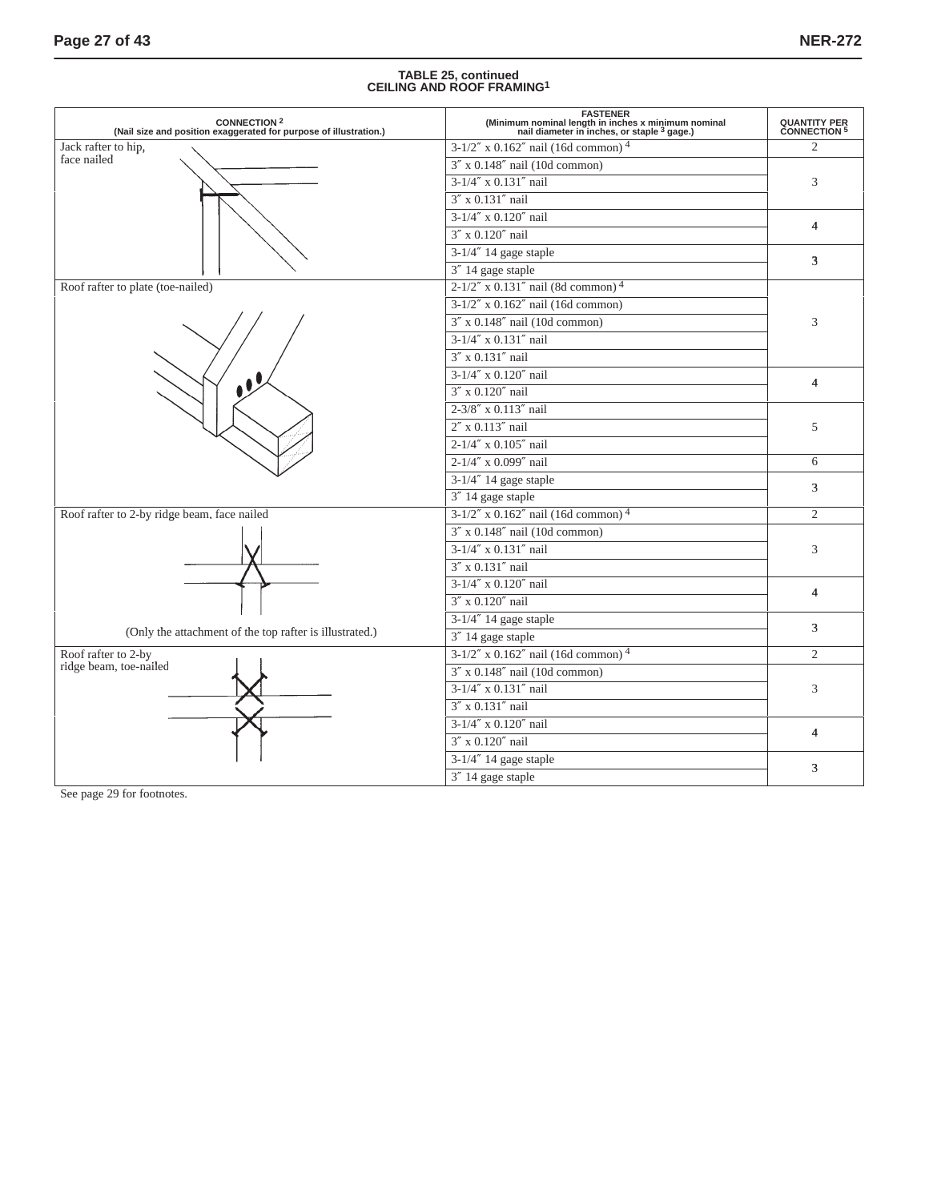**TABLE 25, continued**
**CEILING AND ROOF FRAMING[1]**

| CONNECTION [2] (Nail size and position exaggerated for purpose of illustration.) | FASTENER (Minimum nominal length in inches x minimum nominal nail diameter in inches, or staple [3] gage.) | QUANTITY PER CONNECTION [5] |
|---|---|---|
| Jack rafter to hip, face nailed | 3-1/2″ x 0.162″ nail (16d common) [4] | 2 |
| | 3″ x 0.148″ nail (10d common) | 3 |
| | 3-1/4″ x 0.131″ nail | |
| | 3″ x 0.131″ nail | |
| | 3-1/4″ x 0.120″ nail | 4 |
| | 3″ x 0.120″ nail | |
| | 3-1/4″ 14 gage staple | 3 |
| | 3″ 14 gage staple | |
| Roof rafter to plate (toe-nailed) | 2-1/2″ x 0.131″ nail (8d common) [4] | 3 |
| | 3-1/2″ x 0.162″ nail (16d common) | |
| | 3″ x 0.148″ nail (10d common) | |
| | 3-1/4″ x 0.131″ nail | |
| | 3″ x 0.131″ nail | |
| | 3-1/4″ x 0.120″ nail | 4 |
| | 3″ x 0.120″ nail | |
| | 2-3/8″ x 0.113″ nail | 5 |
| | 2″ x 0.113″ nail | |
| | 2-1/4″ x 0.105″ nail | |
| | 2-1/4″ x 0.099″ nail | 6 |
| | 3-1/4″ 14 gage staple | 3 |
| | 3″ 14 gage staple | |
| Roof rafter to 2-by ridge beam, face nailed | 3-1/2″ x 0.162″ nail (16d common) [4] | 2 |
| | 3″ x 0.148″ nail (10d common) | 3 |
| | 3-1/4″ x 0.131″ nail | |
| | 3″ x 0.131″ nail | |
| | 3-1/4″ x 0.120″ nail | 4 |
| | 3″ x 0.120″ nail | |
| (Only the attachment of the top rafter is illustrated.) | 3-1/4″ 14 gage staple | 3 |
| | 3″ 14 gage staple | |
| Roof rafter to 2-by ridge beam, toe-nailed | 3-1/2″ x 0.162″ nail (16d common) [4] | 2 |
| | 3″ x 0.148″ nail (10d common) | 3 |
| | 3-1/4″ x 0.131″ nail | |
| | 3″ x 0.131″ nail | |
| | 3-1/4″ x 0.120″ nail | 4 |
| | 3″ x 0.120″ nail | |
| | 3-1/4″ 14 gage staple | 3 |
| | 3″ 14 gage staple | |

See page 29 for footnotes.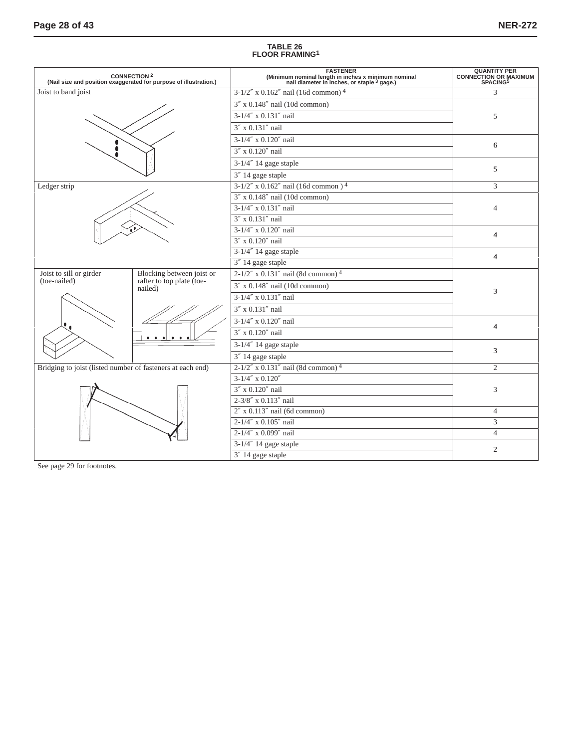**TABLE 26**
**FLOOR FRAMING[1]**

| CONNECTION [2] (Nail size and position exaggerated for purpose of illustration.) | FASTENER (Minimum nominal length in inches x minimum nominal nail diameter in inches, or staple [3] gage.) | QUANTITY PER CONNECTION OR MAXIMUM SPACING[5] |
|---|---|---|
| Joist to band joist | 3-1/2″ x 0.162″ nail (16d common) [4] | 3 |
| | 3″ x 0.148″ nail (10d common) | 5 |
| | 3-1/4″ x 0.131″ nail | |
| | 3″ x 0.131″ nail | |
| | 3-1/4″ x 0.120″ nail | 6 |
| | 3″ x 0.120″ nail | |
| | 3-1/4″ 14 gage staple | 5 |
| | 3″ 14 gage staple | |
| Ledger strip | 3-1/2″ x 0.162″ nail (16d common ) [4] | 3 |
| | 3″ x 0.148″ nail (10d common) | 4 |
| | 3-1/4″ x 0.131″ nail | |
| | 3″ x 0.131″ nail | |
| | 3-1/4″ x 0.120″ nail | 4 |
| | 3″ x 0.120″ nail | |
| | 3-1/4″ 14 gage staple | 4 |
| | 3″ 14 gage staple | |
| Joist to sill or girder (toe-nailed); Blocking between joist or rafter to top plate (toe-nailed) | 2-1/2″ x 0.131″ nail (8d common) [4] | 3 |
| | 3″ x 0.148″ nail (10d common) | |
| | 3-1/4″ x 0.131″ nail | |
| | 3″ x 0.131″ nail | |
| | 3-1/4″ x 0.120″ nail | 4 |
| | 3″ x 0.120″ nail | |
| | 3-1/4″ 14 gage staple | 3 |
| | 3″ 14 gage staple | |
| Bridging to joist (listed number of fasteners at each end) | 2-1/2″ x 0.131″ nail (8d common) [4] | 2 |
| | 3-1/4″ x 0.120″ | 3 |
| | 3″ x 0.120″ nail | |
| | 2-3/8″ x 0.113″ nail | |
| | 2″ x 0.113″ nail (6d common) | 4 |
| | 2-1/4″ x 0.105″ nail | 3 |
| | 2-1/4″ x 0.099″ nail | 4 |
| | 3-1/4″ 14 gage staple | 2 |
| | 3″ 14 gage staple | |

See page 29 for footnotes.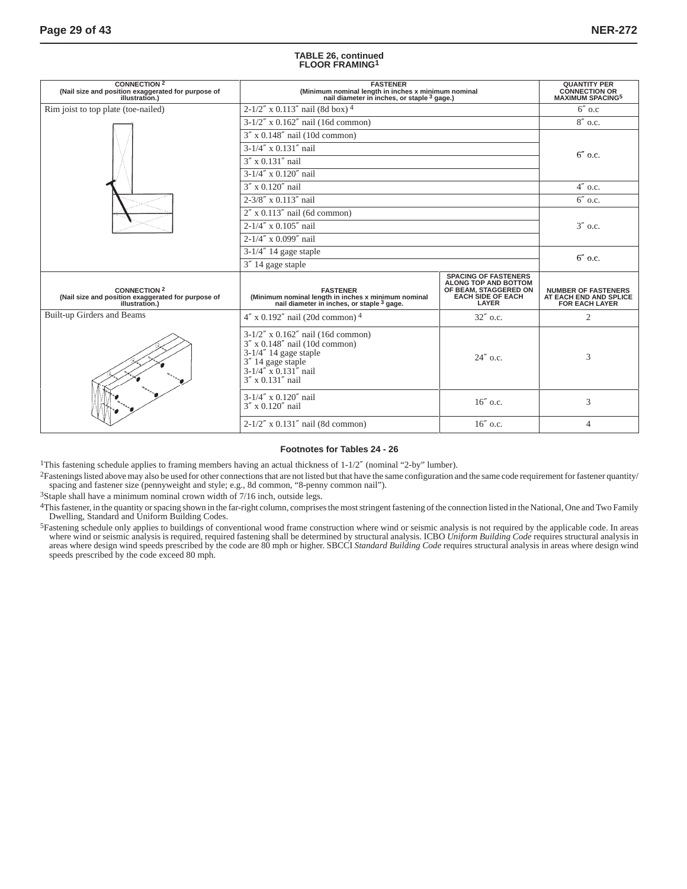**TABLE 26, continued**
**FLOOR FRAMING[1]**

| CONNECTION [2] (Nail size and position exaggerated for purpose of illustration.) | FASTENER (Minimum nominal length in inches x minimum nominal nail diameter in inches, or staple [3] gage.) | QUANTITY PER CONNECTION OR MAXIMUM SPACING[5] |
|---|---|---|
| Rim joist to top plate (toe-nailed) | 2-1/2″ x 0.113″ nail (8d box) [4] | 6″ o.c |
| | 3-1/2″ x 0.162″ nail (16d common) | 8″ o.c. |
| | 3″ x 0.148″ nail (10d common) | 6″ o.c. |
| | 3-1/4″ x 0.131″ nail | |
| | 3″ x 0.131″ nail | |
| | 3-1/4″ x 0.120″ nail | |
| | 3″ x 0.120″ nail | 4″ o.c. |
| | 2-3/8″ x 0.113″ nail | 6″ o.c. |
| | 2″ x 0.113″ nail (6d common) | 3″ o.c. |
| | 2-1/4″ x 0.105″ nail | |
| | 2-1/4″ x 0.099″ nail | |
| | 3-1/4″ 14 gage staple | 6″ o.c. |
| | 3″ 14 gage staple | |

| CONNECTION [2] (Nail size and position exaggerated for purpose of illustration.) | FASTENER (Minimum nominal length in inches x minimum nominal nail diameter in inches, or staple [3] gage. | SPACING OF FASTENERS ALONG TOP AND BOTTOM OF BEAM, STAGGERED ON EACH SIDE OF EACH LAYER | NUMBER OF FASTENERS AT EACH END AND SPLICE FOR EACH LAYER |
|---|---|---|---|
| Built-up Girders and Beams | 4″ x 0.192″ nail (20d common) [4] | 32″ o.c. | 2 |
| | 3-1/2″ x 0.162″ nail (16d common)<br>3″ x 0.148″ nail (10d common)<br>3-1/4″ 14 gage staple<br>3″ 14 gage staple<br>3-1/4″ x 0.131″ nail<br>3″ x 0.131″ nail | 24″ o.c. | 3 |
| | 3-1/4″ x 0.120″ nail<br>3″ x 0.120″ nail | 16″ o.c. | 3 |
| | 2-1/2″ x 0.131″ nail (8d common) | 16″ o.c. | 4 |

**Footnotes for Tables 24 - 26**

[1]This fastening schedule applies to framing members having an actual thickness of 1-1/2″ (nominal "2-by" lumber).

[2]Fastenings listed above may also be used for other connections that are not listed but that have the same configuration and the same code requirement for fastener quantity/spacing and fastener size (pennyweight and style; e.g., 8d common, "8-penny common nail").

[3]Staple shall have a minimum nominal crown width of 7/16 inch, outside legs.

[4]This fastener, in the quantity or spacing shown in the far-right column, comprises the most stringent fastening of the connection listed in the National, One and Two Family Dwelling, Standard and Uniform Building Codes.

[5]Fastening schedule only applies to buildings of conventional wood frame construction where wind or seismic analysis is not required by the applicable code. In areas where wind or seismic analysis is required, required fastening shall be determined by structural analysis. ICBO *Uniform Building Code* requires structural analysis in areas where design wind speeds prescribed by the code are 80 mph or higher. SBCCI *Standard Building Code* requires structural analysis in areas where design wind speeds prescribed by the code exceed 80 mph.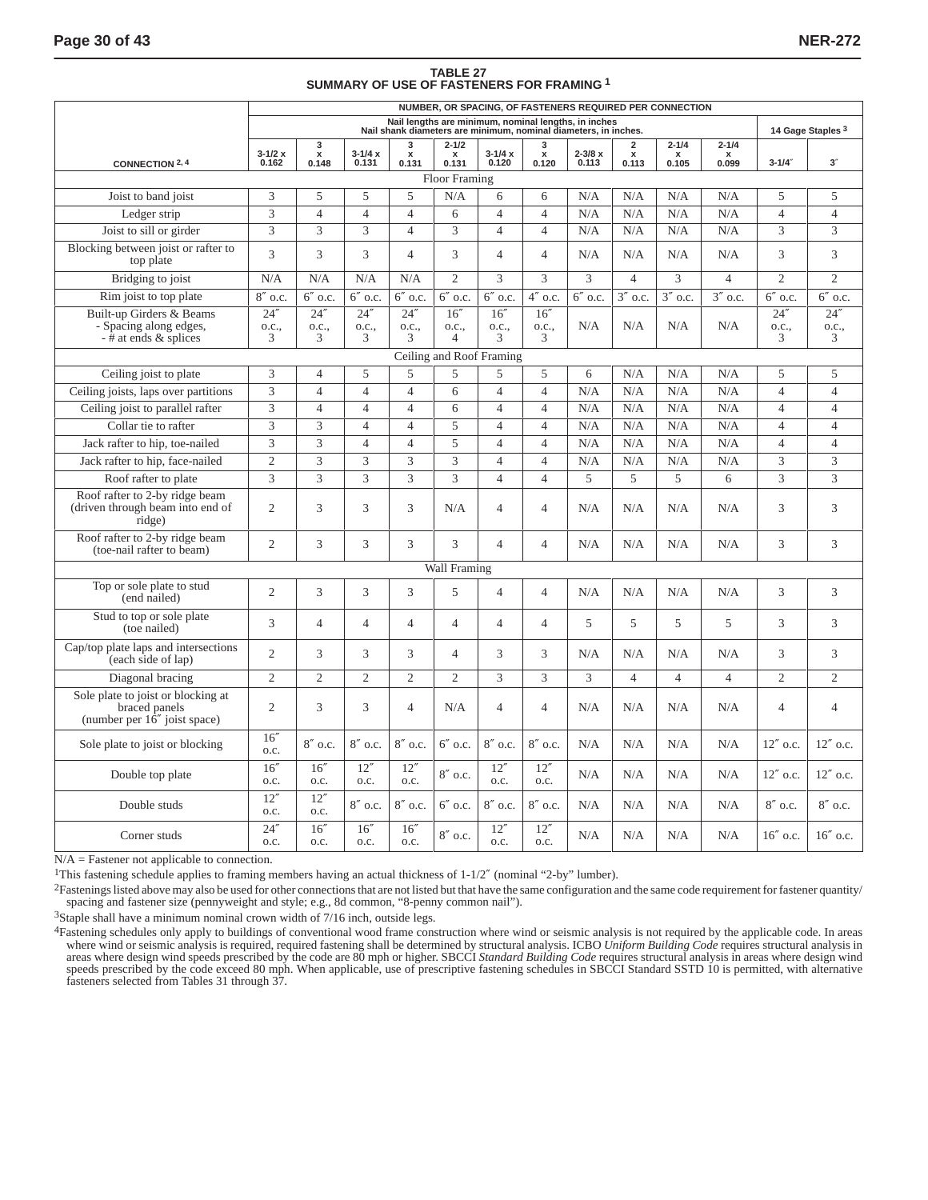## TABLE 27
## SUMMARY OF USE OF FASTENERS FOR FRAMING [1]

| CONNECTION [2, 4] | NUMBER, OR SPACING, OF FASTENERS REQUIRED PER CONNECTION | | | | | | | | | | | | |
|---|---|---|---|---|---|---|---|---|---|---|---|---|---|
| | Nail lengths are minimum, nominal lengths, in inches. Nail shank diameters are minimum, nominal diameters, in inches. | | | | | | | | | | | 14 Gage Staples [3] | |
| | 3-1/2 x 0.162 | 3 x 0.148 | 3-1/4 x 0.131 | 3 x 0.131 | 2-1/2 x 0.131 | 3-1/4 x 0.120 | 3 x 0.120 | 2-3/8 x 0.113 | 2 x 0.113 | 2-1/4 x 0.105 | 2-1/4 x 0.099 | 3-1/4″ | 3″ |
| **Floor Framing** | | | | | | | | | | | | | |
| Joist to band joist | 3 | 5 | 5 | 5 | N/A | 6 | 6 | N/A | N/A | N/A | N/A | 5 | 5 |
| Ledger strip | 3 | 4 | 4 | 4 | 6 | 4 | 4 | N/A | N/A | N/A | N/A | 4 | 4 |
| Joist to sill or girder | 3 | 3 | 3 | 4 | 3 | 4 | 4 | N/A | N/A | N/A | N/A | 3 | 3 |
| Blocking between joist or rafter to top plate | 3 | 3 | 3 | 4 | 3 | 4 | 4 | N/A | N/A | N/A | N/A | 3 | 3 |
| Bridging to joist | N/A | N/A | N/A | N/A | 2 | 3 | 3 | 3 | 4 | 3 | 4 | 2 | 2 |
| Rim joist to top plate | 8″ o.c. | 6″ o.c. | 6″ o.c. | 6″ o.c. | 6″ o.c. | 6″ o.c. | 4″ o.c. | 6″ o.c. | 3″ o.c. | 3″ o.c. | 3″ o.c. | 6″ o.c. | 6″ o.c. |
| Built-up Girders & Beams - Spacing along edges, - # at ends & splices | 24″ o.c., 3 | 24″ o.c., 3 | 24″ o.c., 3 | 24″ o.c., 3 | 16″ o.c., 4 | 16″ o.c., 3 | 16″ o.c., 3 | N/A | N/A | N/A | N/A | 24″ o.c., 3 | 24″ o.c., 3 |
| **Ceiling and Roof Framing** | | | | | | | | | | | | | |
| Ceiling joist to plate | 3 | 4 | 5 | 5 | 5 | 5 | 5 | 6 | N/A | N/A | N/A | 5 | 5 |
| Ceiling joists, laps over partitions | 3 | 4 | 4 | 4 | 6 | 4 | 4 | N/A | N/A | N/A | N/A | 4 | 4 |
| Ceiling joist to parallel rafter | 3 | 4 | 4 | 4 | 6 | 4 | 4 | N/A | N/A | N/A | N/A | 4 | 4 |
| Collar tie to rafter | 3 | 3 | 4 | 4 | 5 | 4 | 4 | N/A | N/A | N/A | N/A | 4 | 4 |
| Jack rafter to hip, toe-nailed | 3 | 3 | 4 | 4 | 5 | 4 | 4 | N/A | N/A | N/A | N/A | 4 | 4 |
| Jack rafter to hip, face-nailed | 2 | 3 | 3 | 3 | 3 | 4 | 4 | N/A | N/A | N/A | N/A | 3 | 3 |
| Roof rafter to plate | 3 | 3 | 3 | 3 | 3 | 4 | 4 | 5 | 5 | 5 | 6 | 3 | 3 |
| Roof rafter to 2-by ridge beam (driven through beam into end of ridge) | 2 | 3 | 3 | 3 | N/A | 4 | 4 | N/A | N/A | N/A | N/A | 3 | 3 |
| Roof rafter to 2-by ridge beam (toe-nail rafter to beam) | 2 | 3 | 3 | 3 | 3 | 4 | 4 | N/A | N/A | N/A | N/A | 3 | 3 |
| **Wall Framing** | | | | | | | | | | | | | |
| Top or sole plate to stud (end nailed) | 2 | 3 | 3 | 3 | 5 | 4 | 4 | N/A | N/A | N/A | N/A | 3 | 3 |
| Stud to top or sole plate (toe nailed) | 3 | 4 | 4 | 4 | 4 | 4 | 4 | 5 | 5 | 5 | 5 | 3 | 3 |
| Cap/top plate laps and intersections (each side of lap) | 2 | 3 | 3 | 3 | 4 | 3 | 3 | N/A | N/A | N/A | N/A | 3 | 3 |
| Diagonal bracing | 2 | 2 | 2 | 2 | 2 | 3 | 3 | 3 | 4 | 4 | 4 | 2 | 2 |
| Sole plate to joist or blocking at braced panels (number per 16″ joist space) | 2 | 3 | 3 | 4 | N/A | 4 | 4 | N/A | N/A | N/A | N/A | 4 | 4 |
| Sole plate to joist or blocking | 16″ o.c. | 8″ o.c. | 8″ o.c. | 8″ o.c. | 6″ o.c. | 8″ o.c. | 8″ o.c. | N/A | N/A | N/A | N/A | 12″ o.c. | 12″ o.c. |
| Double top plate | 16″ o.c. | 16″ o.c. | 12″ o.c. | 12″ o.c. | 8″ o.c. | 12″ o.c. | 12″ o.c. | N/A | N/A | N/A | N/A | 12″ o.c. | 12″ o.c. |
| Double studs | 12″ o.c. | 12″ o.c. | 8″ o.c. | 8″ o.c. | 6″ o.c. | 8″ o.c. | 8″ o.c. | N/A | N/A | N/A | N/A | 8″ o.c. | 8″ o.c. |
| Corner studs | 24″ o.c. | 16″ o.c. | 16″ o.c. | 16″ o.c. | 8″ o.c. | 12″ o.c. | 12″ o.c. | N/A | N/A | N/A | N/A | 16″ o.c. | 16″ o.c. |

N/A = Fastener not applicable to connection.

[1]This fastening schedule applies to framing members having an actual thickness of 1-1/2″ (nominal "2-by" lumber).

[2]Fastenings listed above may also be used for other connections that are not listed but that have the same configuration and the same code requirement for fastener quantity/spacing and fastener size (pennyweight and style; e.g., 8d common, "8-penny common nail").

[3]Staple shall have a minimum nominal crown width of 7/16 inch, outside legs.

[4]Fastening schedules only apply to buildings of conventional wood frame construction where wind or seismic analysis is not required by the applicable code. In areas where wind or seismic analysis is required, required fastening shall be determined by structural analysis. ICBO *Uniform Building Code* requires structural analysis in areas where design wind speeds prescribed by the code are 80 mph or higher. SBCCI *Standard Building Code* requires structural analysis in areas where design wind speeds prescribed by the code exceed 80 mph. When applicable, use of prescriptive fastening schedules in SBCCI Standard SSTD 10 is permitted, with alternative fasteners selected from Tables 31 through 37.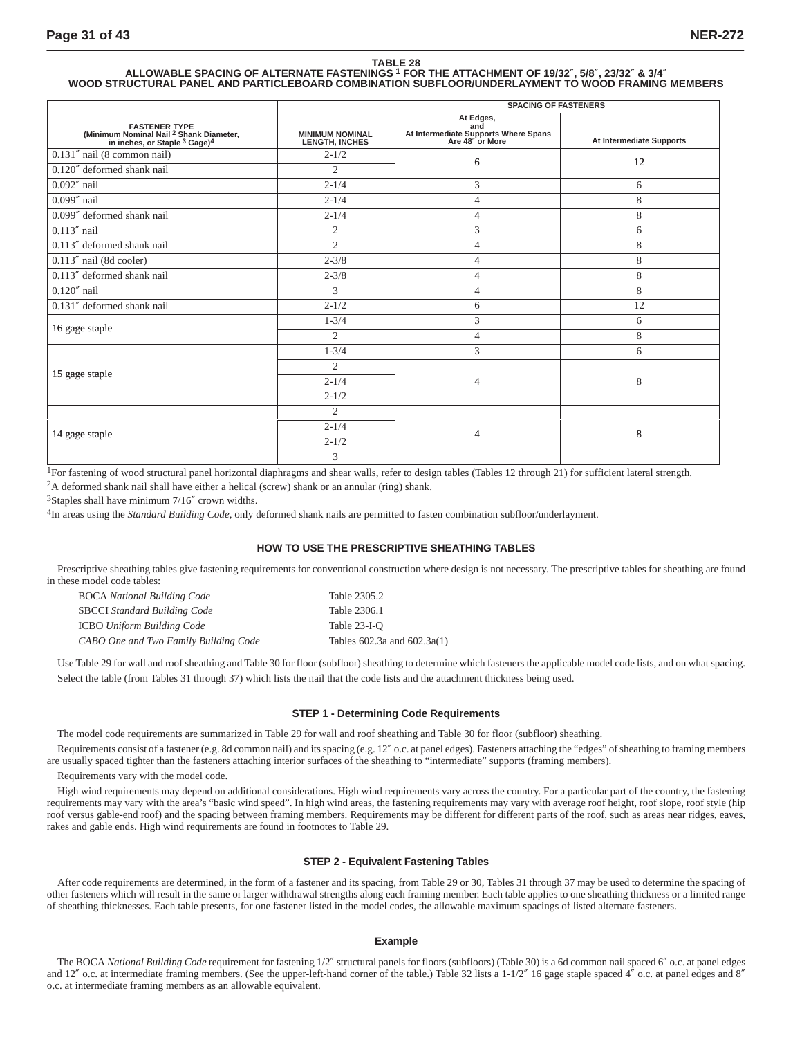**TABLE 28**
**ALLOWABLE SPACING OF ALTERNATE FASTENINGS [1] FOR THE ATTACHMENT OF 19/32″, 5/8″, 23/32″ & 3/4″ WOOD STRUCTURAL PANEL AND PARTICLEBOARD COMBINATION SUBFLOOR/UNDERLAYMENT TO WOOD FRAMING MEMBERS**

| FASTENER TYPE (Minimum Nominal Nail [2] Shank Diameter, in inches, or Staple [3] Gage)[4] | MINIMUM NOMINAL LENGTH, INCHES | SPACING OF FASTENERS | |
|---|---|---|---|
| | | At Edges, and At Intermediate Supports Where Spans Are 48″ or More | At Intermediate Supports |
| 0.131″ nail (8 common nail) | 2-1/2 | 6 | 12 |
| 0.120″ deformed shank nail | 2 | 6 | 12 |
| 0.092″ nail | 2-1/4 | 3 | 6 |
| 0.099″ nail | 2-1/4 | 4 | 8 |
| 0.099″ deformed shank nail | 2-1/4 | 4 | 8 |
| 0.113″ nail | 2 | 3 | 6 |
| 0.113″ deformed shank nail | 2 | 4 | 8 |
| 0.113″ nail (8d cooler) | 2-3/8 | 4 | 8 |
| 0.113″ deformed shank nail | 2-3/8 | 4 | 8 |
| 0.120″ nail | 3 | 4 | 8 |
| 0.131″ deformed shank nail | 2-1/2 | 6 | 12 |
| 16 gage staple | 1-3/4 | 3 | 6 |
| | 2 | 4 | 8 |
| 15 gage staple | 1-3/4 | 3 | 6 |
| | 2 | 4 | 8 |
| | 2-1/4 | 4 | 8 |
| | 2-1/2 | 4 | 8 |
| 14 gage staple | 2 | 4 | 8 |
| | 2-1/4 | 4 | 8 |
| | 2-1/2 | 4 | 8 |
| | 3 | 4 | 8 |

[1]For fastening of wood structural panel horizontal diaphragms and shear walls, refer to design tables (Tables 12 through 21) for sufficient lateral strength.

[2]A deformed shank nail shall have either a helical (screw) shank or an annular (ring) shank.

[3]Staples shall have minimum 7/16″ crown widths.

[4]In areas using the *Standard Building Code*, only deformed shank nails are permitted to fasten combination subfloor/underlayment.

## HOW TO USE THE PRESCRIPTIVE SHEATHING TABLES

Prescriptive sheathing tables give fastening requirements for conventional construction where design is not necessary. The prescriptive tables for sheathing are found in these model code tables:

| | |
|---|---|
| BOCA *National Building Code* | Table 2305.2 |
| SBCCI *Standard Building Code* | Table 2306.1 |
| ICBO *Uniform Building Code* | Table 23-I-Q |
| *CABO One and Two Family Building Code* | Tables 602.3a and 602.3a(1) |

Use Table 29 for wall and roof sheathing and Table 30 for floor (subfloor) sheathing to determine which fasteners the applicable model code lists, and on what spacing.

Select the table (from Tables 31 through 37) which lists the nail that the code lists and the attachment thickness being used.

### STEP 1 - Determining Code Requirements

The model code requirements are summarized in Table 29 for wall and roof sheathing and Table 30 for floor (subfloor) sheathing.

Requirements consist of a fastener (e.g. 8d common nail) and its spacing (e.g. 12″ o.c. at panel edges). Fasteners attaching the "edges" of sheathing to framing members are usually spaced tighter than the fasteners attaching interior surfaces of the sheathing to "intermediate" supports (framing members).

Requirements vary with the model code.

High wind requirements may depend on additional considerations. High wind requirements vary across the country. For a particular part of the country, the fastening requirements may vary with the area's "basic wind speed". In high wind areas, the fastening requirements may vary with average roof height, roof slope, roof style (hip roof versus gable-end roof) and the spacing between framing members. Requirements may be different for different parts of the roof, such as areas near ridges, eaves, rakes and gable ends. High wind requirements are found in footnotes to Table 29.

### STEP 2 - Equivalent Fastening Tables

After code requirements are determined, in the form of a fastener and its spacing, from Table 29 or 30, Tables 31 through 37 may be used to determine the spacing of other fasteners which will result in the same or larger withdrawal strengths along each framing member. Each table applies to one sheathing thickness or a limited range of sheathing thicknesses. Each table presents, for one fastener listed in the model codes, the allowable maximum spacings of listed alternate fasteners.

### Example

The BOCA *National Building Code* requirement for fastening 1/2″ structural panels for floors (subfloors) (Table 30) is a 6d common nail spaced 6″ o.c. at panel edges and 12″ o.c. at intermediate framing members. (See the upper-left-hand corner of the table.) Table 32 lists a 1-1/2″ 16 gage staple spaced 4″ o.c. at panel edges and 8″ o.c. at intermediate framing members as an allowable equivalent.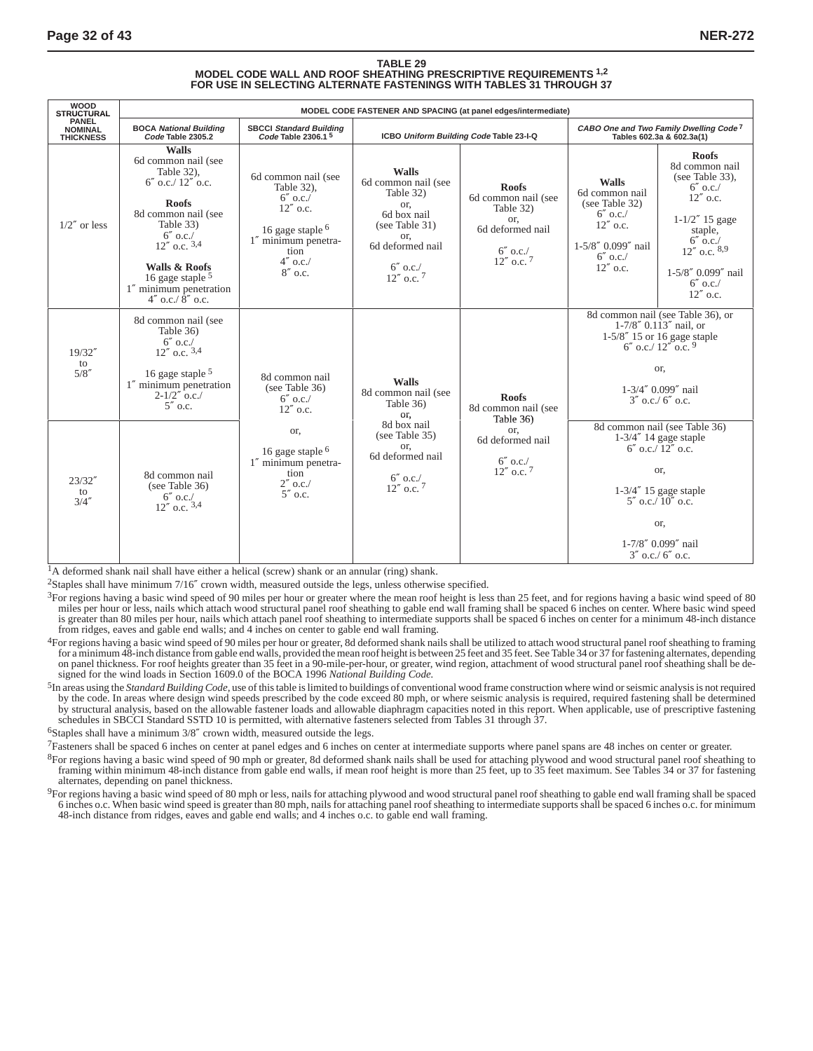**TABLE 29**
**MODEL CODE WALL AND ROOF SHEATHING PRESCRIPTIVE REQUIREMENTS [1,2]**
**FOR USE IN SELECTING ALTERNATE FASTENINGS WITH TABLES 31 THROUGH 37**

| WOOD STRUCTURAL PANEL NOMINAL THICKNESS | MODEL CODE FASTENER AND SPACING (at panel edges/intermediate) | | | | | |
|---|---|---|---|---|---|---|
| | BOCA *National Building Code* Table 2305.2 | SBCCI *Standard Building Code* Table 2306.1 [5] | ICBO *Uniform Building Code* Table 23-I-Q | | *CABO One and Two Family Dwelling Code* [7] Tables 602.3a & 602.3a(1) | |
| 1/2″ or less | **Walls** 6d common nail (see Table 32), 6″ o.c./ 12″ o.c. **Roofs** 8d common nail (see Table 33) 6″ o.c./ 12″ o.c. [3,4] **Walls & Roofs** 16 gage staple [5] 1″ minimum penetration 4″ o.c./ 8″ o.c. | 6d common nail (see Table 32), 6″ o.c./ 12″ o.c. 16 gage staple [6] 1″ minimum penetration 4″ o.c./ 8″ o.c. | **Walls** 6d common nail (see Table 32) or, 6d box nail (see Table 31) or, 6d deformed nail 6″ o.c./ 12″ o.c. [7] | **Roofs** 6d common nail (see Table 32) or, 6d deformed nail 6″ o.c./ 12″ o.c. [7] | **Walls** 6d common nail (see Table 32) 6″ o.c./ 12″ o.c. 1-5/8″ 0.099″ nail 6″ o.c./ 12″ o.c. | **Roofs** 8d common nail (see Table 33), 6″ o.c./ 12″ o.c. 1-1/2″ 15 gage staple, 6″ o.c./ 12″ o.c. [8,9] 1-5/8″ 0.099″ nail 6″ o.c./ 12″ o.c. |
| 19/32″ to 5/8″ | 8d common nail (see Table 36) 6″ o.c./ 12″ o.c. [3,4] 16 gage staple [5] 1″ minimum penetration 2-1/2″ o.c./ 5″ o.c. | 8d common nail (see Table 36) 6″ o.c./ 12″ o.c. or, 16 gage staple [6] 1″ minimum penetration 2″ o.c./ 5″ o.c. | **Walls** 8d common nail (see Table 36) or, 8d box nail (see Table 35) or, 6d deformed nail 6″ o.c./ 12″ o.c. [7] | **Roofs** 8d common nail (see Table 36) or, 6d deformed nail 6″ o.c./ 12″ o.c. [7] | 8d common nail (see Table 36), or 1-7/8″ 0.113″ nail, or 1-5/8″ 15 or 16 gage staple 6″ o.c./ 12″ o.c. [9] or, 1-3/4″ 0.099″ nail 3″ o.c./ 6″ o.c. | |
| 23/32″ to 3/4″ | 8d common nail (see Table 36) 6″ o.c./ 12″ o.c. [3,4] | | | | 8d common nail (see Table 36) 1-3/4″ 14 gage staple 6″ o.c./ 12″ o.c. or, 1-3/4″ 15 gage staple 5″ o.c./ 10″ o.c. or, 1-7/8″ 0.099″ nail 3″ o.c./ 6″ o.c. | |

[1]A deformed shank nail shall have either a helical (screw) shank or an annular (ring) shank.

[2]Staples shall have minimum 7/16″ crown width, measured outside the legs, unless otherwise specified.

[3]For regions having a basic wind speed of 90 miles per hour or greater where the mean roof height is less than 25 feet, and for regions having a basic wind speed of 80 miles per hour or less, nails which attach wood structural panel roof sheathing to gable end wall framing shall be spaced 6 inches on center. Where basic wind speed is greater than 80 miles per hour, nails which attach panel roof sheathing to intermediate supports shall be spaced 6 inches on center for a minimum 48-inch distance from ridges, eaves and gable end walls; and 4 inches on center to gable end wall framing.

[4]For regions having a basic wind speed of 90 miles per hour or greater, 8d deformed shank nails shall be utilized to attach wood structural panel roof sheathing to framing for a minimum 48-inch distance from gable end walls, provided the mean roof height is between 25 feet and 35 feet. See Table 34 or 37 for fastening alternates, depending on panel thickness. For roof heights greater than 35 feet in a 90-mile-per-hour, or greater, wind region, attachment of wood structural panel roof sheathing shall be designed for the wind loads in Section 1609.0 of the BOCA 1996 *National Building Code.*

[5]In areas using the *Standard Building Code,* use of this table is limited to buildings of conventional wood frame construction where wind or seismic analysis is not required by the code. In areas where design wind speeds prescribed by the code exceed 80 mph, or where seismic analysis is required, required fastening shall be determined by structural analysis, based on the allowable fastener loads and allowable diaphragm capacities noted in this report. When applicable, use of prescriptive fastening schedules in SBCCI Standard SSTD 10 is permitted, with alternative fasteners selected from Tables 31 through 37.

[6]Staples shall have a minimum 3/8″ crown width, measured outside the legs.

[7]Fasteners shall be spaced 6 inches on center at panel edges and 6 inches on center at intermediate supports where panel spans are 48 inches on center or greater.

[8]For regions having a basic wind speed of 90 mph or greater, 8d deformed shank nails shall be used for attaching plywood and wood structural panel roof sheathing to framing within minimum 48-inch distance from gable end walls, if mean roof height is more than 25 feet, up to 35 feet maximum. See Tables 34 or 37 for fastening alternates, depending on panel thickness.

[9]For regions having a basic wind speed of 80 mph or less, nails for attaching plywood and wood structural panel roof sheathing to gable end wall framing shall be spaced 6 inches o.c. When basic wind speed is greater than 80 mph, nails for attaching panel roof sheathing to intermediate supports shall be spaced 6 inches o.c. for minimum 48-inch distance from ridges, eaves and gable end walls; and 4 inches o.c. to gable end wall framing.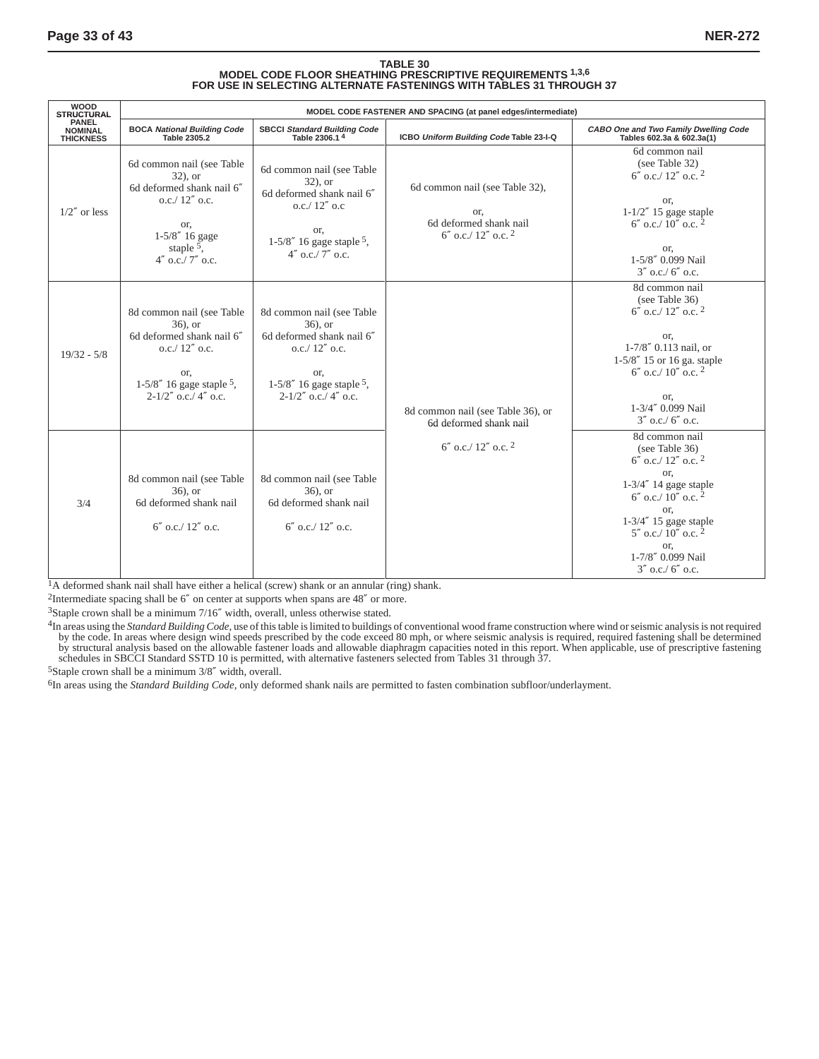**TABLE 30**
**MODEL CODE FLOOR SHEATHING PRESCRIPTIVE REQUIREMENTS [1,3,6]**
**FOR USE IN SELECTING ALTERNATE FASTENINGS WITH TABLES 31 THROUGH 37**

| WOOD STRUCTURAL PANEL NOMINAL THICKNESS | MODEL CODE FASTENER AND SPACING (at panel edges/intermediate) | | | |
|---|---|---|---|---|
| | BOCA *National Building Code* Table 2305.2 | SBCCI *Standard Building Code* Table 2306.1 [4] | ICBO *Uniform Building Code* Table 23-I-Q | *CABO One and Two Family Dwelling Code* Tables 602.3a & 602.3a(1) |
| 1/2″ or less | 6d common nail (see Table 32), or 6d deformed shank nail 6″ o.c./ 12″ o.c. or, 1-5/8″ 16 gage staple [5], 4″ o.c./ 7″ o.c. | 6d common nail (see Table 32), or 6d deformed shank nail 6″ o.c./ 12″ o.c or, 1-5/8″ 16 gage staple [5], 4″ o.c./ 7″ o.c. | 6d common nail (see Table 32), or, 6d deformed shank nail 6″ o.c./ 12″ o.c. [2] | 6d common nail (see Table 32) 6″ o.c./ 12″ o.c. [2] or, 1-1/2″ 15 gage staple 6″ o.c./ 10″ o.c. [2] or, 1-5/8″ 0.099 Nail 3″ o.c./ 6″ o.c. |
| 19/32 - 5/8 | 8d common nail (see Table 36), or 6d deformed shank nail 6″ o.c./ 12″ o.c. or, 1-5/8″ 16 gage staple [5], 2-1/2″ o.c./ 4″ o.c. | 8d common nail (see Table 36), or 6d deformed shank nail 6″ o.c./ 12″ o.c. or, 1-5/8″ 16 gage staple [5], 2-1/2″ o.c./ 4″ o.c. | 8d common nail (see Table 36), or 6d deformed shank nail 6″ o.c./ 12″ o.c. [2] | 8d common nail (see Table 36) 6″ o.c./ 12″ o.c. [2] or, 1-7/8″ 0.113 nail, or 1-5/8″ 15 or 16 ga. staple 6″ o.c./ 10″ o.c. [2] or, 1-3/4″ 0.099 Nail 3″ o.c./ 6″ o.c. |
| 3/4 | 8d common nail (see Table 36), or 6d deformed shank nail 6″ o.c./ 12″ o.c. | 8d common nail (see Table 36), or 6d deformed shank nail 6″ o.c./ 12″ o.c. | 8d common nail (see Table 36), or 6d deformed shank nail 6″ o.c./ 12″ o.c. [2] | 8d common nail (see Table 36) 6″ o.c./ 12″ o.c. [2] or, 1-3/4″ 14 gage staple 6″ o.c./ 10″ o.c. [2] or, 1-3/4″ 15 gage staple 5″ o.c./ 10″ o.c. [2] or, 1-7/8″ 0.099 Nail 3″ o.c./ 6″ o.c. |

[1]A deformed shank nail shall have either a helical (screw) shank or an annular (ring) shank.

[2]Intermediate spacing shall be 6″ on center at supports when spans are 48″ or more.

[3]Staple crown shall be a minimum 7/16″ width, overall, unless otherwise stated.

[4]In areas using the *Standard Building Code*, use of this table is limited to buildings of conventional wood frame construction where wind or seismic analysis is not required by the code. In areas where design wind speeds prescribed by the code exceed 80 mph, or where seismic analysis is required, required fastening shall be determined by structural analysis based on the allowable fastener loads and allowable diaphragm capacities noted in this report. When applicable, use of prescriptive fastening schedules in SBCCI Standard SSTD 10 is permitted, with alternative fasteners selected from Tables 31 through 37.

[5]Staple crown shall be a minimum 3/8″ width, overall.

[6]In areas using the *Standard Building Code*, only deformed shank nails are permitted to fasten combination subfloor/underlayment.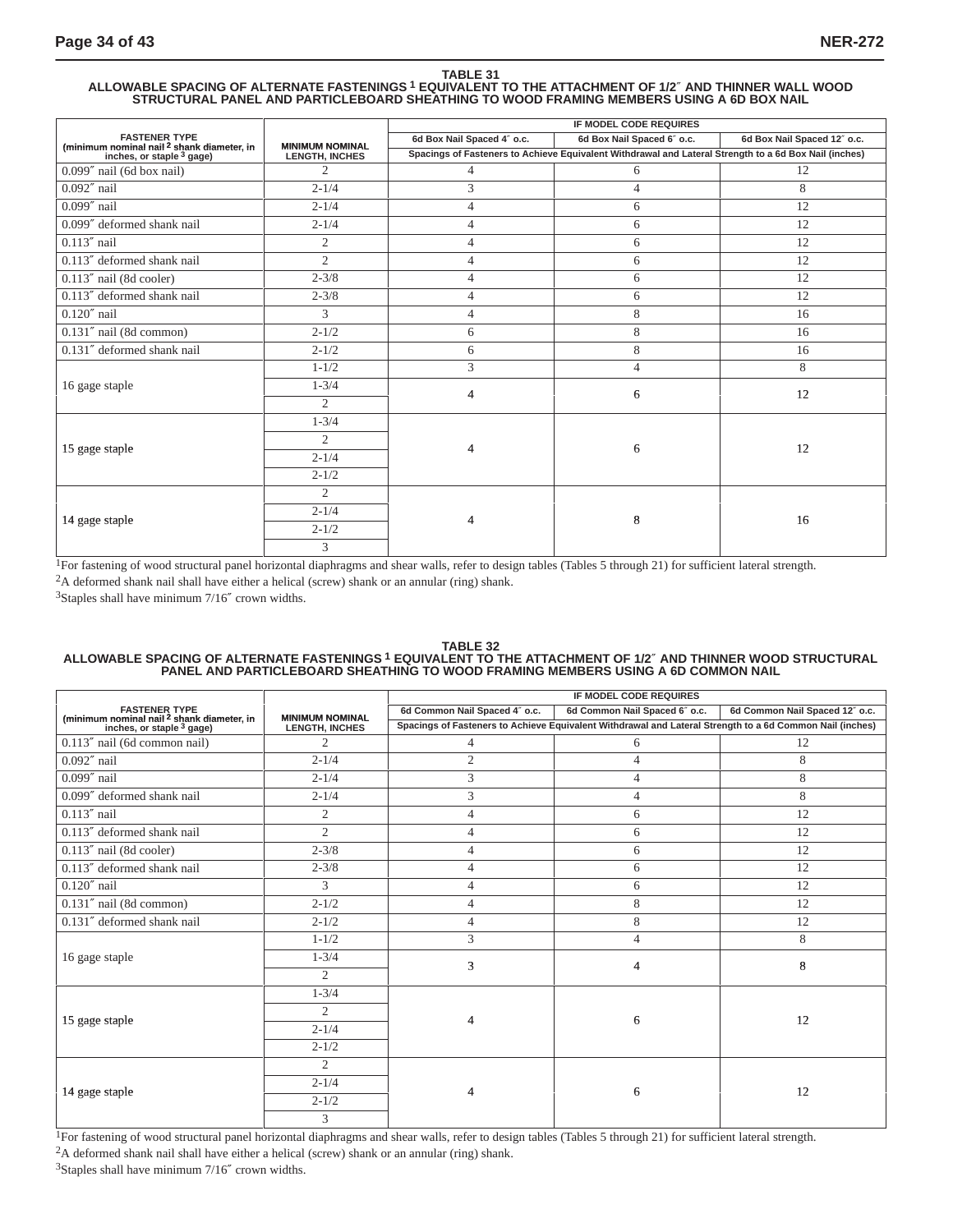**TABLE 31**
**ALLOWABLE SPACING OF ALTERNATE FASTENINGS[1] EQUIVALENT TO THE ATTACHMENT OF 1/2″ AND THINNER WALL WOOD STRUCTURAL PANEL AND PARTICLEBOARD SHEATHING TO WOOD FRAMING MEMBERS USING A 6D BOX NAIL**

| FASTENER TYPE (minimum nominal nail[2] shank diameter, in inches, or staple[3] gage) | MINIMUM NOMINAL LENGTH, INCHES | IF MODEL CODE REQUIRES | | |
|---|---|---|---|---|
| | | 6d Box Nail Spaced 4″ o.c. | 6d Box Nail Spaced 6″ o.c. | 6d Box Nail Spaced 12″ o.c. |
| | | Spacings of Fasteners to Achieve Equivalent Withdrawal and Lateral Strength to a 6d Box Nail (inches) | | |
| 0.099″ nail (6d box nail) | 2 | 4 | 6 | 12 |
| 0.092″ nail | 2-1/4 | 3 | 4 | 8 |
| 0.099″ nail | 2-1/4 | 4 | 6 | 12 |
| 0.099″ deformed shank nail | 2-1/4 | 4 | 6 | 12 |
| 0.113″ nail | 2 | 4 | 6 | 12 |
| 0.113″ deformed shank nail | 2 | 4 | 6 | 12 |
| 0.113″ nail (8d cooler) | 2-3/8 | 4 | 6 | 12 |
| 0.113″ deformed shank nail | 2-3/8 | 4 | 6 | 12 |
| 0.120″ nail | 3 | 4 | 8 | 16 |
| 0.131″ nail (8d common) | 2-1/2 | 6 | 8 | 16 |
| 0.131″ deformed shank nail | 2-1/2 | 6 | 8 | 16 |
| 16 gage staple | 1-1/2 | 3 | 4 | 8 |
| | 1-3/4 | 4 | 6 | 12 |
| | 2 | | | |
| 15 gage staple | 1-3/4 | 4 | 6 | 12 |
| | 2 | | | |
| | 2-1/4 | | | |
| | 2-1/2 | | | |
| 14 gage staple | 2 | 4 | 8 | 16 |
| | 2-1/4 | | | |
| | 2-1/2 | | | |
| | 3 | | | |

[1]For fastening of wood structural panel horizontal diaphragms and shear walls, refer to design tables (Tables 5 through 21) for sufficient lateral strength.
[2]A deformed shank nail shall have either a helical (screw) shank or an annular (ring) shank.
[3]Staples shall have minimum 7/16″ crown widths.

**TABLE 32**
**ALLOWABLE SPACING OF ALTERNATE FASTENINGS[1] EQUIVALENT TO THE ATTACHMENT OF 1/2″ AND THINNER WOOD STRUCTURAL PANEL AND PARTICLEBOARD SHEATHING TO WOOD FRAMING MEMBERS USING A 6D COMMON NAIL**

| FASTENER TYPE (minimum nominal nail[2] shank diameter, in inches, or staple[3] gage) | MINIMUM NOMINAL LENGTH, INCHES | IF MODEL CODE REQUIRES | | |
|---|---|---|---|---|
| | | 6d Common Nail Spaced 4″ o.c. | 6d Common Nail Spaced 6″ o.c. | 6d Common Nail Spaced 12″ o.c. |
| | | Spacings of Fasteners to Achieve Equivalent Withdrawal and Lateral Strength to a 6d Common Nail (inches) | | |
| 0.113″ nail (6d common nail) | 2 | 4 | 6 | 12 |
| 0.092″ nail | 2-1/4 | 2 | 4 | 8 |
| 0.099″ nail | 2-1/4 | 3 | 4 | 8 |
| 0.099″ deformed shank nail | 2-1/4 | 3 | 4 | 8 |
| 0.113″ nail | 2 | 4 | 6 | 12 |
| 0.113″ deformed shank nail | 2 | 4 | 6 | 12 |
| 0.113″ nail (8d cooler) | 2-3/8 | 4 | 6 | 12 |
| 0.113″ deformed shank nail | 2-3/8 | 4 | 6 | 12 |
| 0.120″ nail | 3 | 4 | 6 | 12 |
| 0.131″ nail (8d common) | 2-1/2 | 4 | 8 | 12 |
| 0.131″ deformed shank nail | 2-1/2 | 4 | 8 | 12 |
| 16 gage staple | 1-1/2 | 3 | 4 | 8 |
| | 1-3/4 | 3 | 4 | 8 |
| | 2 | | | |
| 15 gage staple | 1-3/4 | 4 | 6 | 12 |
| | 2 | | | |
| | 2-1/4 | | | |
| | 2-1/2 | | | |
| 14 gage staple | 2 | 4 | 6 | 12 |
| | 2-1/4 | | | |
| | 2-1/2 | | | |
| | 3 | | | |

[1]For fastening of wood structural panel horizontal diaphragms and shear walls, refer to design tables (Tables 5 through 21) for sufficient lateral strength.
[2]A deformed shank nail shall have either a helical (screw) shank or an annular (ring) shank.
[3]Staples shall have minimum 7/16″ crown widths.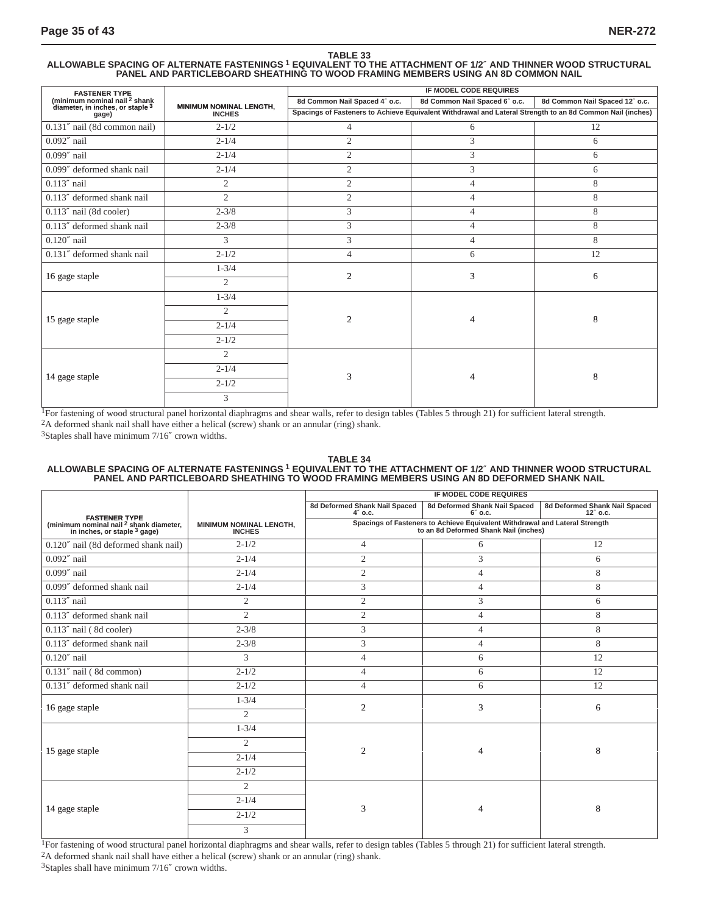### TABLE 33
### ALLOWABLE SPACING OF ALTERNATE FASTENINGS [1] EQUIVALENT TO THE ATTACHMENT OF 1/2″ AND THINNER WOOD STRUCTURAL PANEL AND PARTICLEBOARD SHEATHING TO WOOD FRAMING MEMBERS USING AN 8D COMMON NAIL

| FASTENER TYPE (minimum nominal nail [2] shank diameter, in inches, or staple [3] gage) | MINIMUM NOMINAL LENGTH, INCHES | IF MODEL CODE REQUIRES | | |
|---|---|---|---|---|
| | | 8d Common Nail Spaced 4″ o.c. | 8d Common Nail Spaced 6″ o.c. | 8d Common Nail Spaced 12″ o.c. |
| | | Spacings of Fasteners to Achieve Equivalent Withdrawal and Lateral Strength to an 8d Common Nail (inches) | | |
| 0.131″ nail (8d common nail) | 2-1/2 | 4 | 6 | 12 |
| 0.092″ nail | 2-1/4 | 2 | 3 | 6 |
| 0.099″ nail | 2-1/4 | 2 | 3 | 6 |
| 0.099″ deformed shank nail | 2-1/4 | 2 | 3 | 6 |
| 0.113″ nail | 2 | 2 | 4 | 8 |
| 0.113″ deformed shank nail | 2 | 2 | 4 | 8 |
| 0.113″ nail (8d cooler) | 2-3/8 | 3 | 4 | 8 |
| 0.113″ deformed shank nail | 2-3/8 | 3 | 4 | 8 |
| 0.120″ nail | 3 | 3 | 4 | 8 |
| 0.131″ deformed shank nail | 2-1/2 | 4 | 6 | 12 |
| 16 gage staple | 1-3/4 | 2 | 3 | 6 |
| | 2 | | | |
| 15 gage staple | 1-3/4 | 2 | 4 | 8 |
| | 2 | | | |
| | 2-1/4 | | | |
| | 2-1/2 | | | |
| 14 gage staple | 2 | 3 | 4 | 8 |
| | 2-1/4 | | | |
| | 2-1/2 | | | |
| | 3 | | | |

[1]For fastening of wood structural panel horizontal diaphragms and shear walls, refer to design tables (Tables 5 through 21) for sufficient lateral strength.
[2]A deformed shank nail shall have either a helical (screw) shank or an annular (ring) shank.
[3]Staples shall have minimum 7/16″ crown widths.

### TABLE 34
### ALLOWABLE SPACING OF ALTERNATE FASTENINGS [1] EQUIVALENT TO THE ATTACHMENT OF 1/2″ AND THINNER WOOD STRUCTURAL PANEL AND PARTICLEBOARD SHEATHING TO WOOD FRAMING MEMBERS USING AN 8D DEFORMED SHANK NAIL

| FASTENER TYPE (minimum nominal nail [2] shank diameter, in inches, or staple [3] gage) | MINIMUM NOMINAL LENGTH, INCHES | IF MODEL CODE REQUIRES | | |
|---|---|---|---|---|
| | | 8d Deformed Shank Nail Spaced 4″ o.c. | 8d Deformed Shank Nail Spaced 6″ o.c. | 8d Deformed Shank Nail Spaced 12″ o.c. |
| | | Spacings of Fasteners to Achieve Equivalent Withdrawal and Lateral Strength to an 8d Deformed Shank Nail (inches) | | |
| 0.120″ nail (8d deformed shank nail) | 2-1/2 | 4 | 6 | 12 |
| 0.092″ nail | 2-1/4 | 2 | 3 | 6 |
| 0.099″ nail | 2-1/4 | 2 | 4 | 8 |
| 0.099″ deformed shank nail | 2-1/4 | 3 | 4 | 8 |
| 0.113″ nail | 2 | 2 | 3 | 6 |
| 0.113″ deformed shank nail | 2 | 2 | 4 | 8 |
| 0.113″ nail ( 8d cooler) | 2-3/8 | 3 | 4 | 8 |
| 0.113″ deformed shank nail | 2-3/8 | 3 | 4 | 8 |
| 0.120″ nail | 3 | 4 | 6 | 12 |
| 0.131″ nail ( 8d common) | 2-1/2 | 4 | 6 | 12 |
| 0.131″ deformed shank nail | 2-1/2 | 4 | 6 | 12 |
| 16 gage staple | 1-3/4 | 2 | 3 | 6 |
| | 2 | | | |
| 15 gage staple | 1-3/4 | 2 | 4 | 8 |
| | 2 | | | |
| | 2-1/4 | | | |
| | 2-1/2 | | | |
| 14 gage staple | 2 | 3 | 4 | 8 |
| | 2-1/4 | | | |
| | 2-1/2 | | | |
| | 3 | | | |

[1]For fastening of wood structural panel horizontal diaphragms and shear walls, refer to design tables (Tables 5 through 21) for sufficient lateral strength.
[2]A deformed shank nail shall have either a helical (screw) shank or an annular (ring) shank.
[3]Staples shall have minimum 7/16″ crown widths.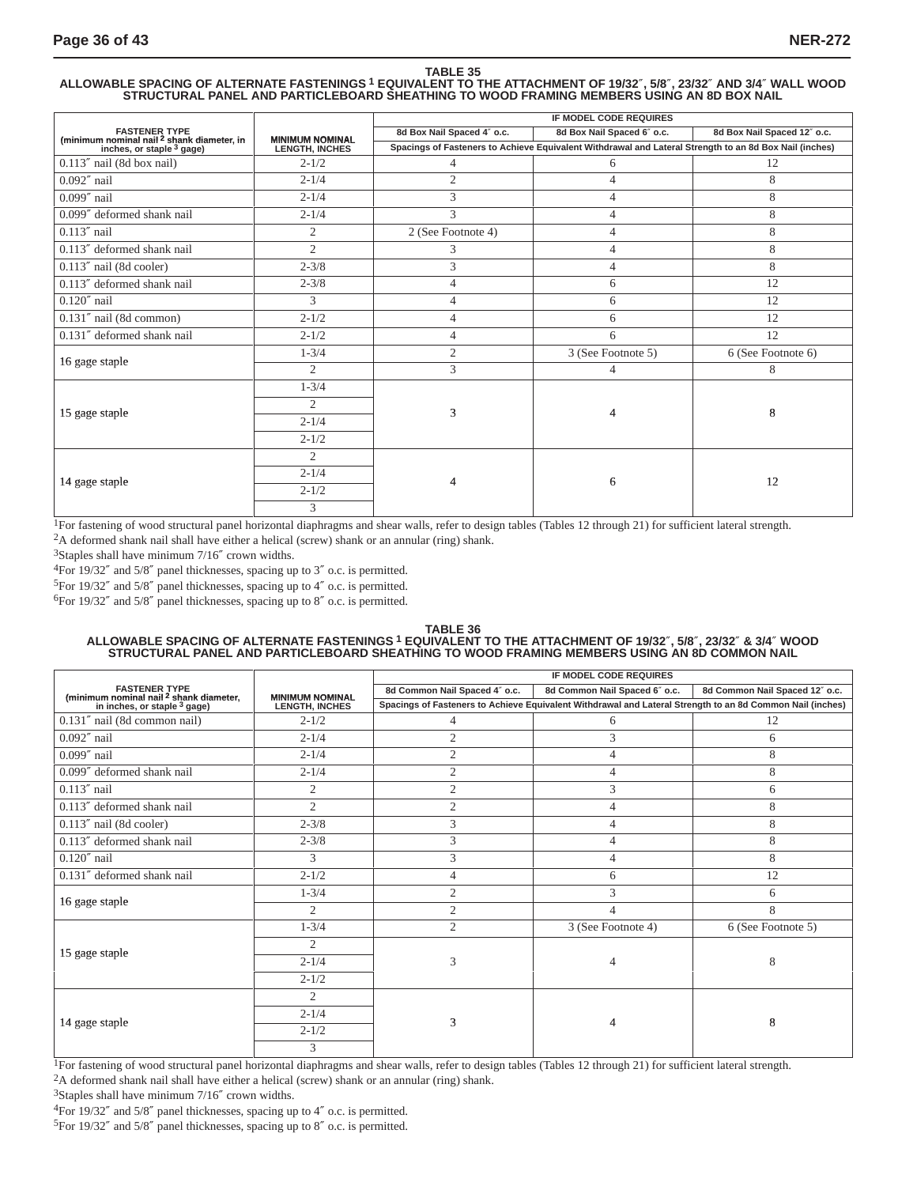## TABLE 35

## ALLOWABLE SPACING OF ALTERNATE FASTENINGS [1] EQUIVALENT TO THE ATTACHMENT OF 19/32″, 5/8″, 23/32″ AND 3/4″ WALL WOOD STRUCTURAL PANEL AND PARTICLEBOARD SHEATHING TO WOOD FRAMING MEMBERS USING AN 8D BOX NAIL

| FASTENER TYPE (minimum nominal nail [2] shank diameter, in inches, or staple [3] gage) | MINIMUM NOMINAL LENGTH, INCHES | IF MODEL CODE REQUIRES | | |
|---|---|---|---|---|
| | | 8d Box Nail Spaced 4″ o.c. | 8d Box Nail Spaced 6″ o.c. | 8d Box Nail Spaced 12″ o.c. |
| | | Spacings of Fasteners to Achieve Equivalent Withdrawal and Lateral Strength to an 8d Box Nail (inches) | | |
| 0.113″ nail (8d box nail) | 2-1/2 | 4 | 6 | 12 |
| 0.092″ nail | 2-1/4 | 2 | 4 | 8 |
| 0.099″ nail | 2-1/4 | 3 | 4 | 8 |
| 0.099″ deformed shank nail | 2-1/4 | 3 | 4 | 8 |
| 0.113″ nail | 2 | 2 (See Footnote 4) | 4 | 8 |
| 0.113″ deformed shank nail | 2 | 3 | 4 | 8 |
| 0.113″ nail (8d cooler) | 2-3/8 | 3 | 4 | 8 |
| 0.113″ deformed shank nail | 2-3/8 | 4 | 6 | 12 |
| 0.120″ nail | 3 | 4 | 6 | 12 |
| 0.131″ nail (8d common) | 2-1/2 | 4 | 6 | 12 |
| 0.131″ deformed shank nail | 2-1/2 | 4 | 6 | 12 |
| 16 gage staple | 1-3/4 | 2 | 3 (See Footnote 5) | 6 (See Footnote 6) |
| | 2 | 3 | 4 | 8 |
| 15 gage staple | 1-3/4 | 3 | 4 | 8 |
| | 2 | | | |
| | 2-1/4 | | | |
| | 2-1/2 | | | |
| 14 gage staple | 2 | 4 | 6 | 12 |
| | 2-1/4 | | | |
| | 2-1/2 | | | |
| | 3 | | | |

[1]For fastening of wood structural panel horizontal diaphragms and shear walls, refer to design tables (Tables 12 through 21) for sufficient lateral strength.

[2]A deformed shank nail shall have either a helical (screw) shank or an annular (ring) shank.

[3]Staples shall have minimum 7/16″ crown widths.

[4]For 19/32″ and 5/8″ panel thicknesses, spacing up to 3″ o.c. is permitted.

[5]For 19/32″ and 5/8″ panel thicknesses, spacing up to 4″ o.c. is permitted.

[6]For 19/32″ and 5/8″ panel thicknesses, spacing up to 8″ o.c. is permitted.

## TABLE 36

## ALLOWABLE SPACING OF ALTERNATE FASTENINGS [1] EQUIVALENT TO THE ATTACHMENT OF 19/32″, 5/8″, 23/32″ & 3/4″ WOOD STRUCTURAL PANEL AND PARTICLEBOARD SHEATHING TO WOOD FRAMING MEMBERS USING AN 8D COMMON NAIL

| FASTENER TYPE (minimum nominal nail [2] shank diameter, in inches, or staple [3] gage) | MINIMUM NOMINAL LENGTH, INCHES | IF MODEL CODE REQUIRES | | |
|---|---|---|---|---|
| | | 8d Common Nail Spaced 4″ o.c. | 8d Common Nail Spaced 6″ o.c. | 8d Common Nail Spaced 12″ o.c. |
| | | Spacings of Fasteners to Achieve Equivalent Withdrawal and Lateral Strength to an 8d Common Nail (inches) | | |
| 0.131″ nail (8d common nail) | 2-1/2 | 4 | 6 | 12 |
| 0.092″ nail | 2-1/4 | 2 | 3 | 6 |
| 0.099″ nail | 2-1/4 | 2 | 4 | 8 |
| 0.099″ deformed shank nail | 2-1/4 | 2 | 4 | 8 |
| 0.113″ nail | 2 | 2 | 3 | 6 |
| 0.113″ deformed shank nail | 2 | 2 | 4 | 8 |
| 0.113″ nail (8d cooler) | 2-3/8 | 3 | 4 | 8 |
| 0.113″ deformed shank nail | 2-3/8 | 3 | 4 | 8 |
| 0.120″ nail | 3 | 3 | 4 | 8 |
| 0.131″ deformed shank nail | 2-1/2 | 4 | 6 | 12 |
| 16 gage staple | 1-3/4 | 2 | 3 | 6 |
| | 2 | 2 | 4 | 8 |
| 15 gage staple | 1-3/4 | 2 | 3 (See Footnote 4) | 6 (See Footnote 5) |
| | 2 | 3 | 4 | 8 |
| | 2-1/4 | | | |
| | 2-1/2 | | | |
| 14 gage staple | 2 | 3 | 4 | 8 |
| | 2-1/4 | | | |
| | 2-1/2 | | | |
| | 3 | | | |

[1]For fastening of wood structural panel horizontal diaphragms and shear walls, refer to design tables (Tables 12 through 21) for sufficient lateral strength.

[2]A deformed shank nail shall have either a helical (screw) shank or an annular (ring) shank.

[3]Staples shall have minimum 7/16″ crown widths.

[4]For 19/32″ and 5/8″ panel thicknesses, spacing up to 4″ o.c. is permitted.

[5]For 19/32″ and 5/8″ panel thicknesses, spacing up to 8″ o.c. is permitted.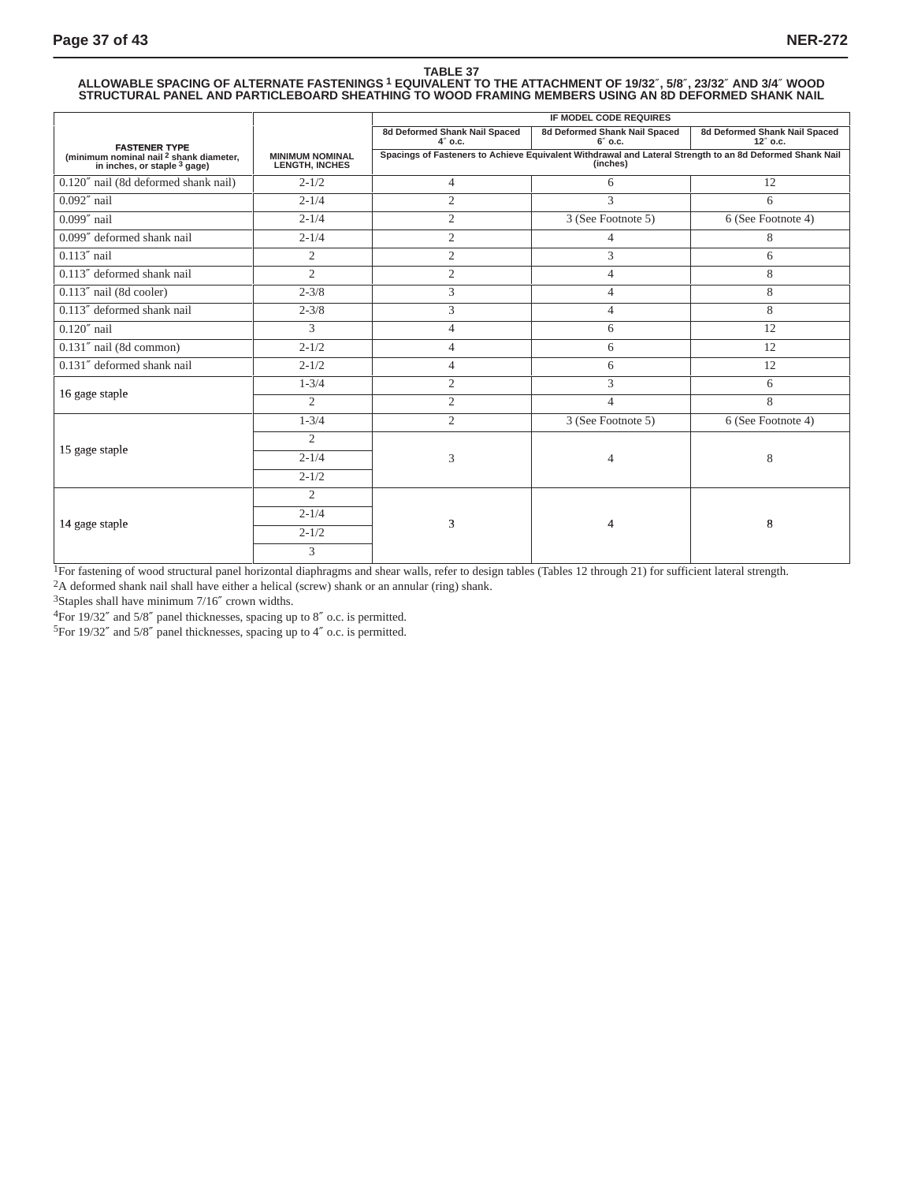**TABLE 37**
**ALLOWABLE SPACING OF ALTERNATE FASTENINGS [1] EQUIVALENT TO THE ATTACHMENT OF 19/32″, 5/8″, 23/32″ AND 3/4″ WOOD STRUCTURAL PANEL AND PARTICLEBOARD SHEATHING TO WOOD FRAMING MEMBERS USING AN 8D DEFORMED SHANK NAIL**

| FASTENER TYPE (minimum nominal nail [2] shank diameter, in inches, or staple [3] gage) | MINIMUM NOMINAL LENGTH, INCHES | IF MODEL CODE REQUIRES | | |
|---|---|---|---|---|
| | | 8d Deformed Shank Nail Spaced 4″ o.c. | 8d Deformed Shank Nail Spaced 6″ o.c. | 8d Deformed Shank Nail Spaced 12″ o.c. |
| | | Spacings of Fasteners to Achieve Equivalent Withdrawal and Lateral Strength to an 8d Deformed Shank Nail (inches) | | |
| 0.120″ nail (8d deformed shank nail) | 2-1/2 | 4 | 6 | 12 |
| 0.092″ nail | 2-1/4 | 2 | 3 | 6 |
| 0.099″ nail | 2-1/4 | 2 | 3 (See Footnote 5) | 6 (See Footnote 4) |
| 0.099″ deformed shank nail | 2-1/4 | 2 | 4 | 8 |
| 0.113″ nail | 2 | 2 | 3 | 6 |
| 0.113″ deformed shank nail | 2 | 2 | 4 | 8 |
| 0.113″ nail (8d cooler) | 2-3/8 | 3 | 4 | 8 |
| 0.113″ deformed shank nail | 2-3/8 | 3 | 4 | 8 |
| 0.120″ nail | 3 | 4 | 6 | 12 |
| 0.131″ nail (8d common) | 2-1/2 | 4 | 6 | 12 |
| 0.131″ deformed shank nail | 2-1/2 | 4 | 6 | 12 |
| 16 gage staple | 1-3/4 | 2 | 3 | 6 |
| | 2 | 2 | 4 | 8 |
| 15 gage staple | 1-3/4 | 2 | 3 (See Footnote 5) | 6 (See Footnote 4) |
| | 2 | 3 | 4 | 8 |
| | 2-1/4 | | | |
| | 2-1/2 | | | |
| 14 gage staple | 2 | 3 | 4 | 8 |
| | 2-1/4 | | | |
| | 2-1/2 | | | |
| | 3 | | | |

[1]For fastening of wood structural panel horizontal diaphragms and shear walls, refer to design tables (Tables 12 through 21) for sufficient lateral strength.
[2]A deformed shank nail shall have either a helical (screw) shank or an annular (ring) shank.
[3]Staples shall have minimum 7/16″ crown widths.
[4]For 19/32″ and 5/8″ panel thicknesses, spacing up to 8″ o.c. is permitted.
[5]For 19/32″ and 5/8″ panel thicknesses, spacing up to 4″ o.c. is permitted.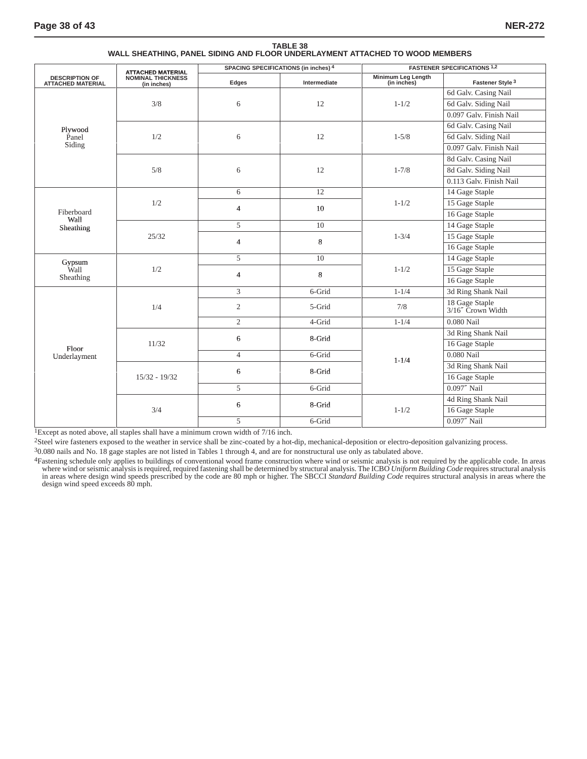**TABLE 38**
**WALL SHEATHING, PANEL SIDING AND FLOOR UNDERLAYMENT ATTACHED TO WOOD MEMBERS**

| DESCRIPTION OF ATTACHED MATERIAL | ATTACHED MATERIAL NOMINAL THICKNESS (in inches) | SPACING SPECIFICATIONS (in inches) [4] | | FASTENER SPECIFICATIONS [1,2] | |
|---|---|---|---|---|---|
| | | Edges | Intermediate | Minimum Leg Length (in inches) | Fastener Style [3] |
| Plywood Panel Siding | 3/8 | 6 | 12 | 1-1/2 | 6d Galv. Casing Nail |
| | | | | | 6d Galv. Siding Nail |
| | | | | | 0.097 Galv. Finish Nail |
| | 1/2 | 6 | 12 | 1-5/8 | 6d Galv. Casing Nail |
| | | | | | 6d Galv. Siding Nail |
| | | | | | 0.097 Galv. Finish Nail |
| | 5/8 | 6 | 12 | 1-7/8 | 8d Galv. Casing Nail |
| | | | | | 8d Galv. Siding Nail |
| | | | | | 0.113 Galv. Finish Nail |
| Fiberboard Wall Sheathing | 1/2 | 6 | 12 | 1-1/2 | 14 Gage Staple |
| | | 4 | 10 | | 15 Gage Staple |
| | | | | | 16 Gage Staple |
| | 25/32 | 5 | 10 | 1-3/4 | 14 Gage Staple |
| | | 4 | 8 | | 15 Gage Staple |
| | | | | | 16 Gage Staple |
| Gypsum Wall Sheathing | 1/2 | 5 | 10 | 1-1/2 | 14 Gage Staple |
| | | 4 | 8 | | 15 Gage Staple |
| | | | | | 16 Gage Staple |
| Floor Underlayment | 1/4 | 3 | 6-Grid | 1-1/4 | 3d Ring Shank Nail |
| | | 2 | 5-Grid | 7/8 | 18 Gage Staple 3/16″ Crown Width |
| | | 2 | 4-Grid | 1-1/4 | 0.080 Nail |
| | 11/32 | 6 | 8-Grid | 1-1/4 | 3d Ring Shank Nail |
| | | | | | 16 Gage Staple |
| | | 4 | 6-Grid | | 0.080 Nail |
| | 15/32 - 19/32 | 6 | 8-Grid | | 3d Ring Shank Nail |
| | | | | | 16 Gage Staple |
| | | 5 | 6-Grid | | 0.097″ Nail |
| | 3/4 | 6 | 8-Grid | 1-1/2 | 4d Ring Shank Nail |
| | | | | | 16 Gage Staple |
| | | 5 | 6-Grid | | 0.097″ Nail |

[1]Except as noted above, all staples shall have a minimum crown width of 7/16 inch.

[2]Steel wire fasteners exposed to the weather in service shall be zinc-coated by a hot-dip, mechanical-deposition or electro-deposition galvanizing process.

[3]0.080 nails and No. 18 gage staples are not listed in Tables 1 through 4, and are for nonstructural use only as tabulated above.

[4]Fastening schedule only applies to buildings of conventional wood frame construction where wind or seismic analysis is not required by the applicable code. In areas where wind or seismic analysis is required, required fastening shall be determined by structural analysis. The ICBO *Uniform Building Code* requires structural analysis in areas where design wind speeds prescribed by the code are 80 mph or higher. The SBCCI *Standard Building Code* requires structural analysis in areas where the design wind speed exceeds 80 mph.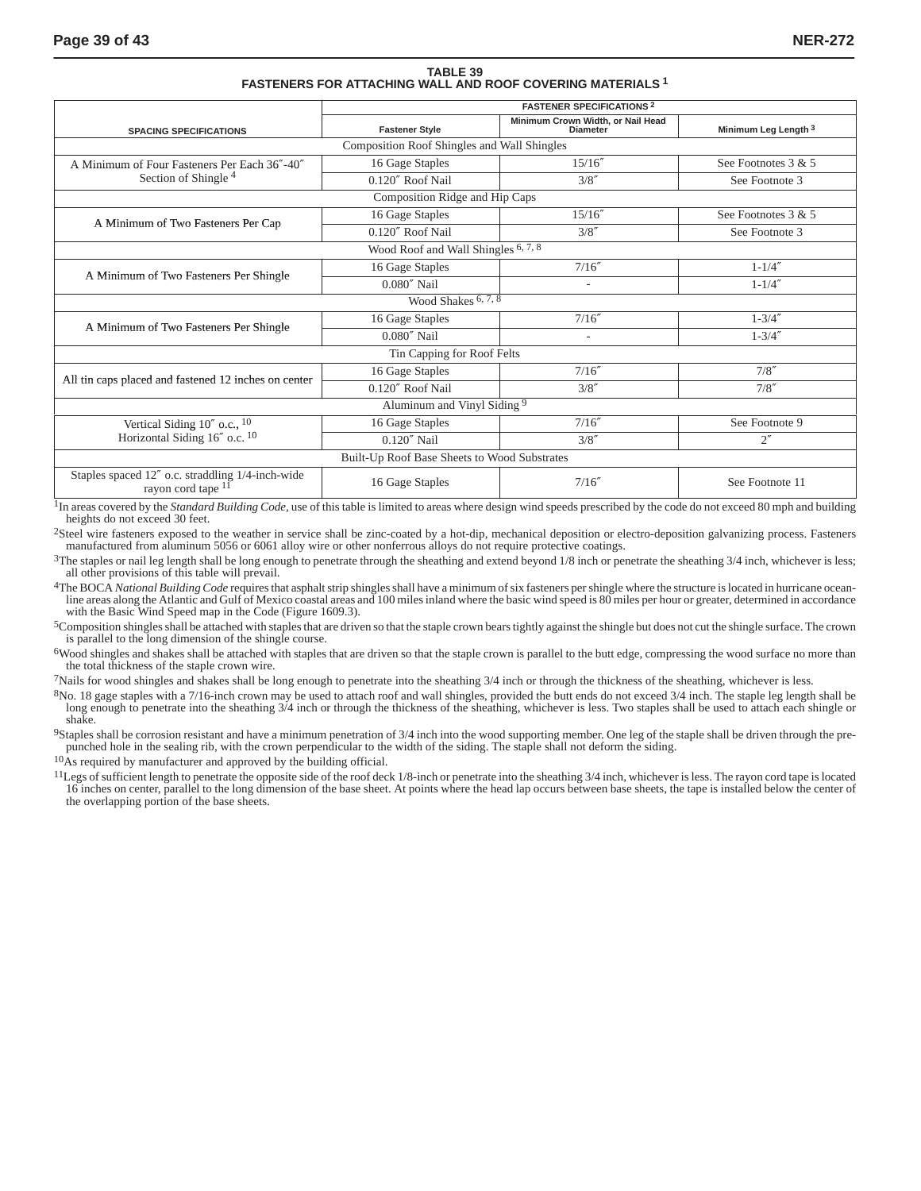**TABLE 39**
**FASTENERS FOR ATTACHING WALL AND ROOF COVERING MATERIALS [1]**

| SPACING SPECIFICATIONS | FASTENER SPECIFICATIONS [2] | | |
|---|---|---|---|
| | Fastener Style | Minimum Crown Width, or Nail Head Diameter | Minimum Leg Length [3] |
| Composition Roof Shingles and Wall Shingles | | | |
| A Minimum of Four Fasteners Per Each 36″-40″ Section of Shingle [4] | 16 Gage Staples | 15/16″ | See Footnotes 3 & 5 |
| | 0.120″ Roof Nail | 3/8″ | See Footnote 3 |
| Composition Ridge and Hip Caps | | | |
| A Minimum of Two Fasteners Per Cap | 16 Gage Staples | 15/16″ | See Footnotes 3 & 5 |
| | 0.120″ Roof Nail | 3/8″ | See Footnote 3 |
| Wood Roof and Wall Shingles [6, 7, 8] | | | |
| A Minimum of Two Fasteners Per Shingle | 16 Gage Staples | 7/16″ | 1-1/4″ |
| | 0.080″ Nail | - | 1-1/4″ |
| Wood Shakes [6, 7, 8] | | | |
| A Minimum of Two Fasteners Per Shingle | 16 Gage Staples | 7/16″ | 1-3/4″ |
| | 0.080″ Nail | - | 1-3/4″ |
| Tin Capping for Roof Felts | | | |
| All tin caps placed and fastened 12 inches on center | 16 Gage Staples | 7/16″ | 7/8″ |
| | 0.120″ Roof Nail | 3/8″ | 7/8″ |
| Aluminum and Vinyl Siding [9] | | | |
| Vertical Siding 10″ o.c., [10] Horizontal Siding 16″ o.c. [10] | 16 Gage Staples | 7/16″ | See Footnote 9 |
| | 0.120″ Nail | 3/8″ | 2″ |
| Built-Up Roof Base Sheets to Wood Substrates | | | |
| Staples spaced 12″ o.c. straddling 1/4-inch-wide rayon cord tape [11] | 16 Gage Staples | 7/16″ | See Footnote 11 |

[1]In areas covered by the *Standard Building Code*, use of this table is limited to areas where design wind speeds prescribed by the code do not exceed 80 mph and building heights do not exceed 30 feet.

[2]Steel wire fasteners exposed to the weather in service shall be zinc-coated by a hot-dip, mechanical deposition or electro-deposition galvanizing process. Fasteners manufactured from aluminum 5056 or 6061 alloy wire or other nonferrous alloys do not require protective coatings.

[3]The staples or nail leg length shall be long enough to penetrate through the sheathing and extend beyond 1/8 inch or penetrate the sheathing 3/4 inch, whichever is less; all other provisions of this table will prevail.

[4]The BOCA *National Building Code* requires that asphalt strip shingles shall have a minimum of six fasteners per shingle where the structure is located in hurricane ocean-line areas along the Atlantic and Gulf of Mexico coastal areas and 100 miles inland where the basic wind speed is 80 miles per hour or greater, determined in accordance with the Basic Wind Speed map in the Code (Figure 1609.3).

[5]Composition shingles shall be attached with staples that are driven so that the staple crown bears tightly against the shingle but does not cut the shingle surface. The crown is parallel to the long dimension of the shingle course.

[6]Wood shingles and shakes shall be attached with staples that are driven so that the staple crown is parallel to the butt edge, compressing the wood surface no more than the total thickness of the staple crown wire.

[7]Nails for wood shingles and shakes shall be long enough to penetrate into the sheathing 3/4 inch or through the thickness of the sheathing, whichever is less.

[8]No. 18 gage staples with a 7/16-inch crown may be used to attach roof and wall shingles, provided the butt ends do not exceed 3/4 inch. The staple leg length shall be long enough to penetrate into the sheathing 3/4 inch or through the thickness of the sheathing, whichever is less. Two staples shall be used to attach each shingle or shake.

[9]Staples shall be corrosion resistant and have a minimum penetration of 3/4 inch into the wood supporting member. One leg of the staple shall be driven through the pre-punched hole in the sealing rib, with the crown perpendicular to the width of the siding. The staple shall not deform the siding.

[10]As required by manufacturer and approved by the building official.

[11]Legs of sufficient length to penetrate the opposite side of the roof deck 1/8-inch or penetrate into the sheathing 3/4 inch, whichever is less. The rayon cord tape is located 16 inches on center, parallel to the long dimension of the base sheet. At points where the head lap occurs between base sheets, the tape is installed below the center of the overlapping portion of the base sheets.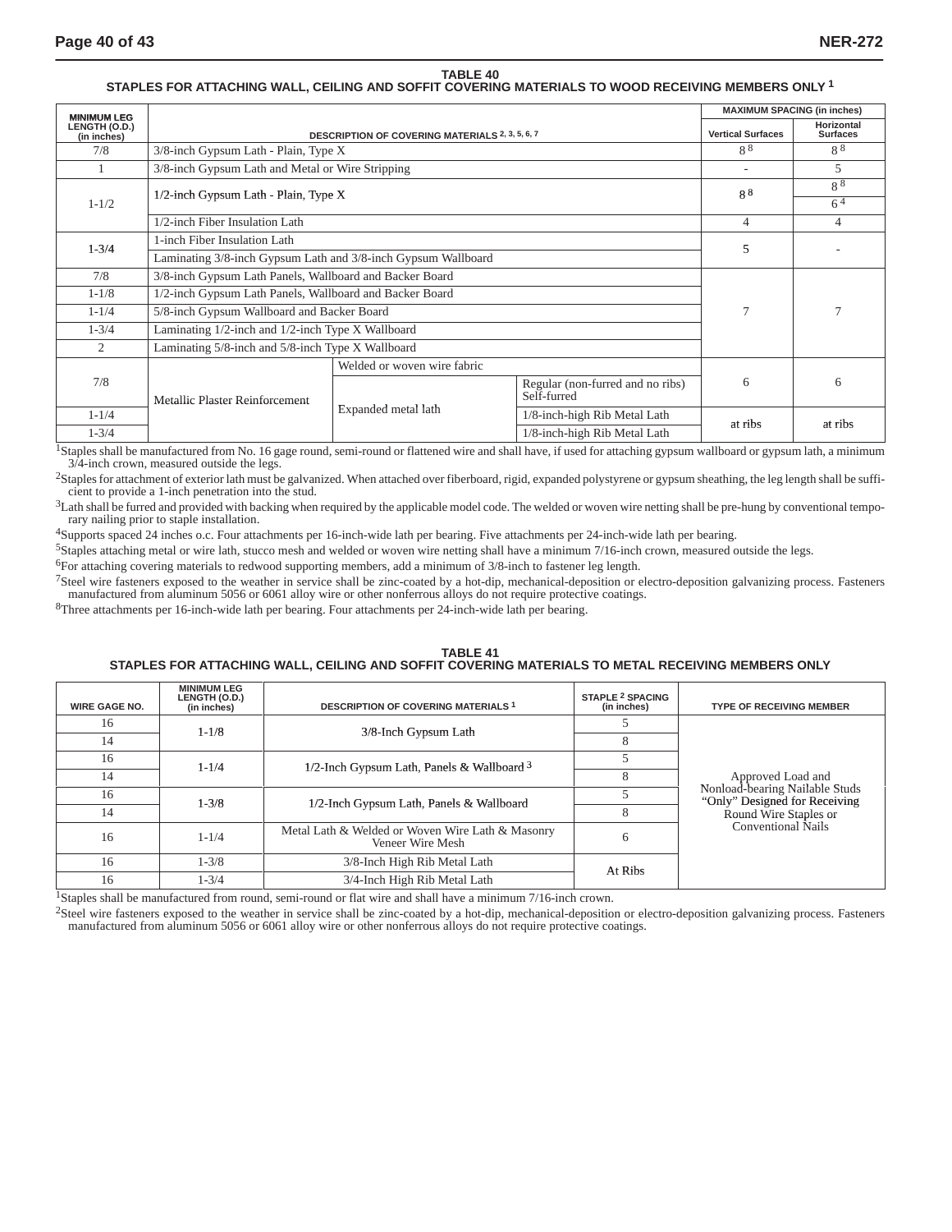**TABLE 40**
**STAPLES FOR ATTACHING WALL, CEILING AND SOFFIT COVERING MATERIALS TO WOOD RECEIVING MEMBERS ONLY [1]**

| MINIMUM LEG LENGTH (O.D.) (in inches) | DESCRIPTION OF COVERING MATERIALS [2, 3, 5, 6, 7] | | | MAXIMUM SPACING (in inches) Vertical Surfaces | MAXIMUM SPACING (in inches) Horizontal Surfaces |
|---|---|---|---|---|---|
| 7/8 | 3/8-inch Gypsum Lath - Plain, Type X | | | 8 [8] | 8 [8] |
| 1 | 3/8-inch Gypsum Lath and Metal or Wire Stripping | | | - | 5 |
| 1-1/2 | 1/2-inch Gypsum Lath - Plain, Type X | | | 8 [8] | 8 [8] |
| | | | | | 6 [4] |
| | 1/2-inch Fiber Insulation Lath | | | 4 | 4 |
| 1-3/4 | 1-inch Fiber Insulation Lath | | | 5 | - |
| | Laminating 3/8-inch Gypsum Lath and 3/8-inch Gypsum Wallboard | | | | |
| 7/8 | 3/8-inch Gypsum Lath Panels, Wallboard and Backer Board | | | 7 | 7 |
| 1-1/8 | 1/2-inch Gypsum Lath Panels, Wallboard and Backer Board | | | | |
| 1-1/4 | 5/8-inch Gypsum Wallboard and Backer Board | | | | |
| 1-3/4 | Laminating 1/2-inch and 1/2-inch Type X Wallboard | | | | |
| 2 | Laminating 5/8-inch and 5/8-inch Type X Wallboard | | | | |
| 7/8 | Metallic Plaster Reinforcement | Welded or woven wire fabric | | 6 | 6 |
| | | Expanded metal lath | Regular (non-furred and no ribs) Self-furred | | |
| 1-1/4 | | | 1/8-inch-high Rib Metal Lath | at ribs | at ribs |
| 1-3/4 | | | 1/8-inch-high Rib Metal Lath | | |

[1]Staples shall be manufactured from No. 16 gage round, semi-round or flattened wire and shall have, if used for attaching gypsum wallboard or gypsum lath, a minimum 3/4-inch crown, measured outside the legs.

[2]Staples for attachment of exterior lath must be galvanized. When attached over fiberboard, rigid, expanded polystyrene or gypsum sheathing, the leg length shall be sufficient to provide a 1-inch penetration into the stud.

[3]Lath shall be furred and provided with backing when required by the applicable model code. The welded or woven wire netting shall be pre-hung by conventional temporary nailing prior to staple installation.

[4]Supports spaced 24 inches o.c. Four attachments per 16-inch-wide lath per bearing. Five attachments per 24-inch-wide lath per bearing.

[5]Staples attaching metal or wire lath, stucco mesh and welded or woven wire netting shall have a minimum 7/16-inch crown, measured outside the legs.

[6]For attaching covering materials to redwood supporting members, add a minimum of 3/8-inch to fastener leg length.

[7]Steel wire fasteners exposed to the weather in service shall be zinc-coated by a hot-dip, mechanical-deposition or electro-deposition galvanizing process. Fasteners manufactured from aluminum 5056 or 6061 alloy wire or other nonferrous alloys do not require protective coatings.

[8]Three attachments per 16-inch-wide lath per bearing. Four attachments per 24-inch-wide lath per bearing.

**TABLE 41**
**STAPLES FOR ATTACHING WALL, CEILING AND SOFFIT COVERING MATERIALS TO METAL RECEIVING MEMBERS ONLY**

| WIRE GAGE NO. | MINIMUM LEG LENGTH (O.D.) (in inches) | DESCRIPTION OF COVERING MATERIALS [1] | STAPLE [2] SPACING (in inches) | TYPE OF RECEIVING MEMBER |
|---|---|---|---|---|
| 16 | 1-1/8 | 3/8-Inch Gypsum Lath | 5 | Approved Load and Nonload-bearing Nailable Studs “Only” Designed for Receiving Round Wire Staples or Conventional Nails |
| 14 | | | 8 | |
| 16 | 1-1/4 | 1/2-Inch Gypsum Lath, Panels & Wallboard [3] | 5 | |
| 14 | | | 8 | |
| 16 | 1-3/8 | 1/2-Inch Gypsum Lath, Panels & Wallboard | 5 | |
| 14 | | | 8 | |
| 16 | 1-1/4 | Metal Lath & Welded or Woven Wire Lath & Masonry Veneer Wire Mesh | 6 | |
| 16 | 1-3/8 | 3/8-Inch High Rib Metal Lath | At Ribs | |
| 16 | 1-3/4 | 3/4-Inch High Rib Metal Lath | | |

[1]Staples shall be manufactured from round, semi-round or flat wire and shall have a minimum 7/16-inch crown.

[2]Steel wire fasteners exposed to the weather in service shall be zinc-coated by a hot-dip, mechanical-deposition or electro-deposition galvanizing process. Fasteners manufactured from aluminum 5056 or 6061 alloy wire or other nonferrous alloys do not require protective coatings.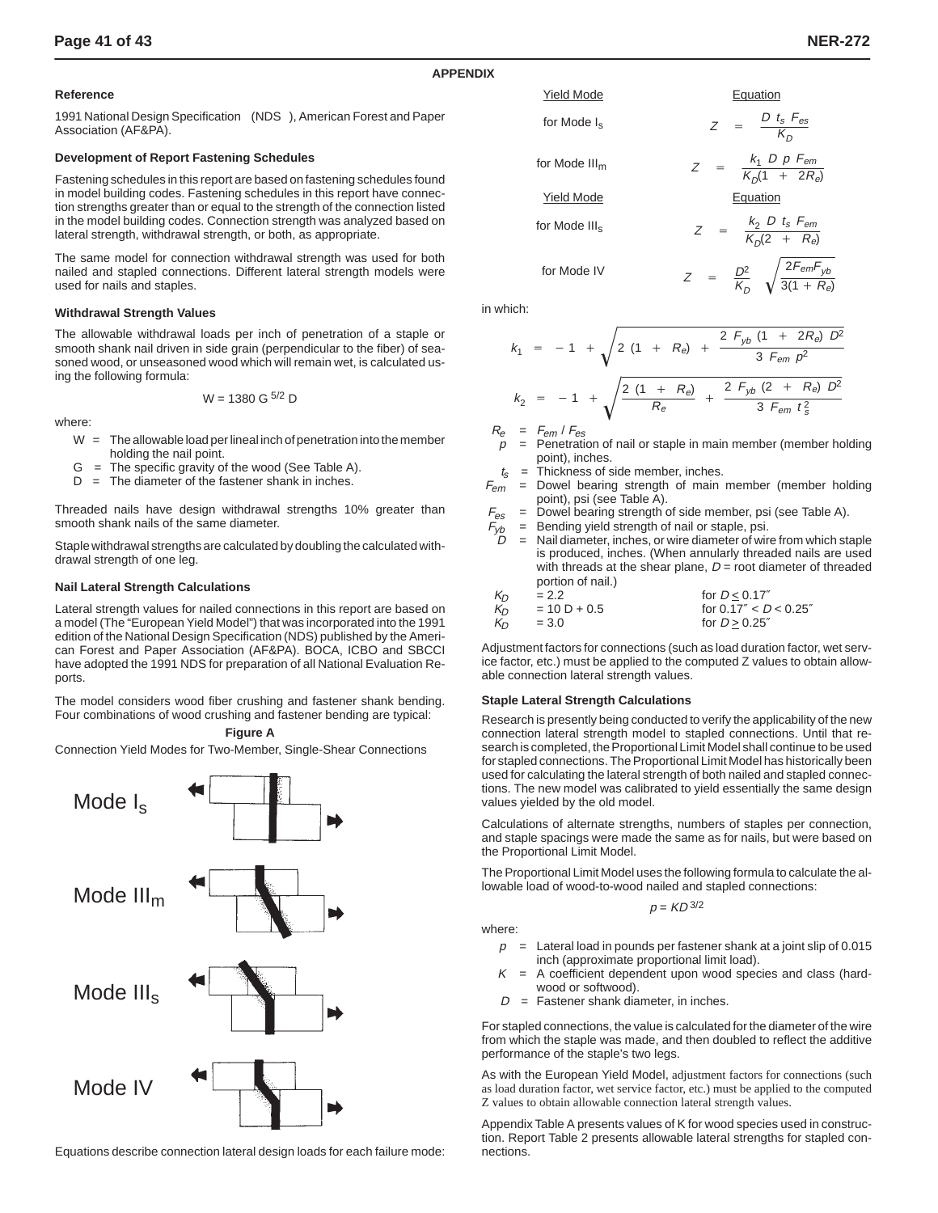## APPENDIX

### Reference

1991 National Design Specification (NDS), American Forest and Paper Association (AF&PA).

### Development of Report Fastening Schedules

Fastening schedules in this report are based on fastening schedules found in model building codes. Fastening schedules in this report have connection strengths greater than or equal to the strength of the connection listed in the model building codes. Connection strength was analyzed based on lateral strength, withdrawal strength, or both, as appropriate.

The same model for connection withdrawal strength was used for both nailed and stapled connections. Different lateral strength models were used for nails and staples.

### Withdrawal Strength Values

The allowable withdrawal loads per inch of penetration of a staple or smooth shank nail driven in side grain (perpendicular to the fiber) of seasoned wood, or unseasoned wood which will remain wet, is calculated using the following formula:

$$W = 1380\ G^{5/2}\ D$$

where:

- W = The allowable load per lineal inch of penetration into the member holding the nail point.
- G = The specific gravity of the wood (See Table A).
- D = The diameter of the fastener shank in inches.

Threaded nails have design withdrawal strengths 10% greater than smooth shank nails of the same diameter.

Staple withdrawal strengths are calculated by doubling the calculated withdrawal strength of one leg.

### Nail Lateral Strength Calculations

Lateral strength values for nailed connections in this report are based on a model (The "European Yield Model") that was incorporated into the 1991 edition of the National Design Specification (NDS) published by the American Forest and Paper Association (AF&PA). BOCA, ICBO and SBCCI have adopted the 1991 NDS for preparation of all National Evaluation Reports.

The model considers wood fiber crushing and fastener shank bending. Four combinations of wood crushing and fastener bending are typical:

**Figure A**

Connection Yield Modes for Two-Member, Single-Shear Connections

Mode $I_s$

Mode $III_m$

Mode $III_s$

Mode IV

Equations describe connection lateral design loads for each failure mode:

| Yield Mode | Equation |
|---|---|
| for Mode $I_s$ | $Z = \dfrac{D\ t_s\ F_{es}}{K_D}$ |
| for Mode $III_m$ | $Z = \dfrac{k_1\ D\ p\ F_{em}}{K_D(1 + 2R_e)}$ |
| for Mode $III_s$ | $Z = \dfrac{k_2\ D\ t_s\ F_{em}}{K_D(2 + R_e)}$ |
| for Mode IV | $Z = \dfrac{D^2}{K_D}\sqrt{\dfrac{2F_{em}F_{yb}}{3(1 + R_e)}}$ |

in which:

$$k_1 = -1 + \sqrt{2\ (1 + R_e) + \frac{2\ F_{yb}\ (1 + 2R_e)\ D^2}{3\ F_{em}\ p^2}}$$

$$k_2 = -1 + \sqrt{\frac{2\ (1 + R_e)}{R_e} + \frac{2\ F_{yb}\ (2 + R_e)\ D^2}{3\ F_{em}\ t_s^2}}$$

- $R_e$ = $F_{em}$ / $F_{es}$
- $p$ = Penetration of nail or staple in main member (member holding point), inches.
- $t_s$ = Thickness of side member, inches.
- $F_{em}$ = Dowel bearing strength of main member (member holding point), psi (see Table A).
- $F_{es}$ = Dowel bearing strength of side member, psi (see Table A).
- $F_{yb}$ = Bending yield strength of nail or staple, psi.
- $D$ = Nail diameter, inches, or wire diameter of wire from which staple is produced, inches. (When annularly threaded nails are used with threads at the shear plane, $D$ = root diameter of threaded portion of nail.)

| | | |
|---|---|---|
| $K_D$ | = 2.2 | for $D \leq 0.17''$ |
| $K_D$ | = 10 D + 0.5 | for $0.17'' < D < 0.25''$ |
| $K_D$ | = 3.0 | for $D \geq 0.25''$ |

Adjustment factors for connections (such as load duration factor, wet service factor, etc.) must be applied to the computed Z values to obtain allowable connection lateral strength values.

### Staple Lateral Strength Calculations

Research is presently being conducted to verify the applicability of the new connection lateral strength model to stapled connections. Until that research is completed, the Proportional Limit Model shall continue to be used for stapled connections. The Proportional Limit Model has historically been used for calculating the lateral strength of both nailed and stapled connections. The new model was calibrated to yield essentially the same design values yielded by the old model.

Calculations of alternate strengths, numbers of staples per connection, and staple spacings were made the same as for nails, but were based on the Proportional Limit Model.

The Proportional Limit Model uses the following formula to calculate the allowable load of wood-to-wood nailed and stapled connections:

$$p = KD^{3/2}$$

where:

- $p$ = Lateral load in pounds per fastener shank at a joint slip of 0.015 inch (approximate proportional limit load).
- $K$ = A coefficient dependent upon wood species and class (hardwood or softwood).
- $D$ = Fastener shank diameter, in inches.

For stapled connections, the value is calculated for the diameter of the wire from which the staple was made, and then doubled to reflect the additive performance of the staple's two legs.

As with the European Yield Model, adjustment factors for connections (such as load duration factor, wet service factor, etc.) must be applied to the computed Z values to obtain allowable connection lateral strength values.

Appendix Table A presents values of K for wood species used in construction. Report Table 2 presents allowable lateral strengths for stapled connections.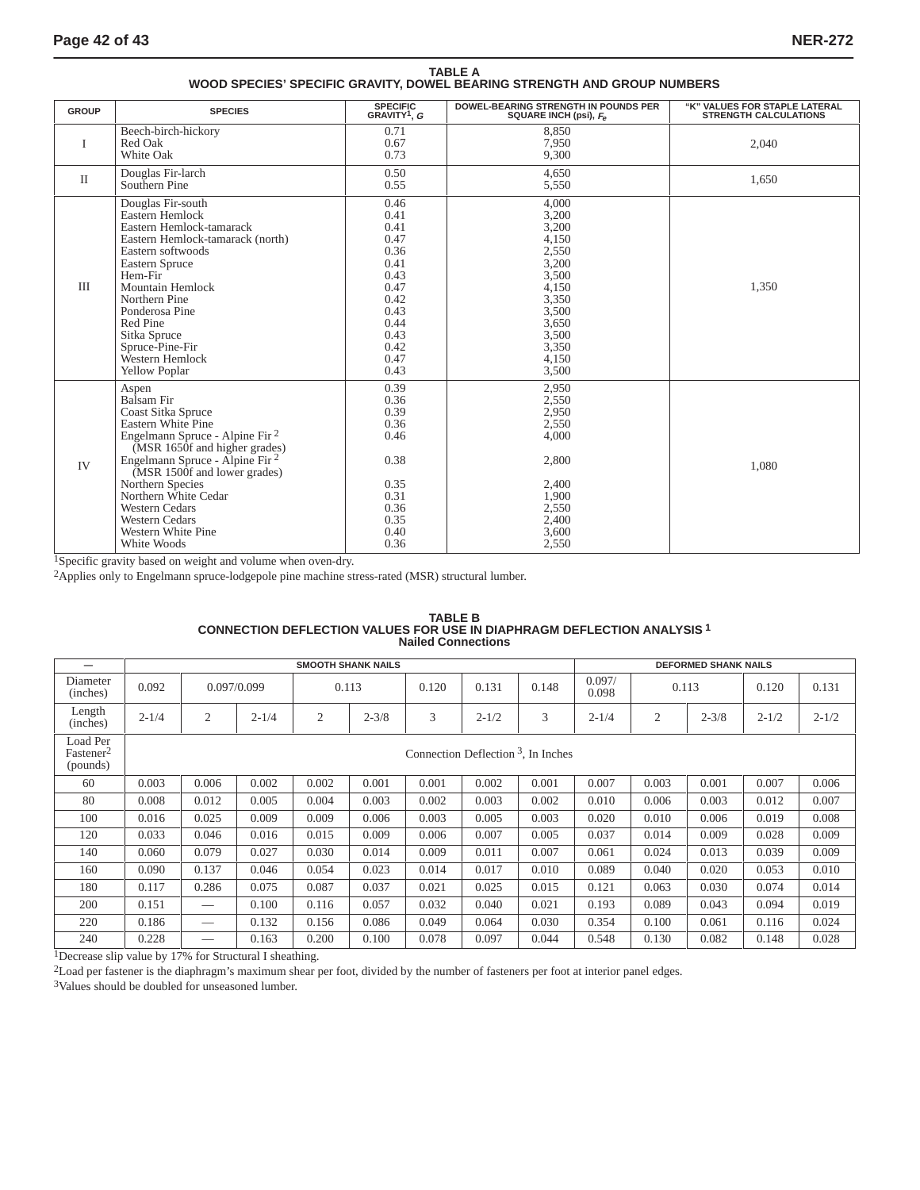**TABLE A**
**WOOD SPECIES' SPECIFIC GRAVITY, DOWEL BEARING STRENGTH AND GROUP NUMBERS**

| GROUP | SPECIES | SPECIFIC GRAVITY[1], $G$ | DOWEL-BEARING STRENGTH IN POUNDS PER SQUARE INCH (psi), $F_e$ | "K" VALUES FOR STAPLE LATERAL STRENGTH CALCULATIONS |
|---|---|---|---|---|
| I | Beech-birch-hickory | 0.71 | 8,850 | 2,040 |
| | Red Oak | 0.67 | 7,950 | |
| | White Oak | 0.73 | 9,300 | |
| II | Douglas Fir-larch | 0.50 | 4,650 | 1,650 |
| | Southern Pine | 0.55 | 5,550 | |
| III | Douglas Fir-south | 0.46 | 4,000 | 1,350 |
| | Eastern Hemlock | 0.41 | 3,200 | |
| | Eastern Hemlock-tamarack | 0.41 | 3,200 | |
| | Eastern Hemlock-tamarack (north) | 0.47 | 4,150 | |
| | Eastern softwoods | 0.36 | 2,550 | |
| | Eastern Spruce | 0.41 | 3,200 | |
| | Hem-Fir | 0.43 | 3,500 | |
| | Mountain Hemlock | 0.47 | 4,150 | |
| | Northern Pine | 0.42 | 3,350 | |
| | Ponderosa Pine | 0.43 | 3,500 | |
| | Red Pine | 0.44 | 3,650 | |
| | Sitka Spruce | 0.43 | 3,500 | |
| | Spruce-Pine-Fir | 0.42 | 3,350 | |
| | Western Hemlock | 0.47 | 4,150 | |
| | Yellow Poplar | 0.43 | 3,500 | |
| IV | Aspen | 0.39 | 2,950 | 1,080 |
| | Balsam Fir | 0.36 | 2,550 | |
| | Coast Sitka Spruce | 0.39 | 2,950 | |
| | Eastern White Pine | 0.36 | 2,550 | |
| | Engelmann Spruce - Alpine Fir[2] (MSR 1650f and higher grades) | 0.46 | 4,000 | |
| | Engelmann Spruce - Alpine Fir[2] (MSR 1500f and lower grades) | 0.38 | 2,800 | |
| | Northern Species | 0.35 | 2,400 | |
| | Northern White Cedar | 0.31 | 1,900 | |
| | Western Cedars | 0.36 | 2,550 | |
| | Western Cedars | 0.35 | 2,400 | |
| | Western White Pine | 0.40 | 3,600 | |
| | White Woods | 0.36 | 2,550 | |

[1]Specific gravity based on weight and volume when oven-dry.

[2]Applies only to Engelmann spruce-lodgepole pine machine stress-rated (MSR) structural lumber.

**TABLE B**
**CONNECTION DEFLECTION VALUES FOR USE IN DIAPHRAGM DEFLECTION ANALYSIS [1]**
**Nailed Connections**

| — | SMOOTH SHANK NAILS | | | | | | | | DEFORMED SHANK NAILS | | | | |
|---|---|---|---|---|---|---|---|---|---|---|---|---|---|
| Diameter (inches) | 0.092 | 0.097/0.099 | | 0.113 | | 0.120 | 0.131 | 0.148 | 0.097/ 0.098 | 0.113 | | 0.120 | 0.131 |
| Length (inches) | 2-1/4 | 2 | 2-1/4 | 2 | 2-3/8 | 3 | 2-1/2 | 3 | 2-1/4 | 2 | 2-3/8 | 2-1/2 | 2-1/2 |
| Load Per Fastener[2] (pounds) | Connection Deflection [3], In Inches | | | | | | | | | | | | |
| 60 | 0.003 | 0.006 | 0.002 | 0.002 | 0.001 | 0.001 | 0.002 | 0.001 | 0.007 | 0.003 | 0.001 | 0.007 | 0.006 |
| 80 | 0.008 | 0.012 | 0.005 | 0.004 | 0.003 | 0.002 | 0.003 | 0.002 | 0.010 | 0.006 | 0.003 | 0.012 | 0.007 |
| 100 | 0.016 | 0.025 | 0.009 | 0.009 | 0.006 | 0.003 | 0.005 | 0.003 | 0.020 | 0.010 | 0.006 | 0.019 | 0.008 |
| 120 | 0.033 | 0.046 | 0.016 | 0.015 | 0.009 | 0.006 | 0.007 | 0.005 | 0.037 | 0.014 | 0.009 | 0.028 | 0.009 |
| 140 | 0.060 | 0.079 | 0.027 | 0.030 | 0.014 | 0.009 | 0.011 | 0.007 | 0.061 | 0.024 | 0.013 | 0.039 | 0.009 |
| 160 | 0.090 | 0.137 | 0.046 | 0.054 | 0.023 | 0.014 | 0.017 | 0.010 | 0.089 | 0.040 | 0.020 | 0.053 | 0.010 |
| 180 | 0.117 | 0.286 | 0.075 | 0.087 | 0.037 | 0.021 | 0.025 | 0.015 | 0.121 | 0.063 | 0.030 | 0.074 | 0.014 |
| 200 | 0.151 | — | 0.100 | 0.116 | 0.057 | 0.032 | 0.040 | 0.021 | 0.193 | 0.089 | 0.043 | 0.094 | 0.019 |
| 220 | 0.186 | — | 0.132 | 0.156 | 0.086 | 0.049 | 0.064 | 0.030 | 0.354 | 0.100 | 0.061 | 0.116 | 0.024 |
| 240 | 0.228 | — | 0.163 | 0.200 | 0.100 | 0.078 | 0.097 | 0.044 | 0.548 | 0.130 | 0.082 | 0.148 | 0.028 |

[1]Decrease slip value by 17% for Structural I sheathing.

[2]Load per fastener is the diaphragm's maximum shear per foot, divided by the number of fasteners per foot at interior panel edges.

[3]Values should be doubled for unseasoned lumber.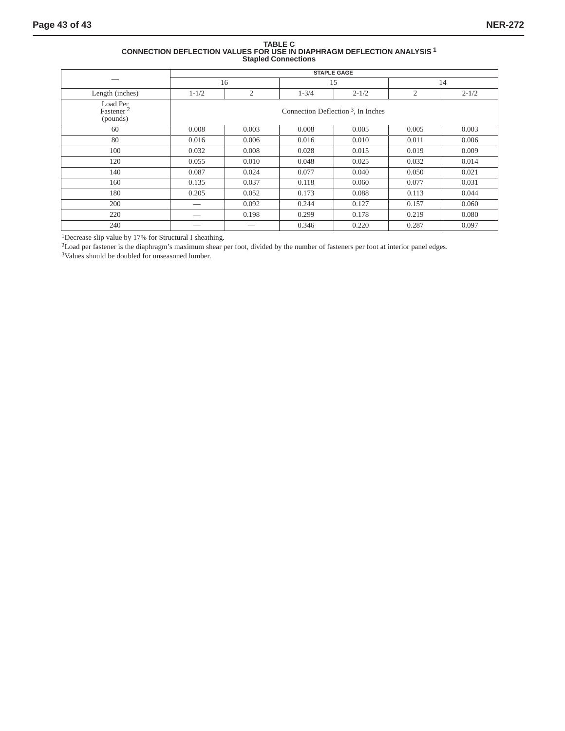**TABLE C**
**CONNECTION DEFLECTION VALUES FOR USE IN DIAPHRAGM DEFLECTION ANALYSIS [1]**
**Stapled Connections**

| — | STAPLE GAGE | | | | | |
|---|---|---|---|---|---|---|
| | 16 | | 15 | | 14 | |
| Length (inches) | 1-1/2 | 2 | 1-3/4 | 2-1/2 | 2 | 2-1/2 |
| Load Per Fastener [2] (pounds) | Connection Deflection [3], In Inches | | | | | |
| 60 | 0.008 | 0.003 | 0.008 | 0.005 | 0.005 | 0.003 |
| 80 | 0.016 | 0.006 | 0.016 | 0.010 | 0.011 | 0.006 |
| 100 | 0.032 | 0.008 | 0.028 | 0.015 | 0.019 | 0.009 |
| 120 | 0.055 | 0.010 | 0.048 | 0.025 | 0.032 | 0.014 |
| 140 | 0.087 | 0.024 | 0.077 | 0.040 | 0.050 | 0.021 |
| 160 | 0.135 | 0.037 | 0.118 | 0.060 | 0.077 | 0.031 |
| 180 | 0.205 | 0.052 | 0.173 | 0.088 | 0.113 | 0.044 |
| 200 | — | 0.092 | 0.244 | 0.127 | 0.157 | 0.060 |
| 220 | — | 0.198 | 0.299 | 0.178 | 0.219 | 0.080 |
| 240 | — | — | 0.346 | 0.220 | 0.287 | 0.097 |

[1]Decrease slip value by 17% for Structural I sheathing.
[2]Load per fastener is the diaphragm's maximum shear per foot, divided by the number of fasteners per foot at interior panel edges.
[3]Values should be doubled for unseasoned lumber.